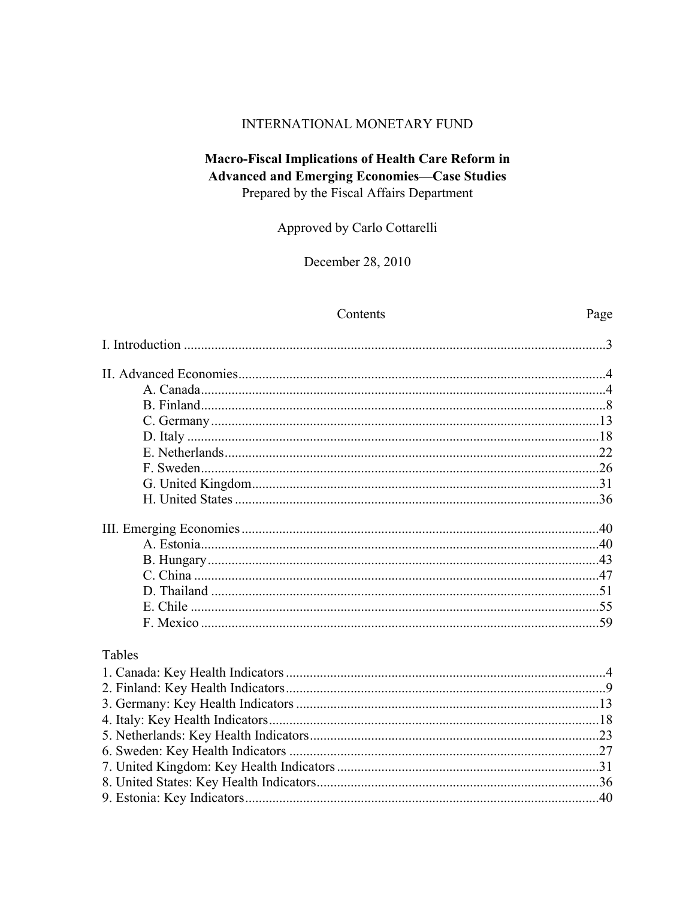INTERNATIONAL MONETARY FUND

# Macro-Fiscal Implications of Health Care Reform in Advanced and Emerging Economies—Case Studies

Prepared by the Fiscal Affairs Department

Approved by Carlo Cottarelli

December 28, 2010

| Contents | Page |
|---|---|
| I. Introduction | 3 |
| II. Advanced Economies | 4 |
| A. Canada | 4 |
| B. Finland | 8 |
| C. Germany | 13 |
| D. Italy | 18 |
| E. Netherlands | 22 |
| F. Sweden | 26 |
| G. United Kingdom | 31 |
| H. United States | 36 |
| III. Emerging Economies | 40 |
| A. Estonia | 40 |
| B. Hungary | 43 |
| C. China | 47 |
| D. Thailand | 51 |
| E. Chile | 55 |
| F. Mexico | 59 |

Tables

| | |
|---|---|
| 1. Canada: Key Health Indicators | 4 |
| 2. Finland: Key Health Indicators | 9 |
| 3. Germany: Key Health Indicators | 13 |
| 4. Italy: Key Health Indicators | 18 |
| 5. Netherlands: Key Health Indicators | 23 |
| 6. Sweden: Key Health Indicators | 27 |
| 7. United Kingdom: Key Health Indicators | 31 |
| 8. United States: Key Health Indicators | 36 |
| 9. Estonia: Key Indicators | 40 |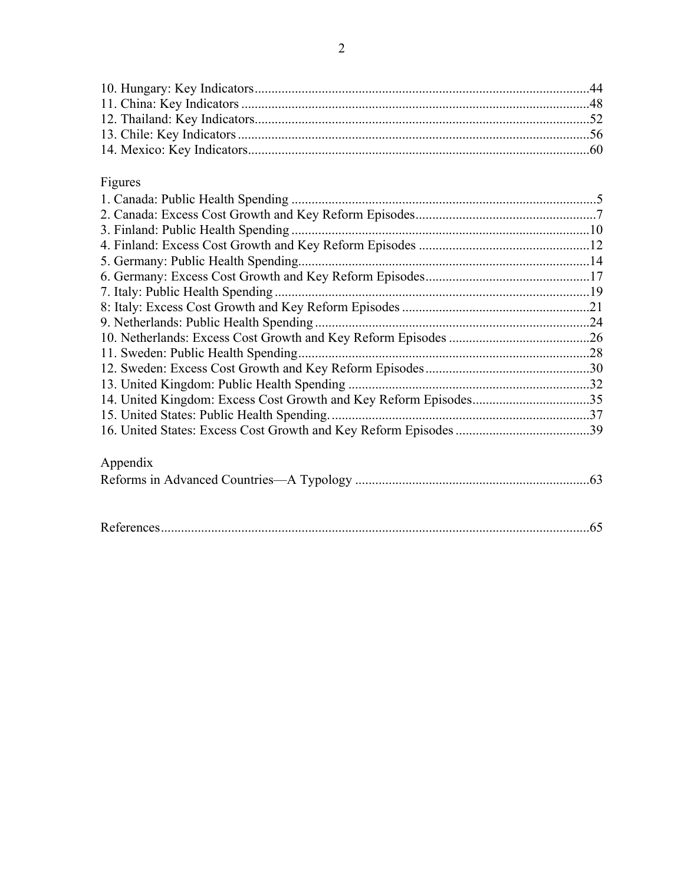10. Hungary: Key Indicators ............................................................ 44
11. China: Key Indicators ............................................................ 48
12. Thailand: Key Indicators ............................................................ 52
13. Chile: Key Indicators ............................................................ 56
14. Mexico: Key Indicators ............................................................ 60

Figures

1. Canada: Public Health Spending ............................................................ 5
2. Canada: Excess Cost Growth and Key Reform Episodes ............................................................ 7
3. Finland: Public Health Spending ............................................................ 10
4. Finland: Excess Cost Growth and Key Reform Episodes ............................................................ 12
5. Germany: Public Health Spending ............................................................ 14
6. Germany: Excess Cost Growth and Key Reform Episodes ............................................................ 17
7. Italy: Public Health Spending ............................................................ 19
8: Italy: Excess Cost Growth and Key Reform Episodes ............................................................ 21
9. Netherlands: Public Health Spending ............................................................ 24
10. Netherlands: Excess Cost Growth and Key Reform Episodes ............................................................ 26
11. Sweden: Public Health Spending ............................................................ 28
12. Sweden: Excess Cost Growth and Key Reform Episodes ............................................................ 30
13. United Kingdom: Public Health Spending ............................................................ 32
14. United Kingdom: Excess Cost Growth and Key Reform Episodes ............................................................ 35
15. United States: Public Health Spending. ............................................................ 37
16. United States: Excess Cost Growth and Key Reform Episodes ............................................................ 39

Appendix

Reforms in Advanced Countries—A Typology ............................................................ 63

References ............................................................ 65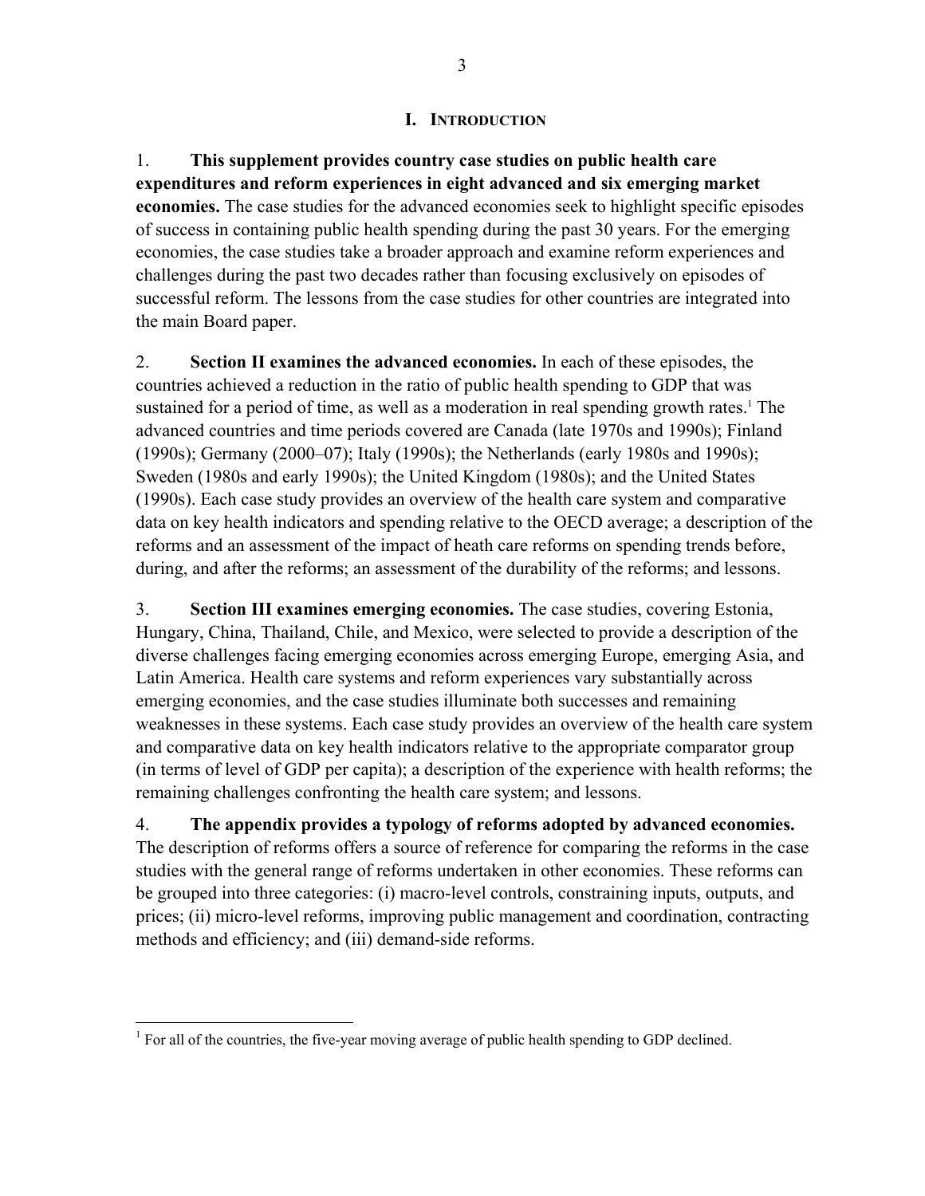# I. INTRODUCTION

1. **This supplement provides country case studies on public health care expenditures and reform experiences in eight advanced and six emerging market economies.** The case studies for the advanced economies seek to highlight specific episodes of success in containing public health spending during the past 30 years. For the emerging economies, the case studies take a broader approach and examine reform experiences and challenges during the past two decades rather than focusing exclusively on episodes of successful reform. The lessons from the case studies for other countries are integrated into the main Board paper.

2. **Section II examines the advanced economies.** In each of these episodes, the countries achieved a reduction in the ratio of public health spending to GDP that was sustained for a period of time, as well as a moderation in real spending growth rates.[1] The advanced countries and time periods covered are Canada (late 1970s and 1990s); Finland (1990s); Germany (2000–07); Italy (1990s); the Netherlands (early 1980s and 1990s); Sweden (1980s and early 1990s); the United Kingdom (1980s); and the United States (1990s). Each case study provides an overview of the health care system and comparative data on key health indicators and spending relative to the OECD average; a description of the reforms and an assessment of the impact of heath care reforms on spending trends before, during, and after the reforms; an assessment of the durability of the reforms; and lessons.

3. **Section III examines emerging economies.** The case studies, covering Estonia, Hungary, China, Thailand, Chile, and Mexico, were selected to provide a description of the diverse challenges facing emerging economies across emerging Europe, emerging Asia, and Latin America. Health care systems and reform experiences vary substantially across emerging economies, and the case studies illuminate both successes and remaining weaknesses in these systems. Each case study provides an overview of the health care system and comparative data on key health indicators relative to the appropriate comparator group (in terms of level of GDP per capita); a description of the experience with health reforms; the remaining challenges confronting the health care system; and lessons.

4. **The appendix provides a typology of reforms adopted by advanced economies.** The description of reforms offers a source of reference for comparing the reforms in the case studies with the general range of reforms undertaken in other economies. These reforms can be grouped into three categories: (i) macro-level controls, constraining inputs, outputs, and prices; (ii) micro-level reforms, improving public management and coordination, contracting methods and efficiency; and (iii) demand-side reforms.

---

[1] For all of the countries, the five-year moving average of public health spending to GDP declined.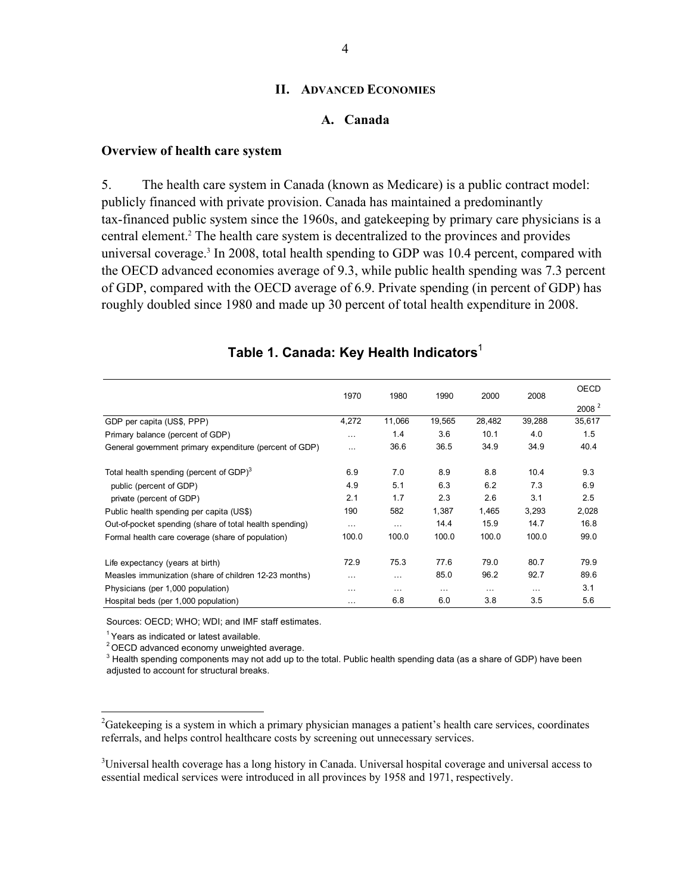## II. Advanced Economies

### A. Canada

**Overview of health care system**

5. The health care system in Canada (known as Medicare) is a public contract model: publicly financed with private provision. Canada has maintained a predominantly tax-financed public system since the 1960s, and gatekeeping by primary care physicians is a central element.[2] The health care system is decentralized to the provinces and provides universal coverage.[3] In 2008, total health spending to GDP was 10.4 percent, compared with the OECD advanced economies average of 9.3, while public health spending was 7.3 percent of GDP, compared with the OECD average of 6.9. Private spending (in percent of GDP) has roughly doubled since 1980 and made up 30 percent of total health expenditure in 2008.

**Table 1. Canada: Key Health Indicators[1]**

| | 1970 | 1980 | 1990 | 2000 | 2008 | OECD 2008 [2] |
|---|---|---|---|---|---|---|
| GDP per capita (US$, PPP) | 4,272 | 11,066 | 19,565 | 28,482 | 39,288 | 35,617 |
| Primary balance (percent of GDP) | … | 1.4 | 3.6 | 10.1 | 4.0 | 1.5 |
| General government primary expenditure (percent of GDP) | … | 36.6 | 36.5 | 34.9 | 34.9 | 40.4 |
| Total health spending (percent of GDP)[3] | 6.9 | 7.0 | 8.9 | 8.8 | 10.4 | 9.3 |
| public (percent of GDP) | 4.9 | 5.1 | 6.3 | 6.2 | 7.3 | 6.9 |
| private (percent of GDP) | 2.1 | 1.7 | 2.3 | 2.6 | 3.1 | 2.5 |
| Public health spending per capita (US$) | 190 | 582 | 1,387 | 1,465 | 3,293 | 2,028 |
| Out-of-pocket spending (share of total health spending) | … | … | 14.4 | 15.9 | 14.7 | 16.8 |
| Formal health care coverage (share of population) | 100.0 | 100.0 | 100.0 | 100.0 | 100.0 | 99.0 |
| Life expectancy (years at birth) | 72.9 | 75.3 | 77.6 | 79.0 | 80.7 | 79.9 |
| Measles immunization (share of children 12-23 months) | … | … | 85.0 | 96.2 | 92.7 | 89.6 |
| Physicians (per 1,000 population) | … | … | … | … | … | 3.1 |
| Hospital beds (per 1,000 population) | … | 6.8 | 6.0 | 3.8 | 3.5 | 5.6 |

Sources: OECD; WHO; WDI; and IMF staff estimates.

[1] Years as indicated or latest available.

[2] OECD advanced economy unweighted average.

[3] Health spending components may not add up to the total. Public health spending data (as a share of GDP) have been adjusted to account for structural breaks.

---

[2] Gatekeeping is a system in which a primary physician manages a patient's health care services, coordinates referrals, and helps control healthcare costs by screening out unnecessary services.

[3] Universal health coverage has a long history in Canada. Universal hospital coverage and universal access to essential medical services were introduced in all provinces by 1958 and 1971, respectively.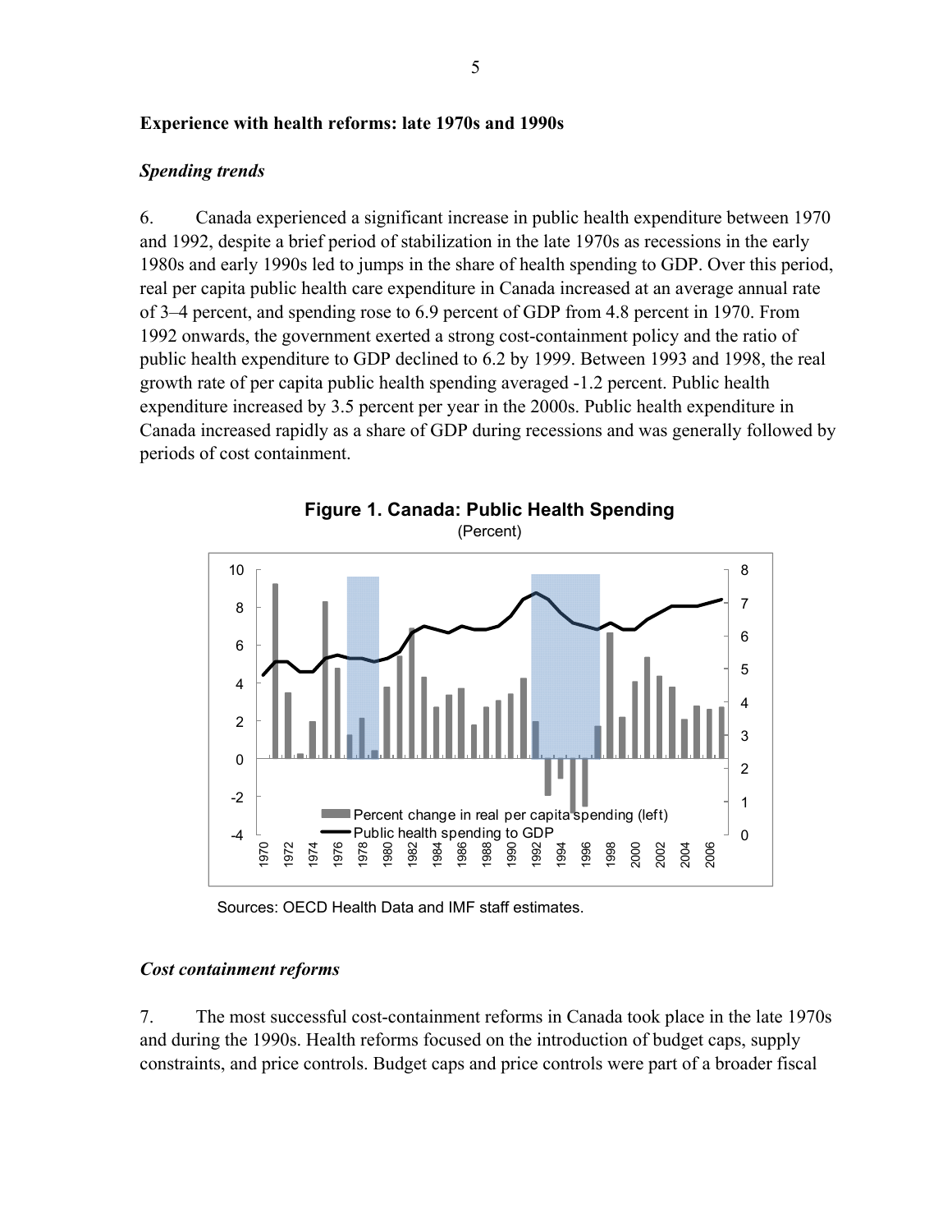**Experience with health reforms: late 1970s and 1990s**

***Spending trends***

6. Canada experienced a significant increase in public health expenditure between 1970 and 1992, despite a brief period of stabilization in the late 1970s as recessions in the early 1980s and early 1990s led to jumps in the share of health spending to GDP. Over this period, real per capita public health care expenditure in Canada increased at an average annual rate of 3–4 percent, and spending rose to 6.9 percent of GDP from 4.8 percent in 1970. From 1992 onwards, the government exerted a strong cost-containment policy and the ratio of public health expenditure to GDP declined to 6.2 by 1999. Between 1993 and 1998, the real growth rate of per capita public health spending averaged -1.2 percent. Public health expenditure increased by 3.5 percent per year in the 2000s. Public health expenditure in Canada increased rapidly as a share of GDP during recessions and was generally followed by periods of cost containment.

**Figure 1. Canada: Public Health Spending**
(Percent)

Sources: OECD Health Data and IMF staff estimates.

***Cost containment reforms***

7. The most successful cost-containment reforms in Canada took place in the late 1970s and during the 1990s. Health reforms focused on the introduction of budget caps, supply constraints, and price controls. Budget caps and price controls were part of a broader fiscal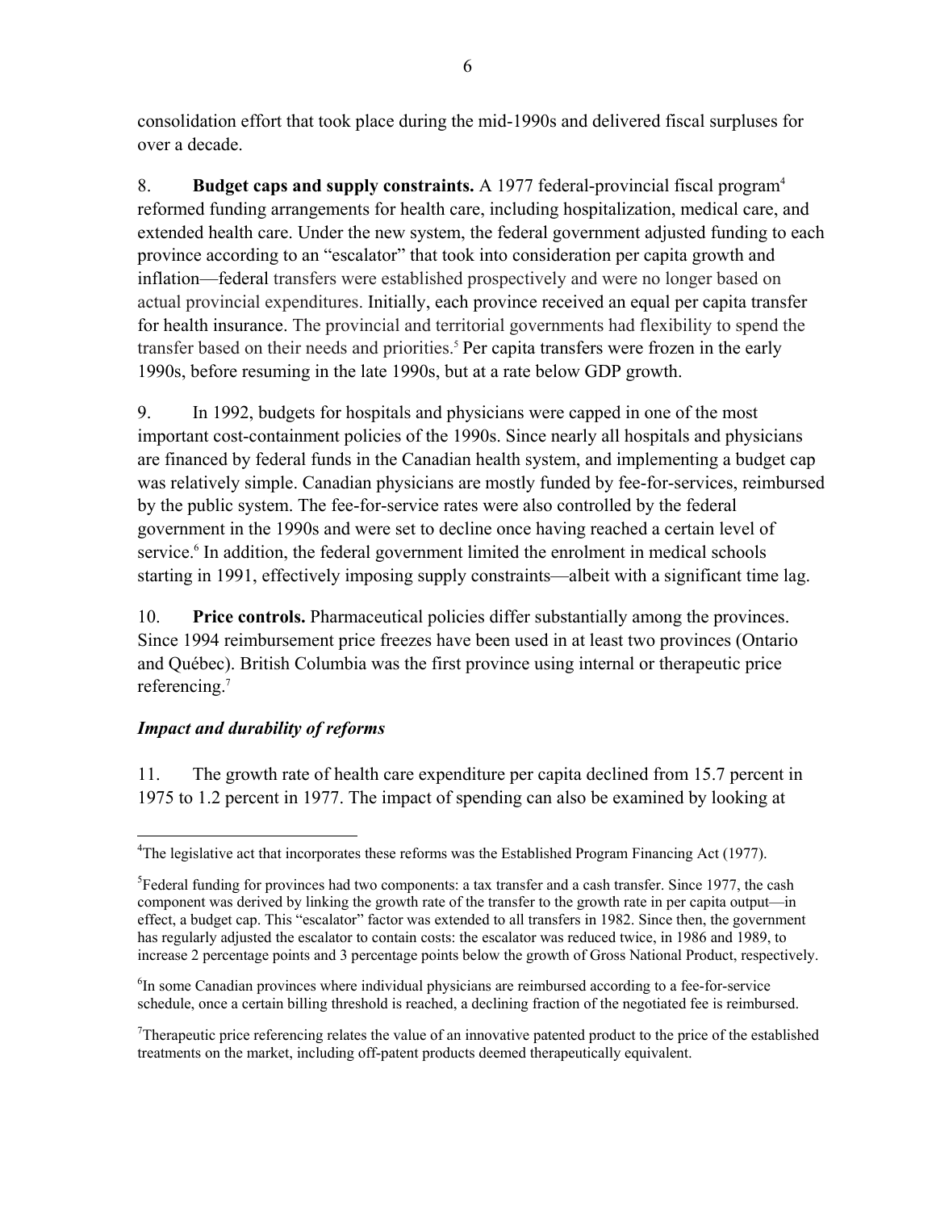consolidation effort that took place during the mid-1990s and delivered fiscal surpluses for over a decade.

8. **Budget caps and supply constraints.** A 1977 federal-provincial fiscal program[4] reformed funding arrangements for health care, including hospitalization, medical care, and extended health care. Under the new system, the federal government adjusted funding to each province according to an "escalator" that took into consideration per capita growth and inflation—federal transfers were established prospectively and were no longer based on actual provincial expenditures. Initially, each province received an equal per capita transfer for health insurance. The provincial and territorial governments had flexibility to spend the transfer based on their needs and priorities.[5] Per capita transfers were frozen in the early 1990s, before resuming in the late 1990s, but at a rate below GDP growth.

9. In 1992, budgets for hospitals and physicians were capped in one of the most important cost-containment policies of the 1990s. Since nearly all hospitals and physicians are financed by federal funds in the Canadian health system, and implementing a budget cap was relatively simple. Canadian physicians are mostly funded by fee-for-services, reimbursed by the public system. The fee-for-service rates were also controlled by the federal government in the 1990s and were set to decline once having reached a certain level of service.[6] In addition, the federal government limited the enrolment in medical schools starting in 1991, effectively imposing supply constraints—albeit with a significant time lag.

10. **Price controls.** Pharmaceutical policies differ substantially among the provinces. Since 1994 reimbursement price freezes have been used in at least two provinces (Ontario and Québec). British Columbia was the first province using internal or therapeutic price referencing.[7]

### *Impact and durability of reforms*

11. The growth rate of health care expenditure per capita declined from 15.7 percent in 1975 to 1.2 percent in 1977. The impact of spending can also be examined by looking at

---

[4] The legislative act that incorporates these reforms was the Established Program Financing Act (1977).

[5] Federal funding for provinces had two components: a tax transfer and a cash transfer. Since 1977, the cash component was derived by linking the growth rate of the transfer to the growth rate in per capita output—in effect, a budget cap. This "escalator" factor was extended to all transfers in 1982. Since then, the government has regularly adjusted the escalator to contain costs: the escalator was reduced twice, in 1986 and 1989, to increase 2 percentage points and 3 percentage points below the growth of Gross National Product, respectively.

[6] In some Canadian provinces where individual physicians are reimbursed according to a fee-for-service schedule, once a certain billing threshold is reached, a declining fraction of the negotiated fee is reimbursed.

[7] Therapeutic price referencing relates the value of an innovative patented product to the price of the established treatments on the market, including off-patent products deemed therapeutically equivalent.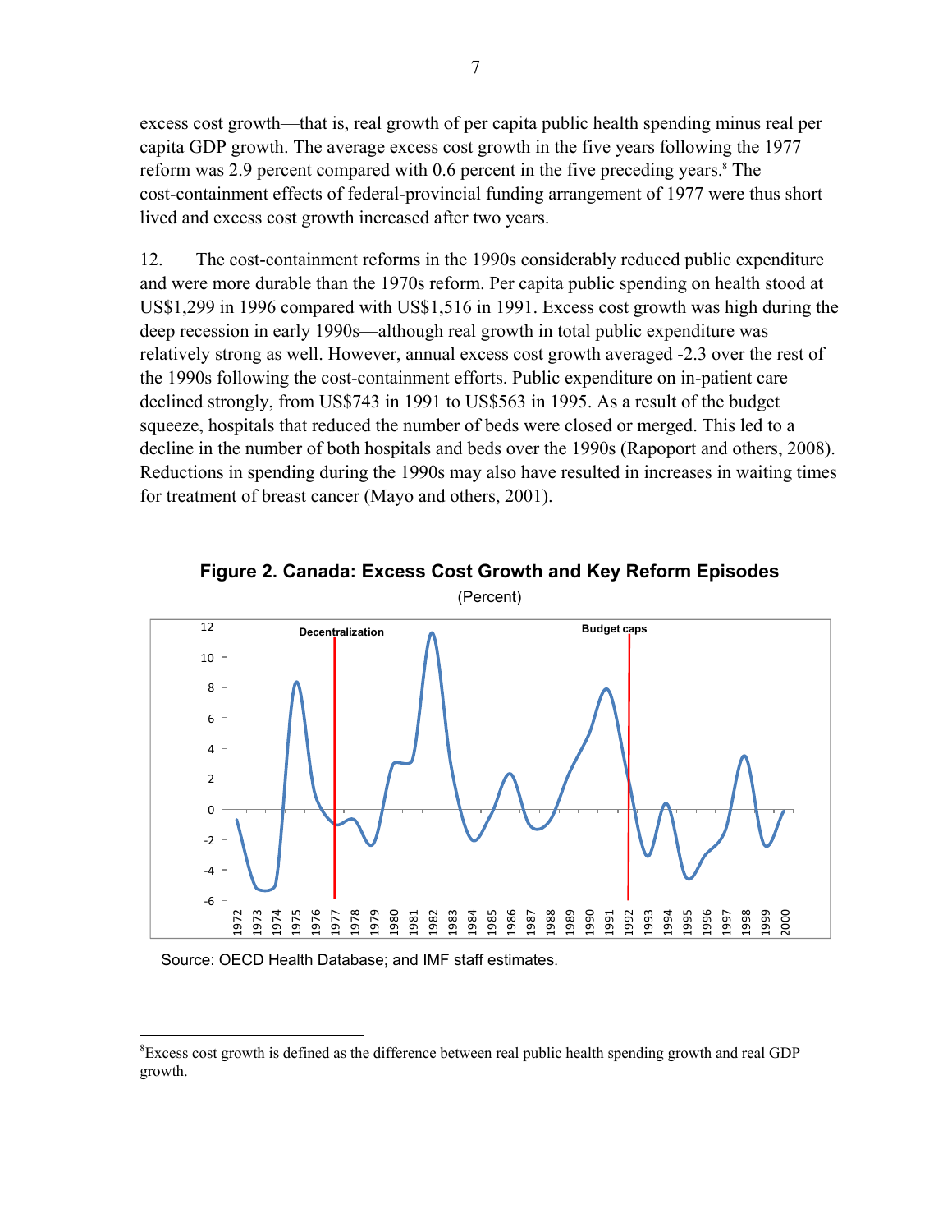excess cost growth—that is, real growth of per capita public health spending minus real per capita GDP growth. The average excess cost growth in the five years following the 1977 reform was 2.9 percent compared with 0.6 percent in the five preceding years.[8] The cost-containment effects of federal-provincial funding arrangement of 1977 were thus short lived and excess cost growth increased after two years.

12. The cost-containment reforms in the 1990s considerably reduced public expenditure and were more durable than the 1970s reform. Per capita public spending on health stood at US$1,299 in 1996 compared with US$1,516 in 1991. Excess cost growth was high during the deep recession in early 1990s—although real growth in total public expenditure was relatively strong as well. However, annual excess cost growth averaged -2.3 over the rest of the 1990s following the cost-containment efforts. Public expenditure on in-patient care declined strongly, from US$743 in 1991 to US$563 in 1995. As a result of the budget squeeze, hospitals that reduced the number of beds were closed or merged. This led to a decline in the number of both hospitals and beds over the 1990s (Rapoport and others, 2008). Reductions in spending during the 1990s may also have resulted in increases in waiting times for treatment of breast cancer (Mayo and others, 2001).

**Figure 2. Canada: Excess Cost Growth and Key Reform Episodes**

(Percent)

Source: OECD Health Database; and IMF staff estimates.

[8] Excess cost growth is defined as the difference between real public health spending growth and real GDP growth.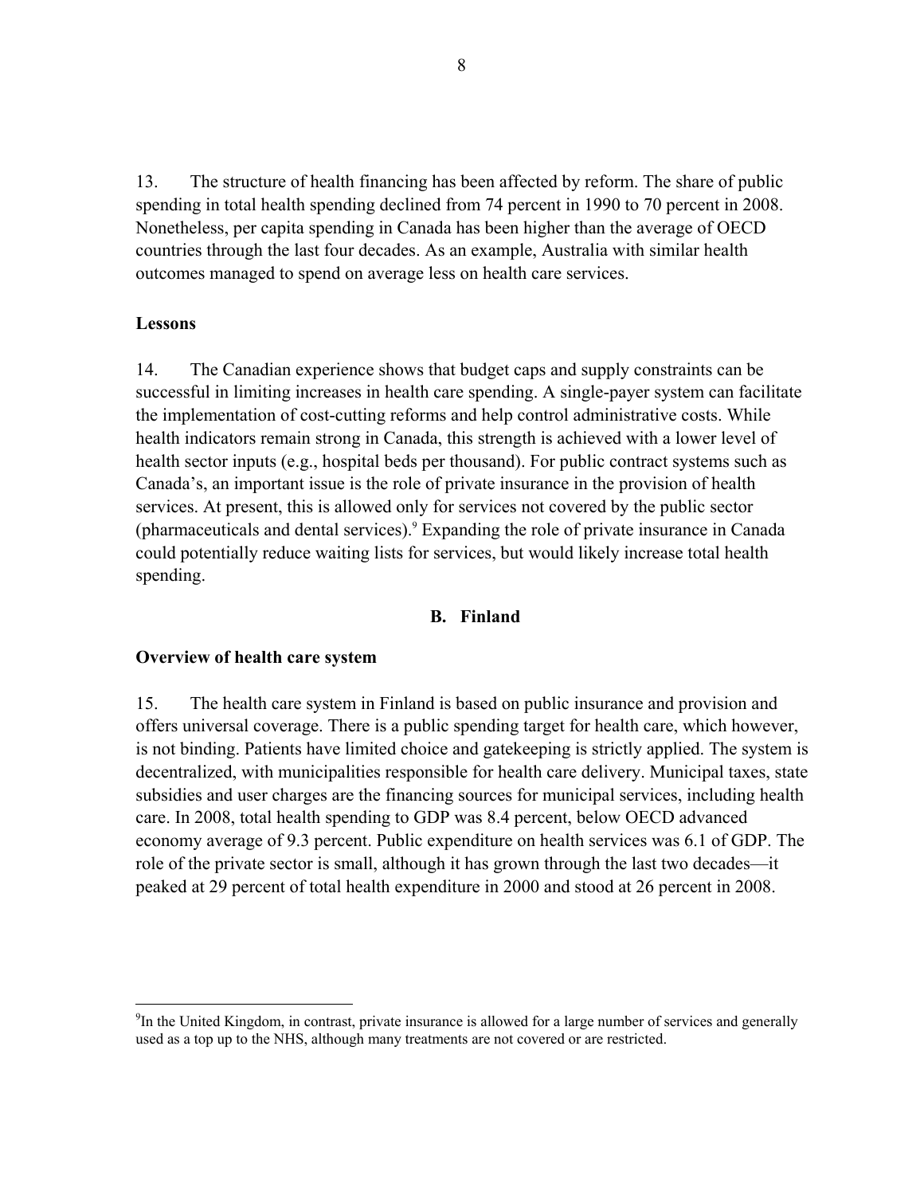13. The structure of health financing has been affected by reform. The share of public spending in total health spending declined from 74 percent in 1990 to 70 percent in 2008. Nonetheless, per capita spending in Canada has been higher than the average of OECD countries through the last four decades. As an example, Australia with similar health outcomes managed to spend on average less on health care services.

**Lessons**

14. The Canadian experience shows that budget caps and supply constraints can be successful in limiting increases in health care spending. A single-payer system can facilitate the implementation of cost-cutting reforms and help control administrative costs. While health indicators remain strong in Canada, this strength is achieved with a lower level of health sector inputs (e.g., hospital beds per thousand). For public contract systems such as Canada's, an important issue is the role of private insurance in the provision of health services. At present, this is allowed only for services not covered by the public sector (pharmaceuticals and dental services).[9] Expanding the role of private insurance in Canada could potentially reduce waiting lists for services, but would likely increase total health spending.

## B. Finland

**Overview of health care system**

15. The health care system in Finland is based on public insurance and provision and offers universal coverage. There is a public spending target for health care, which however, is not binding. Patients have limited choice and gatekeeping is strictly applied. The system is decentralized, with municipalities responsible for health care delivery. Municipal taxes, state subsidies and user charges are the financing sources for municipal services, including health care. In 2008, total health spending to GDP was 8.4 percent, below OECD advanced economy average of 9.3 percent. Public expenditure on health services was 6.1 of GDP. The role of the private sector is small, although it has grown through the last two decades—it peaked at 29 percent of total health expenditure in 2000 and stood at 26 percent in 2008.

---

[9] In the United Kingdom, in contrast, private insurance is allowed for a large number of services and generally used as a top up to the NHS, although many treatments are not covered or are restricted.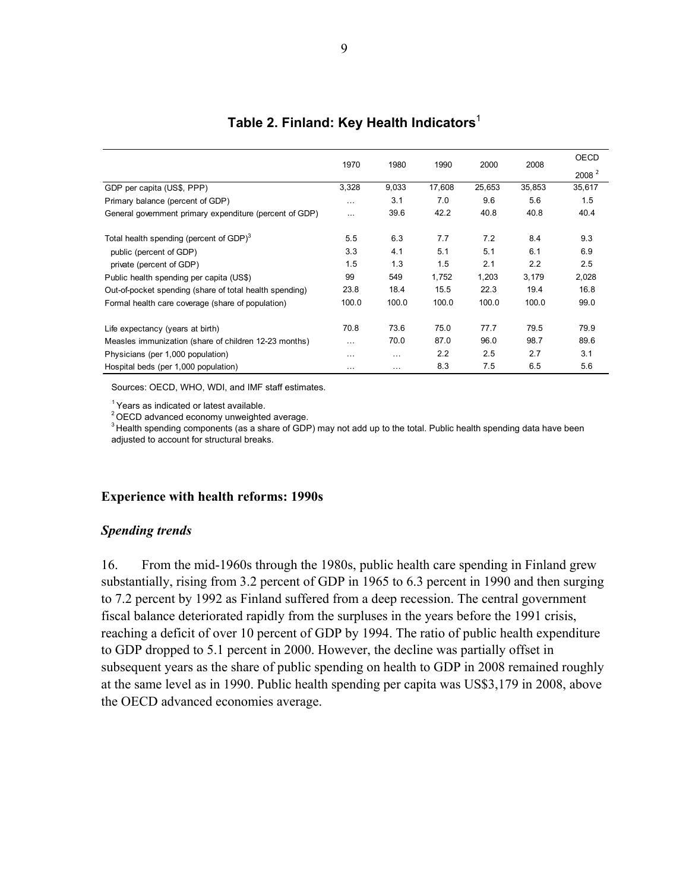## Table 2. Finland: Key Health Indicators[1]

| | 1970 | 1980 | 1990 | 2000 | 2008 | OECD 2008 [2] |
|---|---|---|---|---|---|---|
| GDP per capita (US$, PPP) | 3,328 | 9,033 | 17,608 | 25,653 | 35,853 | 35,617 |
| Primary balance (percent of GDP) | … | 3.1 | 7.0 | 9.6 | 5.6 | 1.5 |
| General government primary expenditure (percent of GDP) | … | 39.6 | 42.2 | 40.8 | 40.8 | 40.4 |
| Total health spending (percent of GDP)[3] | 5.5 | 6.3 | 7.7 | 7.2 | 8.4 | 9.3 |
| public (percent of GDP) | 3.3 | 4.1 | 5.1 | 5.1 | 6.1 | 6.9 |
| private (percent of GDP) | 1.5 | 1.3 | 1.5 | 2.1 | 2.2 | 2.5 |
| Public health spending per capita (US$) | 99 | 549 | 1,752 | 1,203 | 3,179 | 2,028 |
| Out-of-pocket spending (share of total health spending) | 23.8 | 18.4 | 15.5 | 22.3 | 19.4 | 16.8 |
| Formal health care coverage (share of population) | 100.0 | 100.0 | 100.0 | 100.0 | 100.0 | 99.0 |
| Life expectancy (years at birth) | 70.8 | 73.6 | 75.0 | 77.7 | 79.5 | 79.9 |
| Measles immunization (share of children 12-23 months) | … | 70.0 | 87.0 | 96.0 | 98.7 | 89.6 |
| Physicians (per 1,000 population) | … | … | 2.2 | 2.5 | 2.7 | 3.1 |
| Hospital beds (per 1,000 population) | … | … | 8.3 | 7.5 | 6.5 | 5.6 |

Sources: OECD, WHO, WDI, and IMF staff estimates.

[1] Years as indicated or latest available.
[2] OECD advanced economy unweighted average.
[3] Health spending components (as a share of GDP) may not add up to the total. Public health spending data have been adjusted to account for structural breaks.

### Experience with health reforms: 1990s

#### *Spending trends*

16. From the mid-1960s through the 1980s, public health care spending in Finland grew substantially, rising from 3.2 percent of GDP in 1965 to 6.3 percent in 1990 and then surging to 7.2 percent by 1992 as Finland suffered from a deep recession. The central government fiscal balance deteriorated rapidly from the surpluses in the years before the 1991 crisis, reaching a deficit of over 10 percent of GDP by 1994. The ratio of public health expenditure to GDP dropped to 5.1 percent in 2000. However, the decline was partially offset in subsequent years as the share of public spending on health to GDP in 2008 remained roughly at the same level as in 1990. Public health spending per capita was US$3,179 in 2008, above the OECD advanced economies average.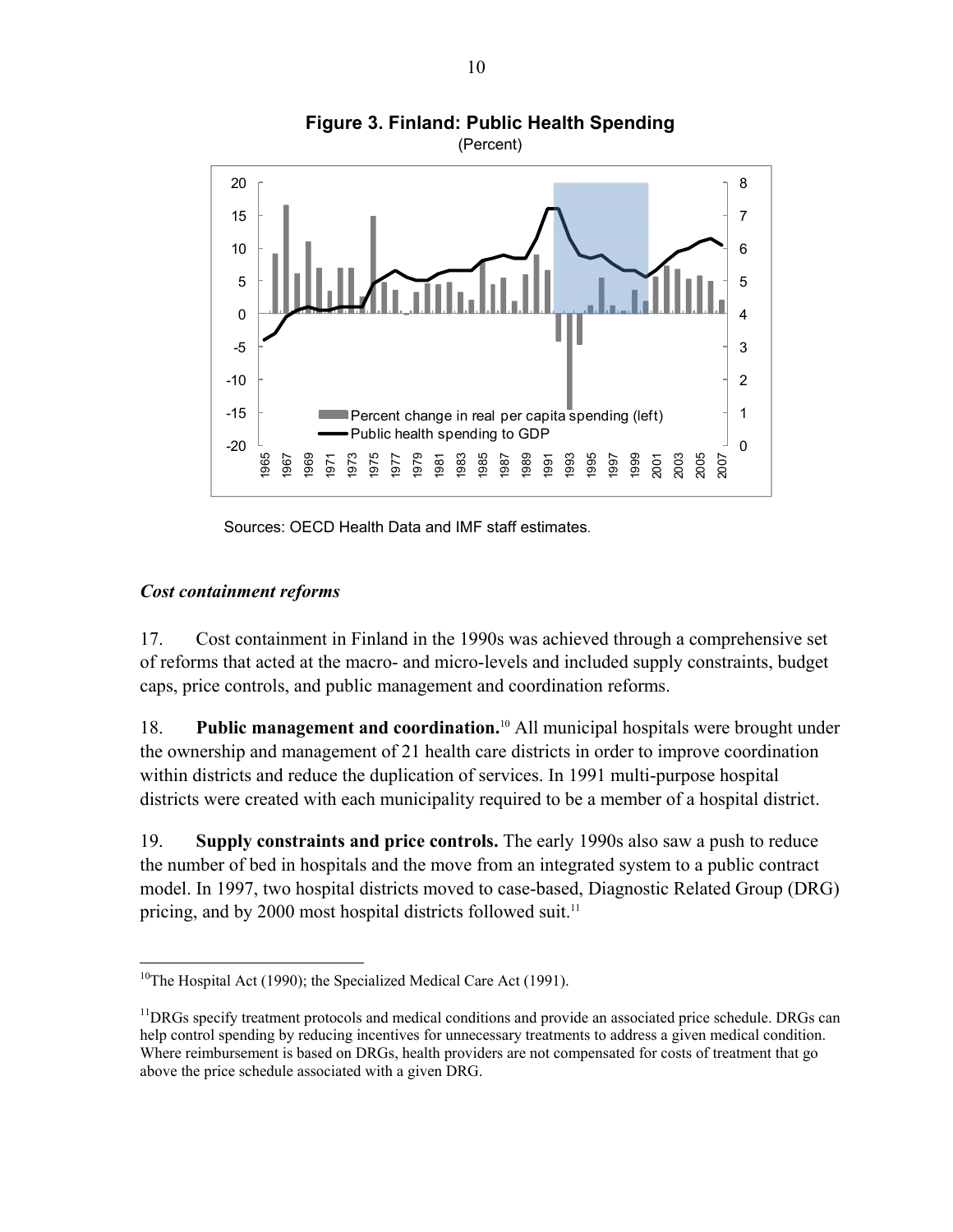**Figure 3. Finland: Public Health Spending**

(Percent)

Sources: OECD Health Data and IMF staff estimates.

### *Cost containment reforms*

17. Cost containment in Finland in the 1990s was achieved through a comprehensive set of reforms that acted at the macro- and micro-levels and included supply constraints, budget caps, price controls, and public management and coordination reforms.

18. **Public management and coordination.**[10] All municipal hospitals were brought under the ownership and management of 21 health care districts in order to improve coordination within districts and reduce the duplication of services. In 1991 multi-purpose hospital districts were created with each municipality required to be a member of a hospital district.

19. **Supply constraints and price controls.** The early 1990s also saw a push to reduce the number of bed in hospitals and the move from an integrated system to a public contract model. In 1997, two hospital districts moved to case-based, Diagnostic Related Group (DRG) pricing, and by 2000 most hospital districts followed suit.[11]

---

[10] The Hospital Act (1990); the Specialized Medical Care Act (1991).

[11] DRGs specify treatment protocols and medical conditions and provide an associated price schedule. DRGs can help control spending by reducing incentives for unnecessary treatments to address a given medical condition. Where reimbursement is based on DRGs, health providers are not compensated for costs of treatment that go above the price schedule associated with a given DRG.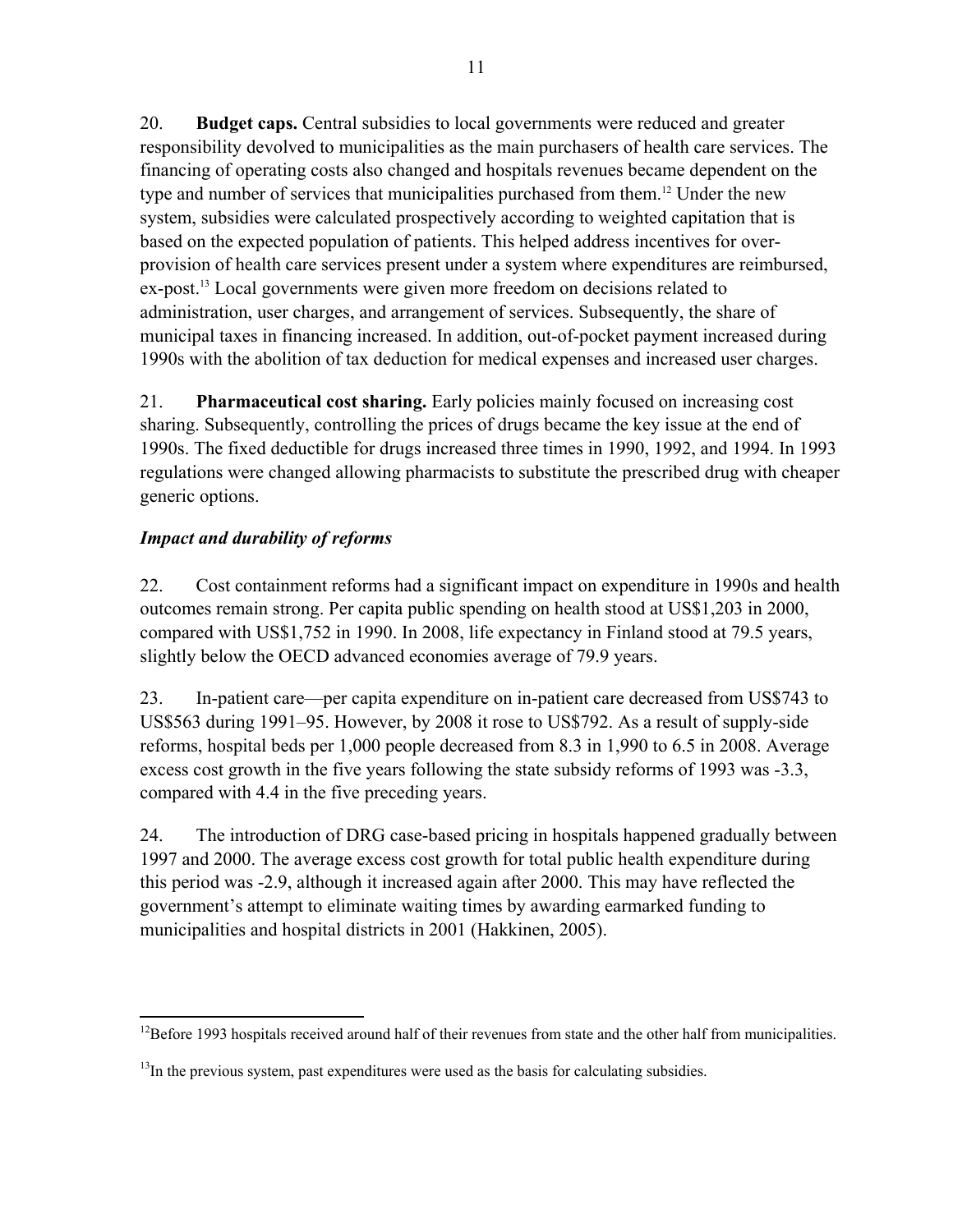20. **Budget caps.** Central subsidies to local governments were reduced and greater responsibility devolved to municipalities as the main purchasers of health care services. The financing of operating costs also changed and hospitals revenues became dependent on the type and number of services that municipalities purchased from them.[12] Under the new system, subsidies were calculated prospectively according to weighted capitation that is based on the expected population of patients. This helped address incentives for over-provision of health care services present under a system where expenditures are reimbursed, ex-post.[13] Local governments were given more freedom on decisions related to administration, user charges, and arrangement of services. Subsequently, the share of municipal taxes in financing increased. In addition, out-of-pocket payment increased during 1990s with the abolition of tax deduction for medical expenses and increased user charges.

21. **Pharmaceutical cost sharing.** Early policies mainly focused on increasing cost sharing. Subsequently, controlling the prices of drugs became the key issue at the end of 1990s. The fixed deductible for drugs increased three times in 1990, 1992, and 1994. In 1993 regulations were changed allowing pharmacists to substitute the prescribed drug with cheaper generic options.

### *Impact and durability of reforms*

22. Cost containment reforms had a significant impact on expenditure in 1990s and health outcomes remain strong. Per capita public spending on health stood at US$1,203 in 2000, compared with US$1,752 in 1990. In 2008, life expectancy in Finland stood at 79.5 years, slightly below the OECD advanced economies average of 79.9 years.

23. In-patient care—per capita expenditure on in-patient care decreased from US$743 to US$563 during 1991–95. However, by 2008 it rose to US$792. As a result of supply-side reforms, hospital beds per 1,000 people decreased from 8.3 in 1,990 to 6.5 in 2008. Average excess cost growth in the five years following the state subsidy reforms of 1993 was -3.3, compared with 4.4 in the five preceding years.

24. The introduction of DRG case-based pricing in hospitals happened gradually between 1997 and 2000. The average excess cost growth for total public health expenditure during this period was -2.9, although it increased again after 2000. This may have reflected the government's attempt to eliminate waiting times by awarding earmarked funding to municipalities and hospital districts in 2001 (Hakkinen, 2005).

---

[12]Before 1993 hospitals received around half of their revenues from state and the other half from municipalities.

[13]In the previous system, past expenditures were used as the basis for calculating subsidies.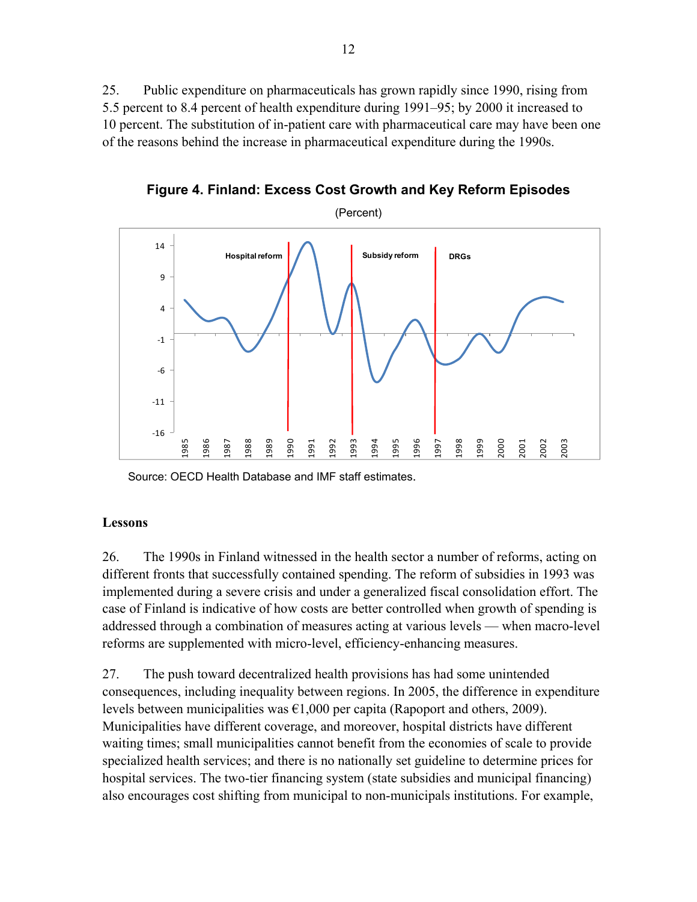25. Public expenditure on pharmaceuticals has grown rapidly since 1990, rising from 5.5 percent to 8.4 percent of health expenditure during 1991–95; by 2000 it increased to 10 percent. The substitution of in-patient care with pharmaceutical care may have been one of the reasons behind the increase in pharmaceutical expenditure during the 1990s.

**Figure 4. Finland: Excess Cost Growth and Key Reform Episodes**

(Percent)

Source: OECD Health Database and IMF staff estimates.

## Lessons

26. The 1990s in Finland witnessed in the health sector a number of reforms, acting on different fronts that successfully contained spending. The reform of subsidies in 1993 was implemented during a severe crisis and under a generalized fiscal consolidation effort. The case of Finland is indicative of how costs are better controlled when growth of spending is addressed through a combination of measures acting at various levels — when macro-level reforms are supplemented with micro-level, efficiency-enhancing measures.

27. The push toward decentralized health provisions has had some unintended consequences, including inequality between regions. In 2005, the difference in expenditure levels between municipalities was €1,000 per capita (Rapoport and others, 2009). Municipalities have different coverage, and moreover, hospital districts have different waiting times; small municipalities cannot benefit from the economies of scale to provide specialized health services; and there is no nationally set guideline to determine prices for hospital services. The two-tier financing system (state subsidies and municipal financing) also encourages cost shifting from municipal to non-municipals institutions. For example,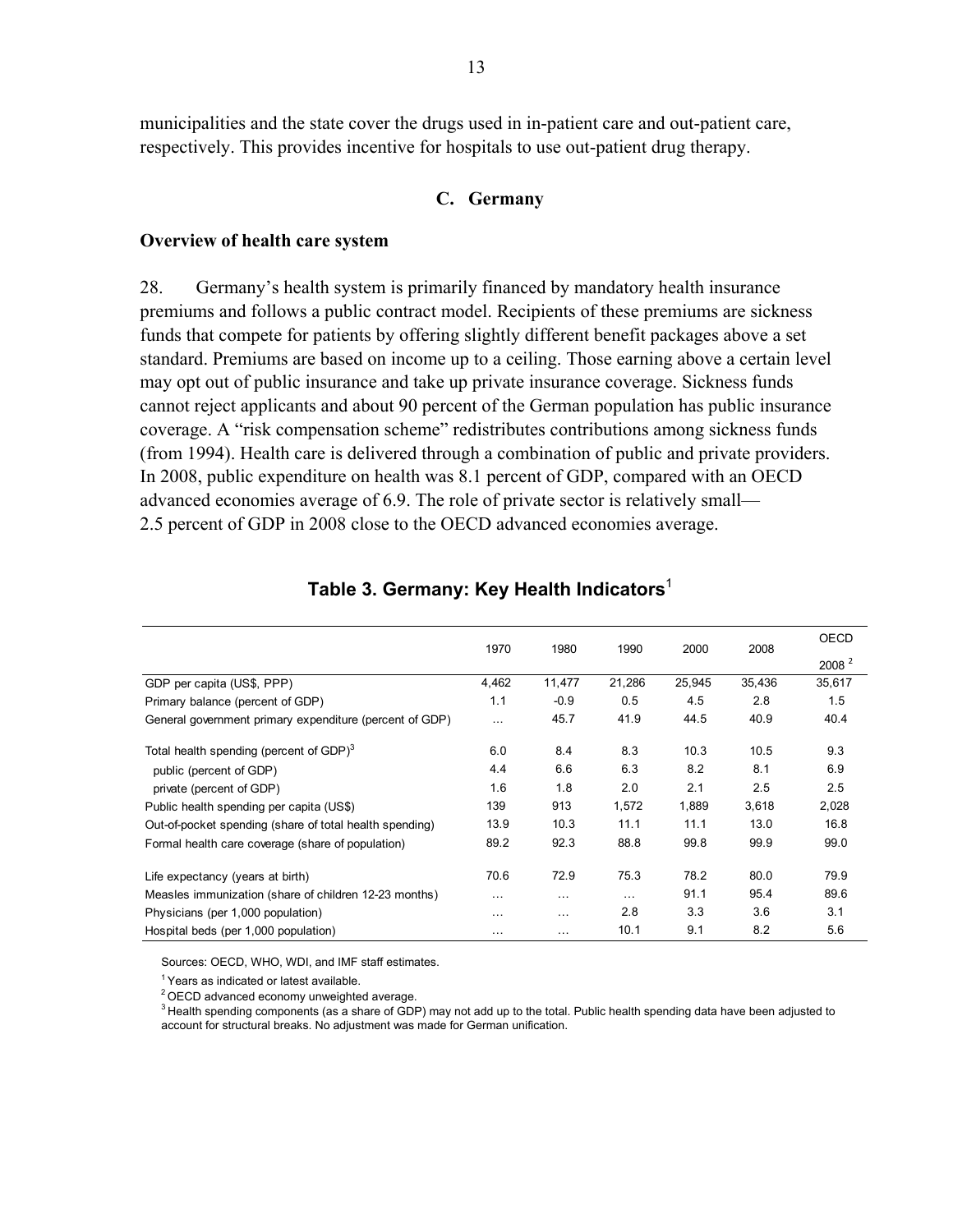municipalities and the state cover the drugs used in in-patient care and out-patient care, respectively. This provides incentive for hospitals to use out-patient drug therapy.

### C. Germany

**Overview of health care system**

28. Germany's health system is primarily financed by mandatory health insurance premiums and follows a public contract model. Recipients of these premiums are sickness funds that compete for patients by offering slightly different benefit packages above a set standard. Premiums are based on income up to a ceiling. Those earning above a certain level may opt out of public insurance and take up private insurance coverage. Sickness funds cannot reject applicants and about 90 percent of the German population has public insurance coverage. A "risk compensation scheme" redistributes contributions among sickness funds (from 1994). Health care is delivered through a combination of public and private providers. In 2008, public expenditure on health was 8.1 percent of GDP, compared with an OECD advanced economies average of 6.9. The role of private sector is relatively small—2.5 percent of GDP in 2008 close to the OECD advanced economies average.

**Table 3. Germany: Key Health Indicators**[1]

| | 1970 | 1980 | 1990 | 2000 | 2008 | OECD 2008 [2] |
|---|---|---|---|---|---|---|
| GDP per capita (US$, PPP) | 4,462 | 11,477 | 21,286 | 25,945 | 35,436 | 35,617 |
| Primary balance (percent of GDP) | 1.1 | -0.9 | 0.5 | 4.5 | 2.8 | 1.5 |
| General government primary expenditure (percent of GDP) | … | 45.7 | 41.9 | 44.5 | 40.9 | 40.4 |
| Total health spending (percent of GDP)[3] | 6.0 | 8.4 | 8.3 | 10.3 | 10.5 | 9.3 |
| public (percent of GDP) | 4.4 | 6.6 | 6.3 | 8.2 | 8.1 | 6.9 |
| private (percent of GDP) | 1.6 | 1.8 | 2.0 | 2.1 | 2.5 | 2.5 |
| Public health spending per capita (US$) | 139 | 913 | 1,572 | 1,889 | 3,618 | 2,028 |
| Out-of-pocket spending (share of total health spending) | 13.9 | 10.3 | 11.1 | 11.1 | 13.0 | 16.8 |
| Formal health care coverage (share of population) | 89.2 | 92.3 | 88.8 | 99.8 | 99.9 | 99.0 |
| Life expectancy (years at birth) | 70.6 | 72.9 | 75.3 | 78.2 | 80.0 | 79.9 |
| Measles immunization (share of children 12-23 months) | … | … | … | 91.1 | 95.4 | 89.6 |
| Physicians (per 1,000 population) | … | … | 2.8 | 3.3 | 3.6 | 3.1 |
| Hospital beds (per 1,000 population) | … | … | 10.1 | 9.1 | 8.2 | 5.6 |

Sources: OECD, WHO, WDI, and IMF staff estimates.

[1] Years as indicated or latest available.

[2] OECD advanced economy unweighted average.

[3] Health spending components (as a share of GDP) may not add up to the total. Public health spending data have been adjusted to account for structural breaks. No adjustment was made for German unification.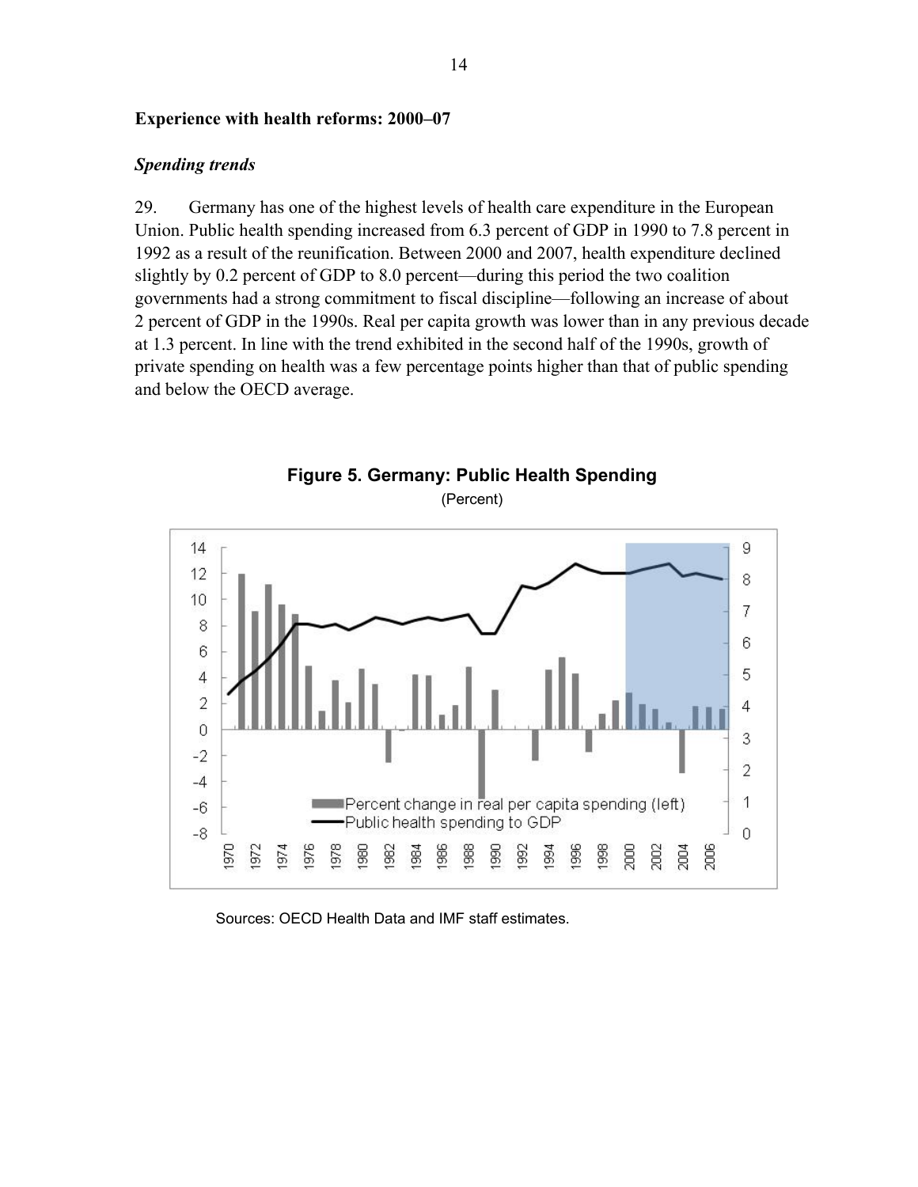### Experience with health reforms: 2000–07

#### *Spending trends*

29. Germany has one of the highest levels of health care expenditure in the European Union. Public health spending increased from 6.3 percent of GDP in 1990 to 7.8 percent in 1992 as a result of the reunification. Between 2000 and 2007, health expenditure declined slightly by 0.2 percent of GDP to 8.0 percent—during this period the two coalition governments had a strong commitment to fiscal discipline—following an increase of about 2 percent of GDP in the 1990s. Real per capita growth was lower than in any previous decade at 1.3 percent. In line with the trend exhibited in the second half of the 1990s, growth of private spending on health was a few percentage points higher than that of public spending and below the OECD average.

**Figure 5. Germany: Public Health Spending**

(Percent)

Sources: OECD Health Data and IMF staff estimates.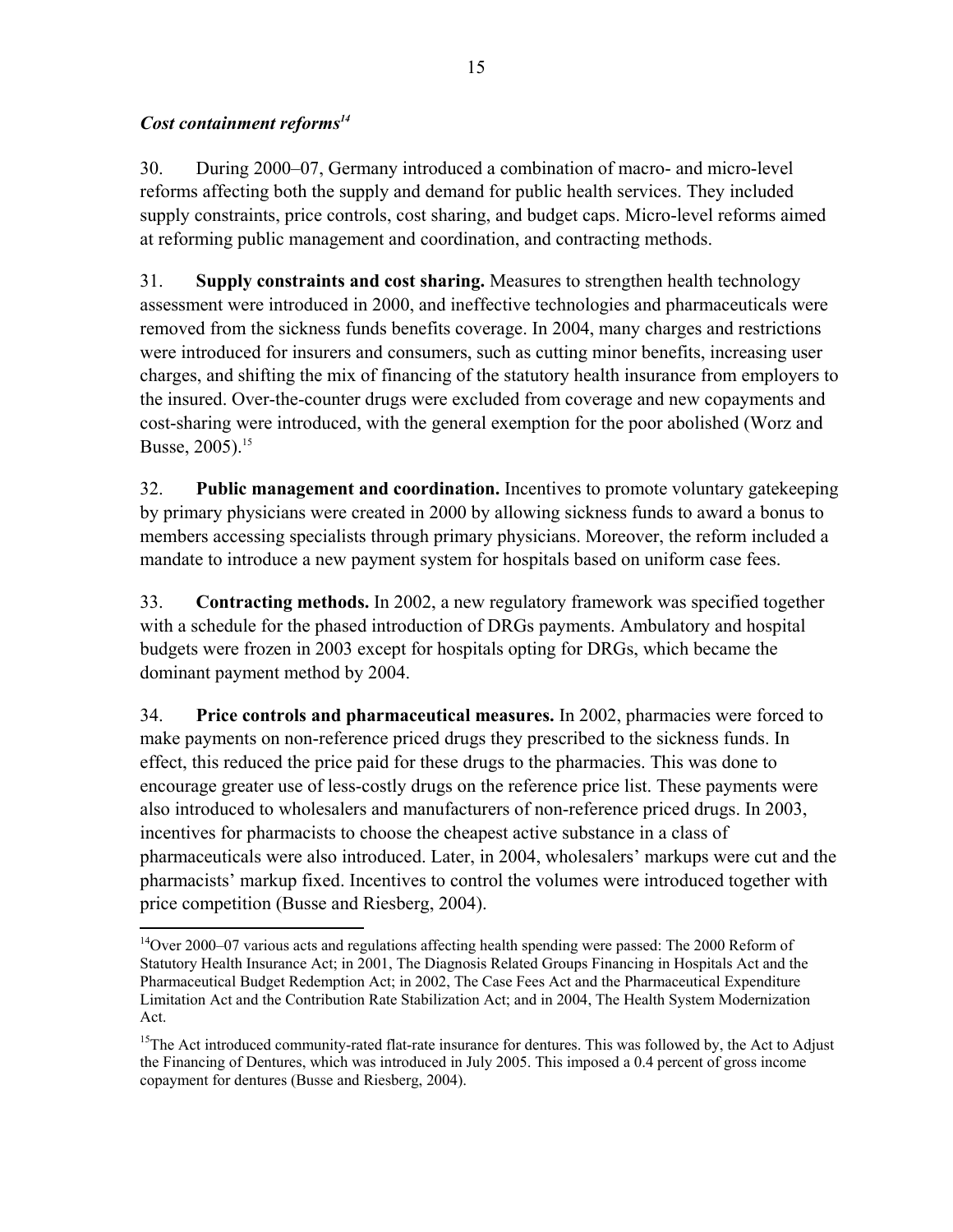### *Cost containment reforms*[14]

30. During 2000–07, Germany introduced a combination of macro- and micro-level reforms affecting both the supply and demand for public health services. They included supply constraints, price controls, cost sharing, and budget caps. Micro-level reforms aimed at reforming public management and coordination, and contracting methods.

31. **Supply constraints and cost sharing.** Measures to strengthen health technology assessment were introduced in 2000, and ineffective technologies and pharmaceuticals were removed from the sickness funds benefits coverage. In 2004, many charges and restrictions were introduced for insurers and consumers, such as cutting minor benefits, increasing user charges, and shifting the mix of financing of the statutory health insurance from employers to the insured. Over-the-counter drugs were excluded from coverage and new copayments and cost-sharing were introduced, with the general exemption for the poor abolished (Worz and Busse, 2005).[15]

32. **Public management and coordination.** Incentives to promote voluntary gatekeeping by primary physicians were created in 2000 by allowing sickness funds to award a bonus to members accessing specialists through primary physicians. Moreover, the reform included a mandate to introduce a new payment system for hospitals based on uniform case fees.

33. **Contracting methods.** In 2002, a new regulatory framework was specified together with a schedule for the phased introduction of DRGs payments. Ambulatory and hospital budgets were frozen in 2003 except for hospitals opting for DRGs, which became the dominant payment method by 2004.

34. **Price controls and pharmaceutical measures.** In 2002, pharmacies were forced to make payments on non-reference priced drugs they prescribed to the sickness funds. In effect, this reduced the price paid for these drugs to the pharmacies. This was done to encourage greater use of less-costly drugs on the reference price list. These payments were also introduced to wholesalers and manufacturers of non-reference priced drugs. In 2003, incentives for pharmacists to choose the cheapest active substance in a class of pharmaceuticals were also introduced. Later, in 2004, wholesalers' markups were cut and the pharmacists' markup fixed. Incentives to control the volumes were introduced together with price competition (Busse and Riesberg, 2004).

---

[14]Over 2000–07 various acts and regulations affecting health spending were passed: The 2000 Reform of Statutory Health Insurance Act; in 2001, The Diagnosis Related Groups Financing in Hospitals Act and the Pharmaceutical Budget Redemption Act; in 2002, The Case Fees Act and the Pharmaceutical Expenditure Limitation Act and the Contribution Rate Stabilization Act; and in 2004, The Health System Modernization Act.

[15]The Act introduced community-rated flat-rate insurance for dentures. This was followed by, the Act to Adjust the Financing of Dentures, which was introduced in July 2005. This imposed a 0.4 percent of gross income copayment for dentures (Busse and Riesberg, 2004).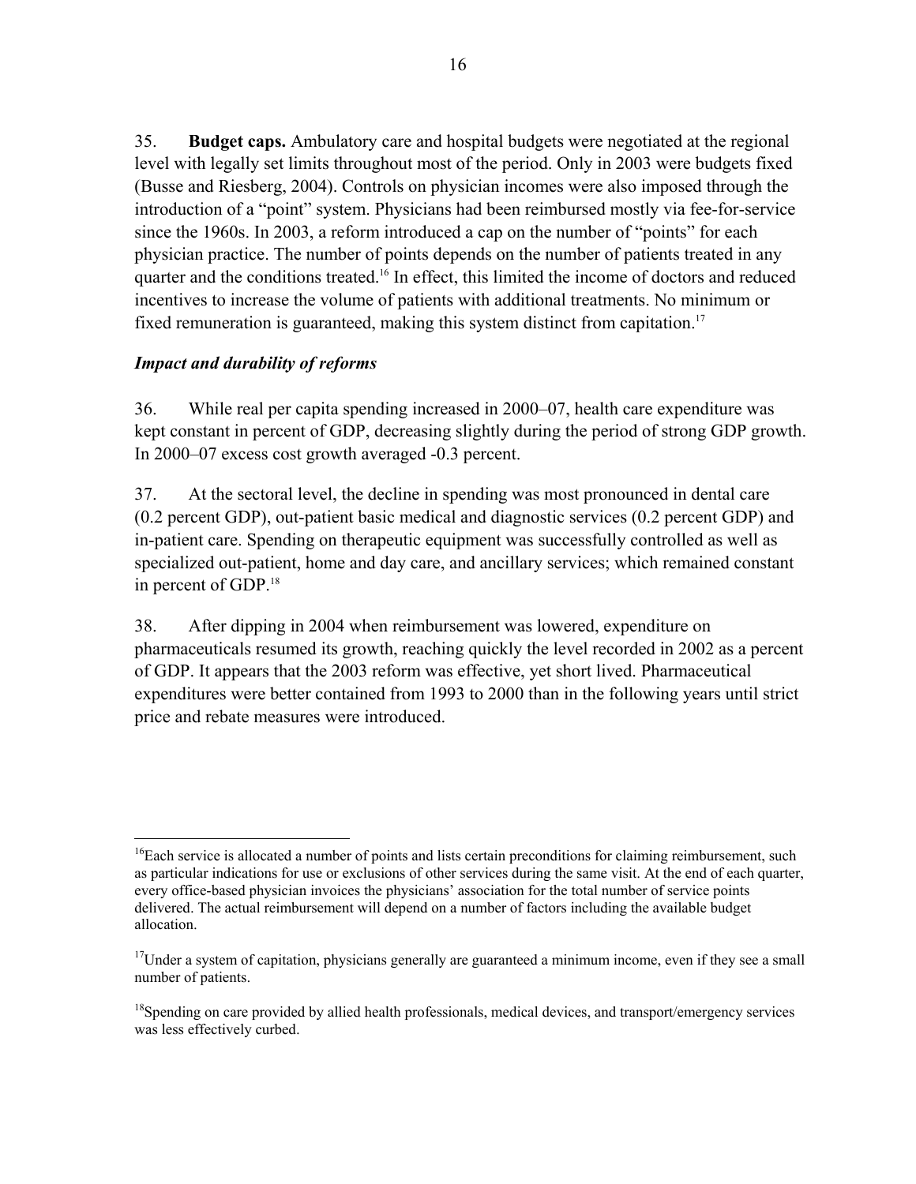35. **Budget caps.** Ambulatory care and hospital budgets were negotiated at the regional level with legally set limits throughout most of the period. Only in 2003 were budgets fixed (Busse and Riesberg, 2004). Controls on physician incomes were also imposed through the introduction of a "point" system. Physicians had been reimbursed mostly via fee-for-service since the 1960s. In 2003, a reform introduced a cap on the number of "points" for each physician practice. The number of points depends on the number of patients treated in any quarter and the conditions treated.[16] In effect, this limited the income of doctors and reduced incentives to increase the volume of patients with additional treatments. No minimum or fixed remuneration is guaranteed, making this system distinct from capitation.[17]

### *Impact and durability of reforms*

36. While real per capita spending increased in 2000–07, health care expenditure was kept constant in percent of GDP, decreasing slightly during the period of strong GDP growth. In 2000–07 excess cost growth averaged -0.3 percent.

37. At the sectoral level, the decline in spending was most pronounced in dental care (0.2 percent GDP), out-patient basic medical and diagnostic services (0.2 percent GDP) and in-patient care. Spending on therapeutic equipment was successfully controlled as well as specialized out-patient, home and day care, and ancillary services; which remained constant in percent of GDP.[18]

38. After dipping in 2004 when reimbursement was lowered, expenditure on pharmaceuticals resumed its growth, reaching quickly the level recorded in 2002 as a percent of GDP. It appears that the 2003 reform was effective, yet short lived. Pharmaceutical expenditures were better contained from 1993 to 2000 than in the following years until strict price and rebate measures were introduced.

---

[16] Each service is allocated a number of points and lists certain preconditions for claiming reimbursement, such as particular indications for use or exclusions of other services during the same visit. At the end of each quarter, every office-based physician invoices the physicians' association for the total number of service points delivered. The actual reimbursement will depend on a number of factors including the available budget allocation.

[17] Under a system of capitation, physicians generally are guaranteed a minimum income, even if they see a small number of patients.

[18] Spending on care provided by allied health professionals, medical devices, and transport/emergency services was less effectively curbed.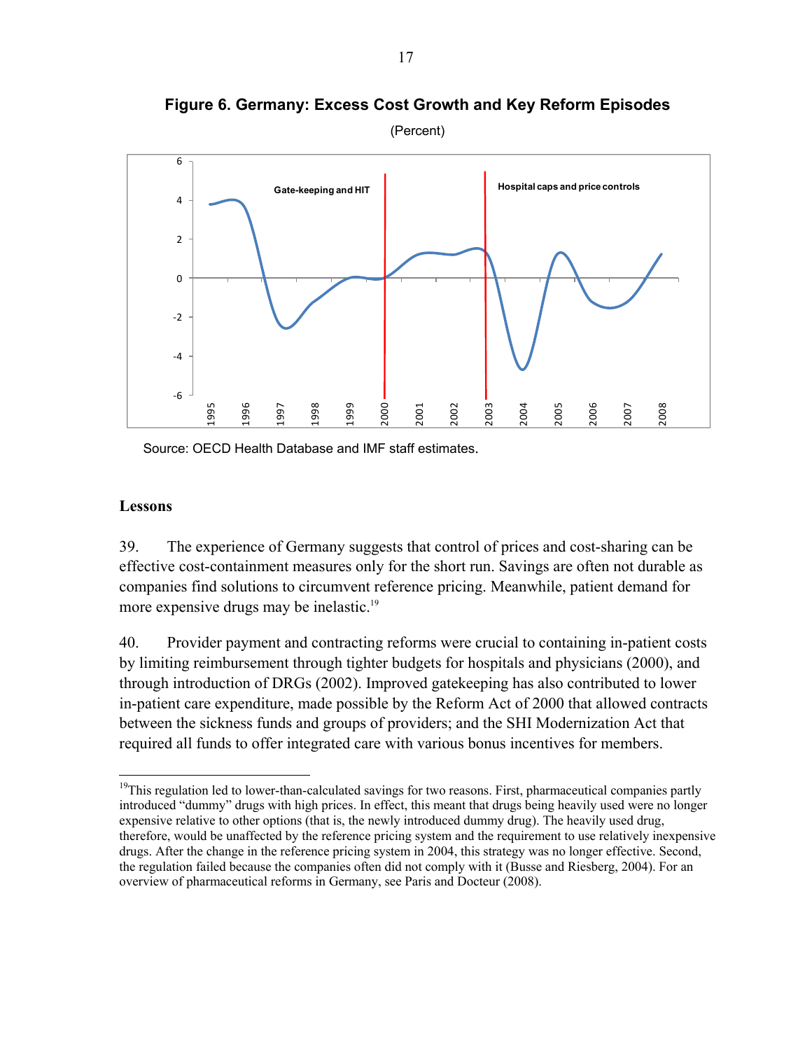**Figure 6. Germany: Excess Cost Growth and Key Reform Episodes**

(Percent)

Source: OECD Health Database and IMF staff estimates.

## Lessons

39. The experience of Germany suggests that control of prices and cost-sharing can be effective cost-containment measures only for the short run. Savings are often not durable as companies find solutions to circumvent reference pricing. Meanwhile, patient demand for more expensive drugs may be inelastic.[19]

40. Provider payment and contracting reforms were crucial to containing in-patient costs by limiting reimbursement through tighter budgets for hospitals and physicians (2000), and through introduction of DRGs (2002). Improved gatekeeping has also contributed to lower in-patient care expenditure, made possible by the Reform Act of 2000 that allowed contracts between the sickness funds and groups of providers; and the SHI Modernization Act that required all funds to offer integrated care with various bonus incentives for members.

---

[19] This regulation led to lower-than-calculated savings for two reasons. First, pharmaceutical companies partly introduced "dummy" drugs with high prices. In effect, this meant that drugs being heavily used were no longer expensive relative to other options (that is, the newly introduced dummy drug). The heavily used drug, therefore, would be unaffected by the reference pricing system and the requirement to use relatively inexpensive drugs. After the change in the reference pricing system in 2004, this strategy was no longer effective. Second, the regulation failed because the companies often did not comply with it (Busse and Riesberg, 2004). For an overview of pharmaceutical reforms in Germany, see Paris and Docteur (2008).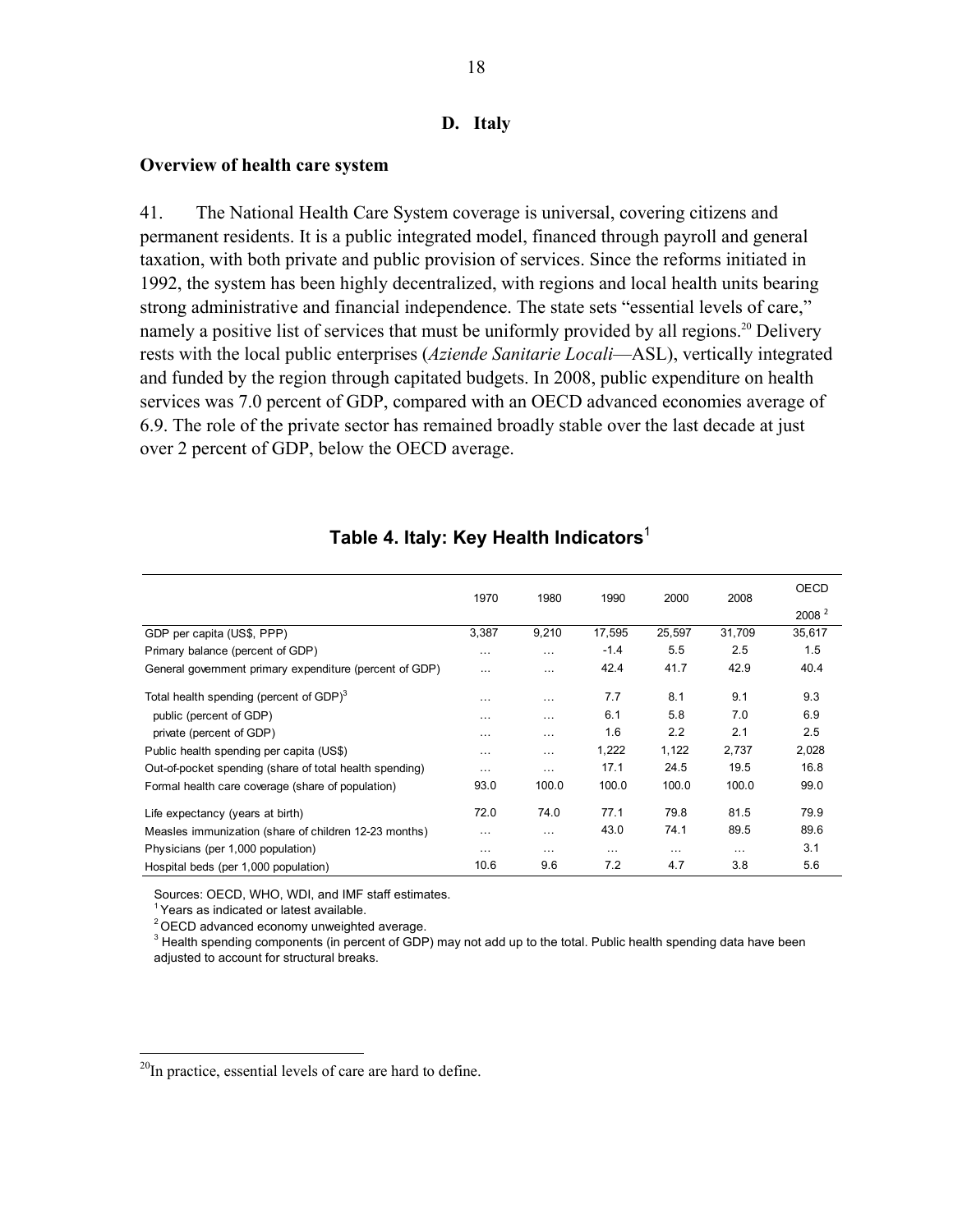### D. Italy

**Overview of health care system**

41. The National Health Care System coverage is universal, covering citizens and permanent residents. It is a public integrated model, financed through payroll and general taxation, with both private and public provision of services. Since the reforms initiated in 1992, the system has been highly decentralized, with regions and local health units bearing strong administrative and financial independence. The state sets "essential levels of care," namely a positive list of services that must be uniformly provided by all regions.[20] Delivery rests with the local public enterprises (*Aziende Sanitarie Locali*—ASL), vertically integrated and funded by the region through capitated budgets. In 2008, public expenditure on health services was 7.0 percent of GDP, compared with an OECD advanced economies average of 6.9. The role of the private sector has remained broadly stable over the last decade at just over 2 percent of GDP, below the OECD average.

**Table 4. Italy: Key Health Indicators**[1]

| | 1970 | 1980 | 1990 | 2000 | 2008 | OECD 2008 [2] |
|---|---|---|---|---|---|---|
| GDP per capita (US$, PPP) | 3,387 | 9,210 | 17,595 | 25,597 | 31,709 | 35,617 |
| Primary balance (percent of GDP) | … | … | -1.4 | 5.5 | 2.5 | 1.5 |
| General government primary expenditure (percent of GDP) | … | … | 42.4 | 41.7 | 42.9 | 40.4 |
| Total health spending (percent of GDP)[3] | … | … | 7.7 | 8.1 | 9.1 | 9.3 |
| public (percent of GDP) | … | … | 6.1 | 5.8 | 7.0 | 6.9 |
| private (percent of GDP) | … | … | 1.6 | 2.2 | 2.1 | 2.5 |
| Public health spending per capita (US$) | … | … | 1,222 | 1,122 | 2,737 | 2,028 |
| Out-of-pocket spending (share of total health spending) | … | … | 17.1 | 24.5 | 19.5 | 16.8 |
| Formal health care coverage (share of population) | 93.0 | 100.0 | 100.0 | 100.0 | 100.0 | 99.0 |
| Life expectancy (years at birth) | 72.0 | 74.0 | 77.1 | 79.8 | 81.5 | 79.9 |
| Measles immunization (share of children 12-23 months) | … | … | 43.0 | 74.1 | 89.5 | 89.6 |
| Physicians (per 1,000 population) | … | … | … | … | … | 3.1 |
| Hospital beds (per 1,000 population) | 10.6 | 9.6 | 7.2 | 4.7 | 3.8 | 5.6 |

Sources: OECD, WHO, WDI, and IMF staff estimates.

[1] Years as indicated or latest available.

[2] OECD advanced economy unweighted average.

[3] Health spending components (in percent of GDP) may not add up to the total. Public health spending data have been adjusted to account for structural breaks.

---

[20] In practice, essential levels of care are hard to define.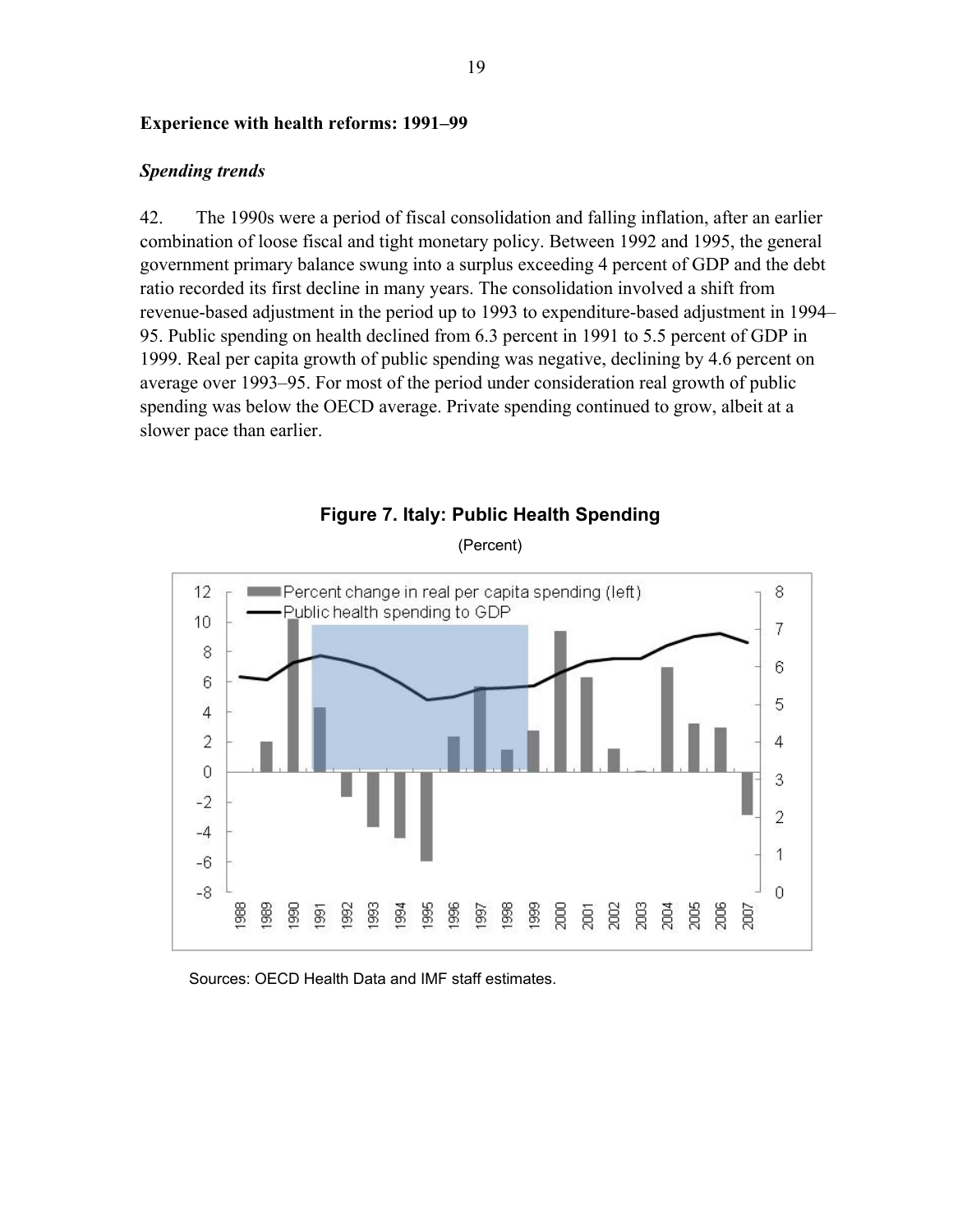**Experience with health reforms: 1991–99**

***Spending trends***

42. The 1990s were a period of fiscal consolidation and falling inflation, after an earlier combination of loose fiscal and tight monetary policy. Between 1992 and 1995, the general government primary balance swung into a surplus exceeding 4 percent of GDP and the debt ratio recorded its first decline in many years. The consolidation involved a shift from revenue-based adjustment in the period up to 1993 to expenditure-based adjustment in 1994–95. Public spending on health declined from 6.3 percent in 1991 to 5.5 percent of GDP in 1999. Real per capita growth of public spending was negative, declining by 4.6 percent on average over 1993–95. For most of the period under consideration real growth of public spending was below the OECD average. Private spending continued to grow, albeit at a slower pace than earlier.

**Figure 7. Italy: Public Health Spending**

(Percent)

Sources: OECD Health Data and IMF staff estimates.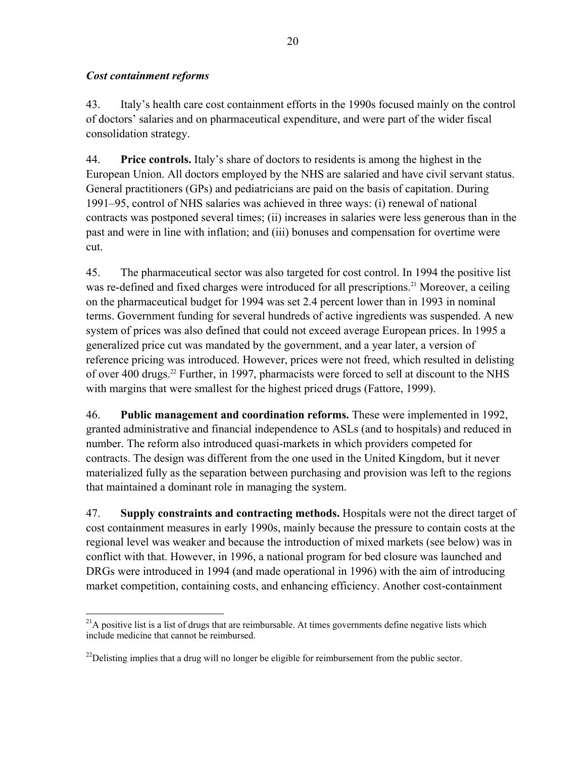*Cost containment reforms*

43. Italy's health care cost containment efforts in the 1990s focused mainly on the control of doctors' salaries and on pharmaceutical expenditure, and were part of the wider fiscal consolidation strategy.

44. **Price controls.** Italy's share of doctors to residents is among the highest in the European Union. All doctors employed by the NHS are salaried and have civil servant status. General practitioners (GPs) and pediatricians are paid on the basis of capitation. During 1991–95, control of NHS salaries was achieved in three ways: (i) renewal of national contracts was postponed several times; (ii) increases in salaries were less generous than in the past and were in line with inflation; and (iii) bonuses and compensation for overtime were cut.

45. The pharmaceutical sector was also targeted for cost control. In 1994 the positive list was re-defined and fixed charges were introduced for all prescriptions.[21] Moreover, a ceiling on the pharmaceutical budget for 1994 was set 2.4 percent lower than in 1993 in nominal terms. Government funding for several hundreds of active ingredients was suspended. A new system of prices was also defined that could not exceed average European prices. In 1995 a generalized price cut was mandated by the government, and a year later, a version of reference pricing was introduced. However, prices were not freed, which resulted in delisting of over 400 drugs.[22] Further, in 1997, pharmacists were forced to sell at discount to the NHS with margins that were smallest for the highest priced drugs (Fattore, 1999).

46. **Public management and coordination reforms.** These were implemented in 1992, granted administrative and financial independence to ASLs (and to hospitals) and reduced in number. The reform also introduced quasi-markets in which providers competed for contracts. The design was different from the one used in the United Kingdom, but it never materialized fully as the separation between purchasing and provision was left to the regions that maintained a dominant role in managing the system.

47. **Supply constraints and contracting methods.** Hospitals were not the direct target of cost containment measures in early 1990s, mainly because the pressure to contain costs at the regional level was weaker and because the introduction of mixed markets (see below) was in conflict with that. However, in 1996, a national program for bed closure was launched and DRGs were introduced in 1994 (and made operational in 1996) with the aim of introducing market competition, containing costs, and enhancing efficiency. Another cost-containment

---

[21] A positive list is a list of drugs that are reimbursable. At times governments define negative lists which include medicine that cannot be reimbursed.

[22] Delisting implies that a drug will no longer be eligible for reimbursement from the public sector.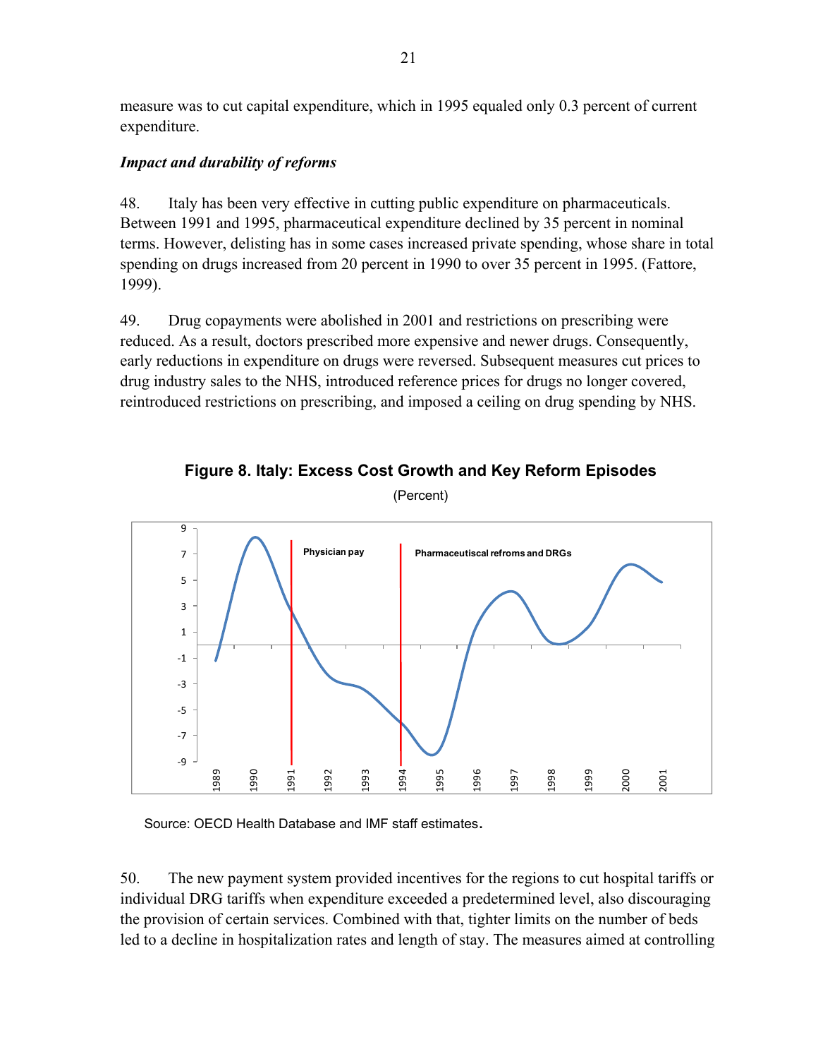measure was to cut capital expenditure, which in 1995 equaled only 0.3 percent of current expenditure.

### *Impact and durability of reforms*

48. Italy has been very effective in cutting public expenditure on pharmaceuticals. Between 1991 and 1995, pharmaceutical expenditure declined by 35 percent in nominal terms. However, delisting has in some cases increased private spending, whose share in total spending on drugs increased from 20 percent in 1990 to over 35 percent in 1995. (Fattore, 1999).

49. Drug copayments were abolished in 2001 and restrictions on prescribing were reduced. As a result, doctors prescribed more expensive and newer drugs. Consequently, early reductions in expenditure on drugs were reversed. Subsequent measures cut prices to drug industry sales to the NHS, introduced reference prices for drugs no longer covered, reintroduced restrictions on prescribing, and imposed a ceiling on drug spending by NHS.

**Figure 8. Italy: Excess Cost Growth and Key Reform Episodes**

(Percent)

Source: OECD Health Database and IMF staff estimates.

50. The new payment system provided incentives for the regions to cut hospital tariffs or individual DRG tariffs when expenditure exceeded a predetermined level, also discouraging the provision of certain services. Combined with that, tighter limits on the number of beds led to a decline in hospitalization rates and length of stay. The measures aimed at controlling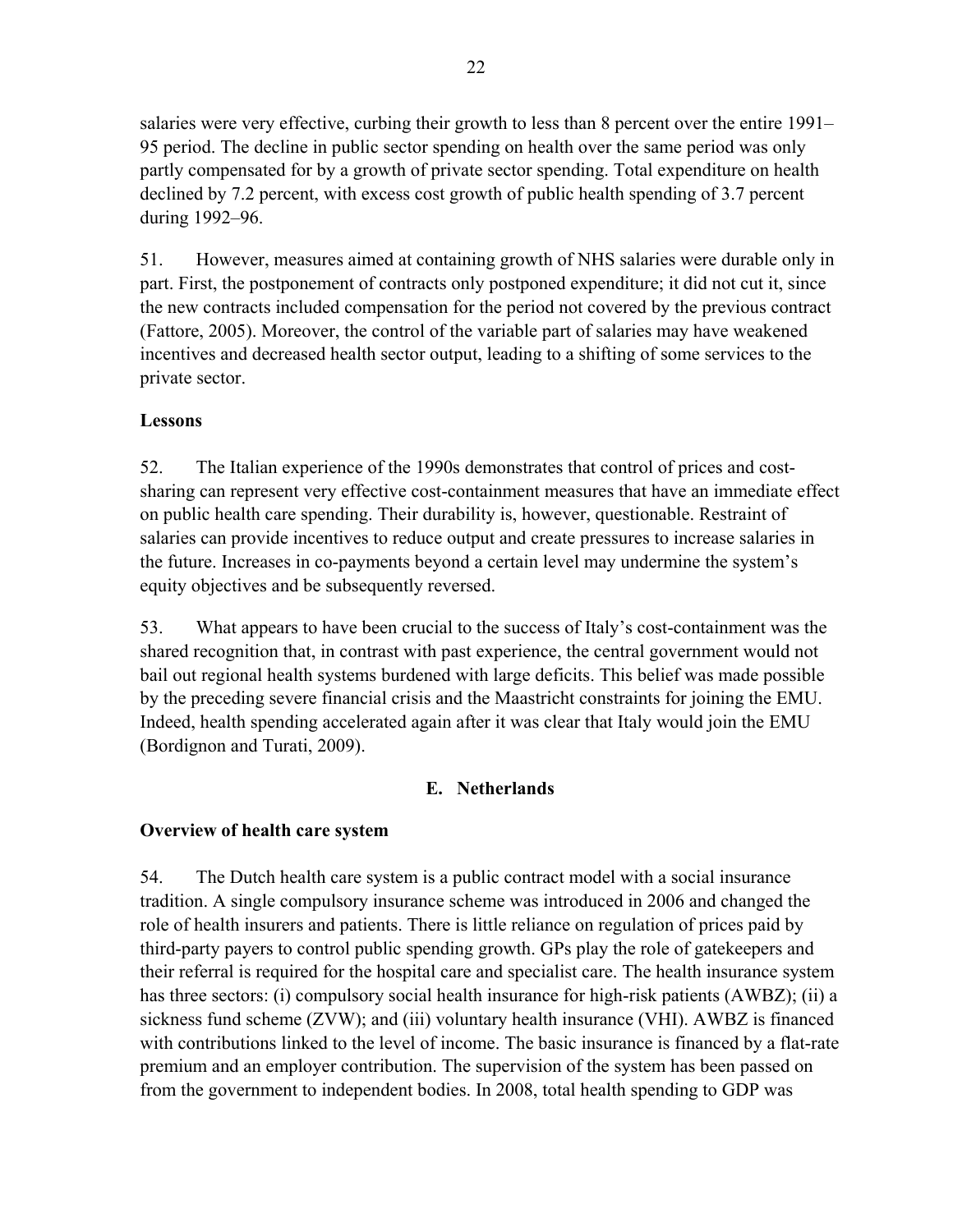salaries were very effective, curbing their growth to less than 8 percent over the entire 1991–95 period. The decline in public sector spending on health over the same period was only partly compensated for by a growth of private sector spending. Total expenditure on health declined by 7.2 percent, with excess cost growth of public health spending of 3.7 percent during 1992–96.

51. However, measures aimed at containing growth of NHS salaries were durable only in part. First, the postponement of contracts only postponed expenditure; it did not cut it, since the new contracts included compensation for the period not covered by the previous contract (Fattore, 2005). Moreover, the control of the variable part of salaries may have weakened incentives and decreased health sector output, leading to a shifting of some services to the private sector.

**Lessons**

52. The Italian experience of the 1990s demonstrates that control of prices and cost-sharing can represent very effective cost-containment measures that have an immediate effect on public health care spending. Their durability is, however, questionable. Restraint of salaries can provide incentives to reduce output and create pressures to increase salaries in the future. Increases in co-payments beyond a certain level may undermine the system's equity objectives and be subsequently reversed.

53. What appears to have been crucial to the success of Italy's cost-containment was the shared recognition that, in contrast with past experience, the central government would not bail out regional health systems burdened with large deficits. This belief was made possible by the preceding severe financial crisis and the Maastricht constraints for joining the EMU. Indeed, health spending accelerated again after it was clear that Italy would join the EMU (Bordignon and Turati, 2009).

## E. Netherlands

**Overview of health care system**

54. The Dutch health care system is a public contract model with a social insurance tradition. A single compulsory insurance scheme was introduced in 2006 and changed the role of health insurers and patients. There is little reliance on regulation of prices paid by third-party payers to control public spending growth. GPs play the role of gatekeepers and their referral is required for the hospital care and specialist care. The health insurance system has three sectors: (i) compulsory social health insurance for high-risk patients (AWBZ); (ii) a sickness fund scheme (ZVW); and (iii) voluntary health insurance (VHI). AWBZ is financed with contributions linked to the level of income. The basic insurance is financed by a flat-rate premium and an employer contribution. The supervision of the system has been passed on from the government to independent bodies. In 2008, total health spending to GDP was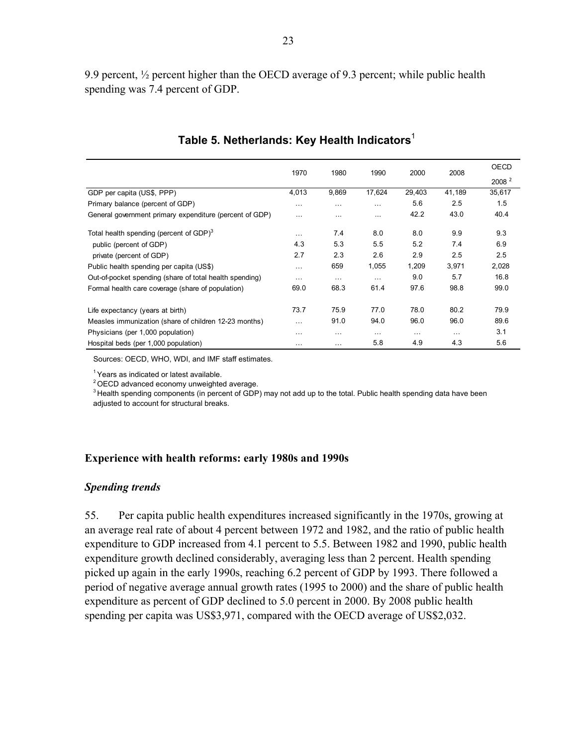9.9 percent, ½ percent higher than the OECD average of 9.3 percent; while public health spending was 7.4 percent of GDP.

**Table 5. Netherlands: Key Health Indicators**[1]

| | 1970 | 1980 | 1990 | 2000 | 2008 | OECD 2008 [2] |
|---|---|---|---|---|---|---|
| GDP per capita (US$, PPP) | 4,013 | 9,869 | 17,624 | 29,403 | 41,189 | 35,617 |
| Primary balance (percent of GDP) | … | … | … | 5.6 | 2.5 | 1.5 |
| General government primary expenditure (percent of GDP) | … | … | … | 42.2 | 43.0 | 40.4 |
| Total health spending (percent of GDP)[3] | … | 7.4 | 8.0 | 8.0 | 9.9 | 9.3 |
| public (percent of GDP) | 4.3 | 5.3 | 5.5 | 5.2 | 7.4 | 6.9 |
| private (percent of GDP) | 2.7 | 2.3 | 2.6 | 2.9 | 2.5 | 2.5 |
| Public health spending per capita (US$) | … | 659 | 1,055 | 1,209 | 3,971 | 2,028 |
| Out-of-pocket spending (share of total health spending) | … | … | … | 9.0 | 5.7 | 16.8 |
| Formal health care coverage (share of population) | 69.0 | 68.3 | 61.4 | 97.6 | 98.8 | 99.0 |
| Life expectancy (years at birth) | 73.7 | 75.9 | 77.0 | 78.0 | 80.2 | 79.9 |
| Measles immunization (share of children 12-23 months) | … | 91.0 | 94.0 | 96.0 | 96.0 | 89.6 |
| Physicians (per 1,000 population) | … | … | … | … | … | 3.1 |
| Hospital beds (per 1,000 population) | … | … | 5.8 | 4.9 | 4.3 | 5.6 |

Sources: OECD, WHO, WDI, and IMF staff estimates.

[1] Years as indicated or latest available.
[2] OECD advanced economy unweighted average.
[3] Health spending components (in percent of GDP) may not add up to the total. Public health spending data have been adjusted to account for structural breaks.

### Experience with health reforms: early 1980s and 1990s

#### *Spending trends*

55. Per capita public health expenditures increased significantly in the 1970s, growing at an average real rate of about 4 percent between 1972 and 1982, and the ratio of public health expenditure to GDP increased from 4.1 percent to 5.5. Between 1982 and 1990, public health expenditure growth declined considerably, averaging less than 2 percent. Health spending picked up again in the early 1990s, reaching 6.2 percent of GDP by 1993. There followed a period of negative average annual growth rates (1995 to 2000) and the share of public health expenditure as percent of GDP declined to 5.0 percent in 2000. By 2008 public health spending per capita was US$3,971, compared with the OECD average of US$2,032.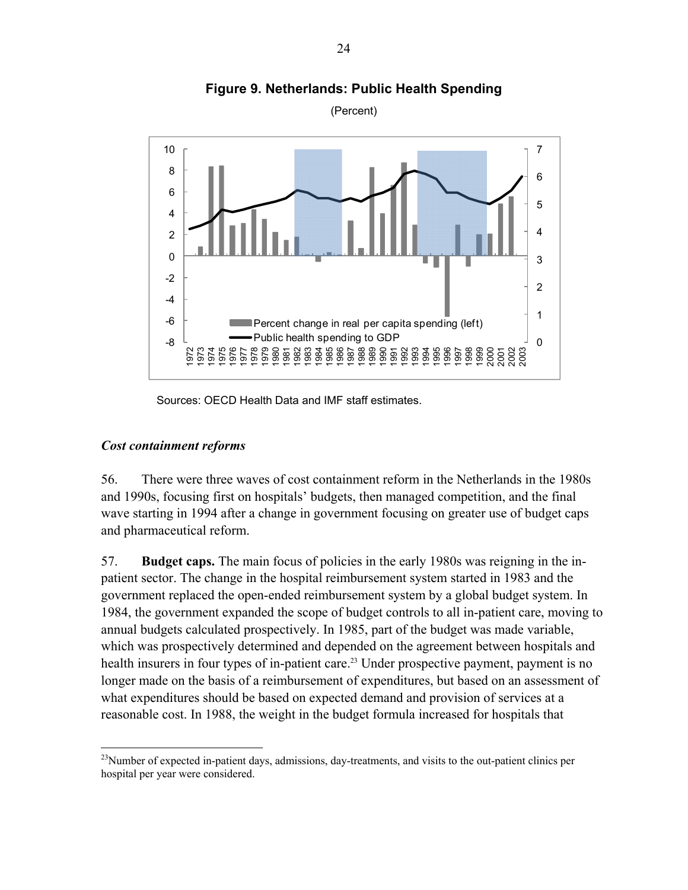**Figure 9. Netherlands: Public Health Spending**

(Percent)

Sources: OECD Health Data and IMF staff estimates.

*Cost containment reforms*

56. There were three waves of cost containment reform in the Netherlands in the 1980s and 1990s, focusing first on hospitals' budgets, then managed competition, and the final wave starting in 1994 after a change in government focusing on greater use of budget caps and pharmaceutical reform.

57. **Budget caps.** The main focus of policies in the early 1980s was reigning in the in-patient sector. The change in the hospital reimbursement system started in 1983 and the government replaced the open-ended reimbursement system by a global budget system. In 1984, the government expanded the scope of budget controls to all in-patient care, moving to annual budgets calculated prospectively. In 1985, part of the budget was made variable, which was prospectively determined and depended on the agreement between hospitals and health insurers in four types of in-patient care.[23] Under prospective payment, payment is no longer made on the basis of a reimbursement of expenditures, but based on an assessment of what expenditures should be based on expected demand and provision of services at a reasonable cost. In 1988, the weight in the budget formula increased for hospitals that

[23] Number of expected in-patient days, admissions, day-treatments, and visits to the out-patient clinics per hospital per year were considered.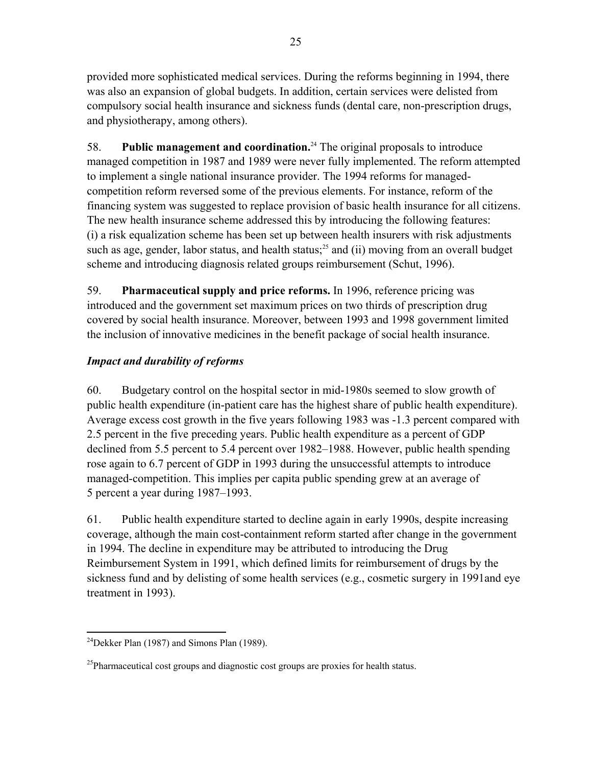provided more sophisticated medical services. During the reforms beginning in 1994, there was also an expansion of global budgets. In addition, certain services were delisted from compulsory social health insurance and sickness funds (dental care, non-prescription drugs, and physiotherapy, among others).

58. **Public management and coordination.**[24] The original proposals to introduce managed competition in 1987 and 1989 were never fully implemented. The reform attempted to implement a single national insurance provider. The 1994 reforms for managed-competition reform reversed some of the previous elements. For instance, reform of the financing system was suggested to replace provision of basic health insurance for all citizens. The new health insurance scheme addressed this by introducing the following features: (i) a risk equalization scheme has been set up between health insurers with risk adjustments such as age, gender, labor status, and health status;[25] and (ii) moving from an overall budget scheme and introducing diagnosis related groups reimbursement (Schut, 1996).

59. **Pharmaceutical supply and price reforms.** In 1996, reference pricing was introduced and the government set maximum prices on two thirds of prescription drug covered by social health insurance. Moreover, between 1993 and 1998 government limited the inclusion of innovative medicines in the benefit package of social health insurance.

### *Impact and durability of reforms*

60. Budgetary control on the hospital sector in mid-1980s seemed to slow growth of public health expenditure (in-patient care has the highest share of public health expenditure). Average excess cost growth in the five years following 1983 was -1.3 percent compared with 2.5 percent in the five preceding years. Public health expenditure as a percent of GDP declined from 5.5 percent to 5.4 percent over 1982–1988. However, public health spending rose again to 6.7 percent of GDP in 1993 during the unsuccessful attempts to introduce managed-competition. This implies per capita public spending grew at an average of 5 percent a year during 1987–1993.

61. Public health expenditure started to decline again in early 1990s, despite increasing coverage, although the main cost-containment reform started after change in the government in 1994. The decline in expenditure may be attributed to introducing the Drug Reimbursement System in 1991, which defined limits for reimbursement of drugs by the sickness fund and by delisting of some health services (e.g., cosmetic surgery in 1991and eye treatment in 1993).

---

[24] Dekker Plan (1987) and Simons Plan (1989).

[25] Pharmaceutical cost groups and diagnostic cost groups are proxies for health status.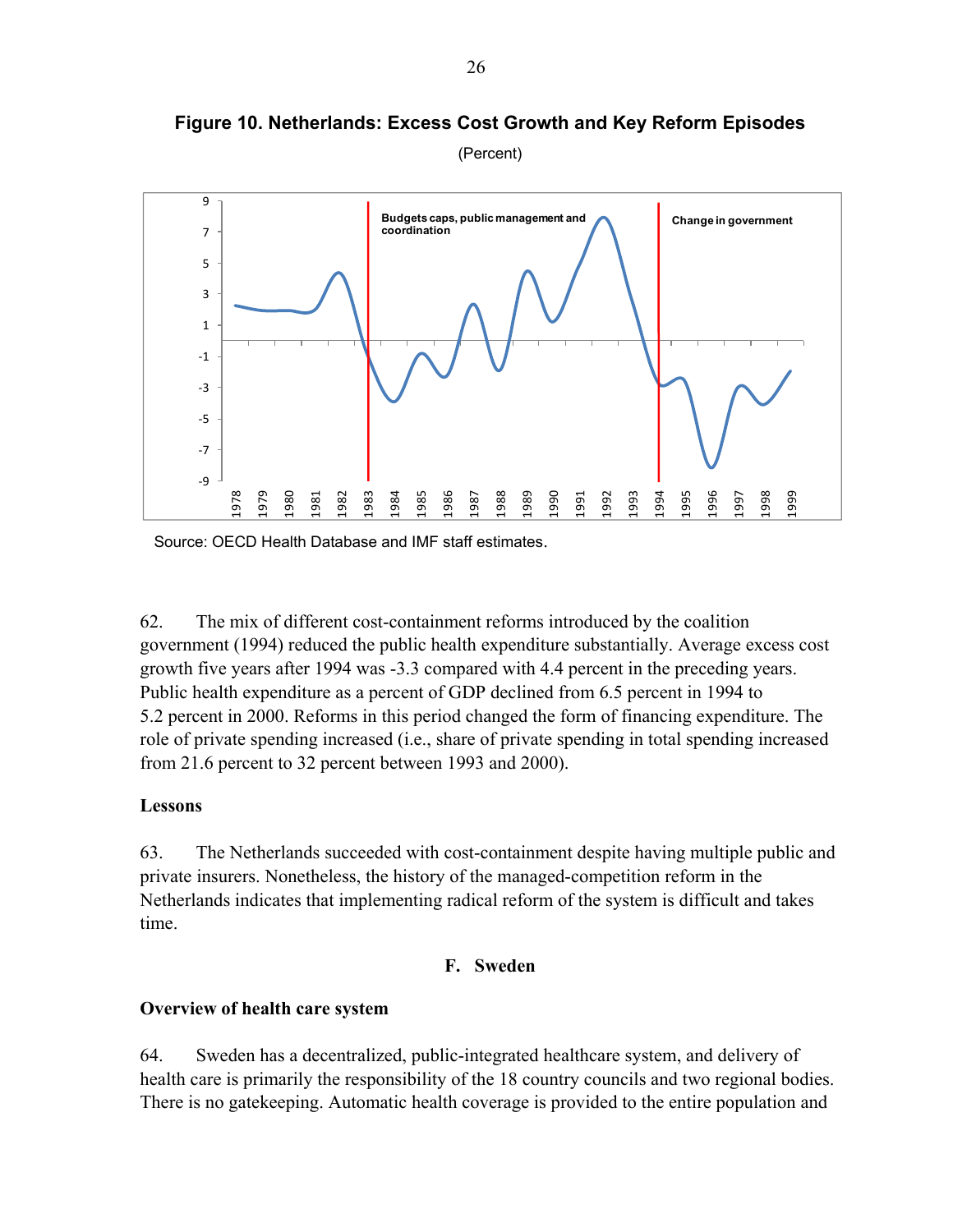**Figure 10. Netherlands: Excess Cost Growth and Key Reform Episodes**

(Percent)

Source: OECD Health Database and IMF staff estimates.

62. The mix of different cost-containment reforms introduced by the coalition government (1994) reduced the public health expenditure substantially. Average excess cost growth five years after 1994 was -3.3 compared with 4.4 percent in the preceding years. Public health expenditure as a percent of GDP declined from 6.5 percent in 1994 to 5.2 percent in 2000. Reforms in this period changed the form of financing expenditure. The role of private spending increased (i.e., share of private spending in total spending increased from 21.6 percent to 32 percent between 1993 and 2000).

### Lessons

63. The Netherlands succeeded with cost-containment despite having multiple public and private insurers. Nonetheless, the history of the managed-competition reform in the Netherlands indicates that implementing radical reform of the system is difficult and takes time.

## F. Sweden

### Overview of health care system

64. Sweden has a decentralized, public-integrated healthcare system, and delivery of health care is primarily the responsibility of the 18 country councils and two regional bodies. There is no gatekeeping. Automatic health coverage is provided to the entire population and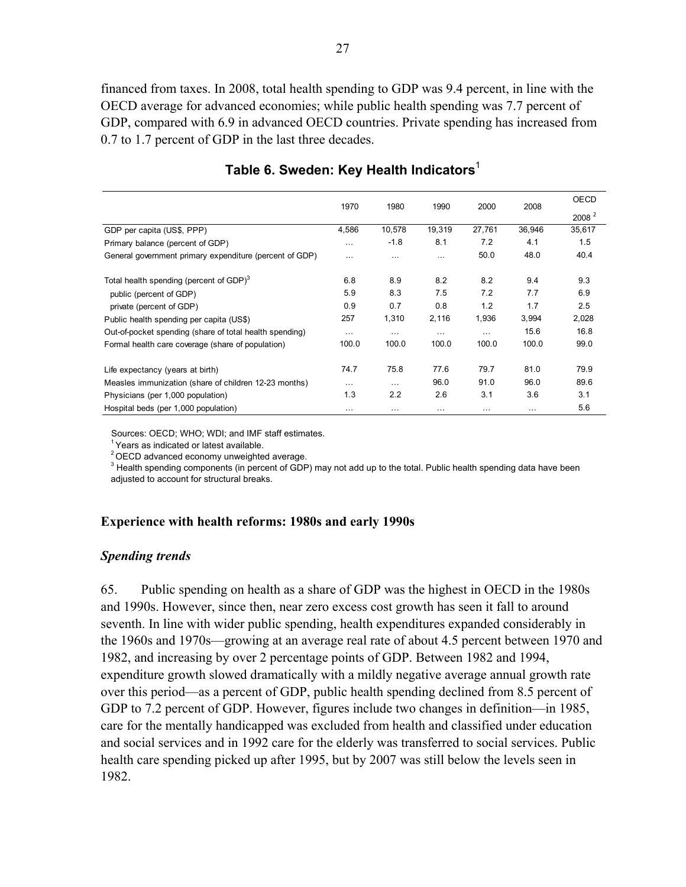financed from taxes. In 2008, total health spending to GDP was 9.4 percent, in line with the OECD average for advanced economies; while public health spending was 7.7 percent of GDP, compared with 6.9 in advanced OECD countries. Private spending has increased from 0.7 to 1.7 percent of GDP in the last three decades.

**Table 6. Sweden: Key Health Indicators**[1]

| | 1970 | 1980 | 1990 | 2000 | 2008 | OECD 2008 [2] |
|---|---|---|---|---|---|---|
| GDP per capita (US$, PPP) | 4,586 | 10,578 | 19,319 | 27,761 | 36,946 | 35,617 |
| Primary balance (percent of GDP) | … | -1.8 | 8.1 | 7.2 | 4.1 | 1.5 |
| General government primary expenditure (percent of GDP) | … | … | … | 50.0 | 48.0 | 40.4 |
| Total health spending (percent of GDP)[3] | 6.8 | 8.9 | 8.2 | 8.2 | 9.4 | 9.3 |
| public (percent of GDP) | 5.9 | 8.3 | 7.5 | 7.2 | 7.7 | 6.9 |
| private (percent of GDP) | 0.9 | 0.7 | 0.8 | 1.2 | 1.7 | 2.5 |
| Public health spending per capita (US$) | 257 | 1,310 | 2,116 | 1,936 | 3,994 | 2,028 |
| Out-of-pocket spending (share of total health spending) | … | … | … | … | 15.6 | 16.8 |
| Formal health care coverage (share of population) | 100.0 | 100.0 | 100.0 | 100.0 | 100.0 | 99.0 |
| Life expectancy (years at birth) | 74.7 | 75.8 | 77.6 | 79.7 | 81.0 | 79.9 |
| Measles immunization (share of children 12-23 months) | … | … | 96.0 | 91.0 | 96.0 | 89.6 |
| Physicians (per 1,000 population) | 1.3 | 2.2 | 2.6 | 3.1 | 3.6 | 3.1 |
| Hospital beds (per 1,000 population) | … | … | … | … | … | 5.6 |

Sources: OECD; WHO; WDI; and IMF staff estimates.

[1] Years as indicated or latest available.

[2] OECD advanced economy unweighted average.

[3] Health spending components (in percent of GDP) may not add up to the total. Public health spending data have been adjusted to account for structural breaks.

### Experience with health reforms: 1980s and early 1990s

#### *Spending trends*

65. Public spending on health as a share of GDP was the highest in OECD in the 1980s and 1990s. However, since then, near zero excess cost growth has seen it fall to around seventh. In line with wider public spending, health expenditures expanded considerably in the 1960s and 1970s—growing at an average real rate of about 4.5 percent between 1970 and 1982, and increasing by over 2 percentage points of GDP. Between 1982 and 1994, expenditure growth slowed dramatically with a mildly negative average annual growth rate over this period—as a percent of GDP, public health spending declined from 8.5 percent of GDP to 7.2 percent of GDP. However, figures include two changes in definition—in 1985, care for the mentally handicapped was excluded from health and classified under education and social services and in 1992 care for the elderly was transferred to social services. Public health care spending picked up after 1995, but by 2007 was still below the levels seen in 1982.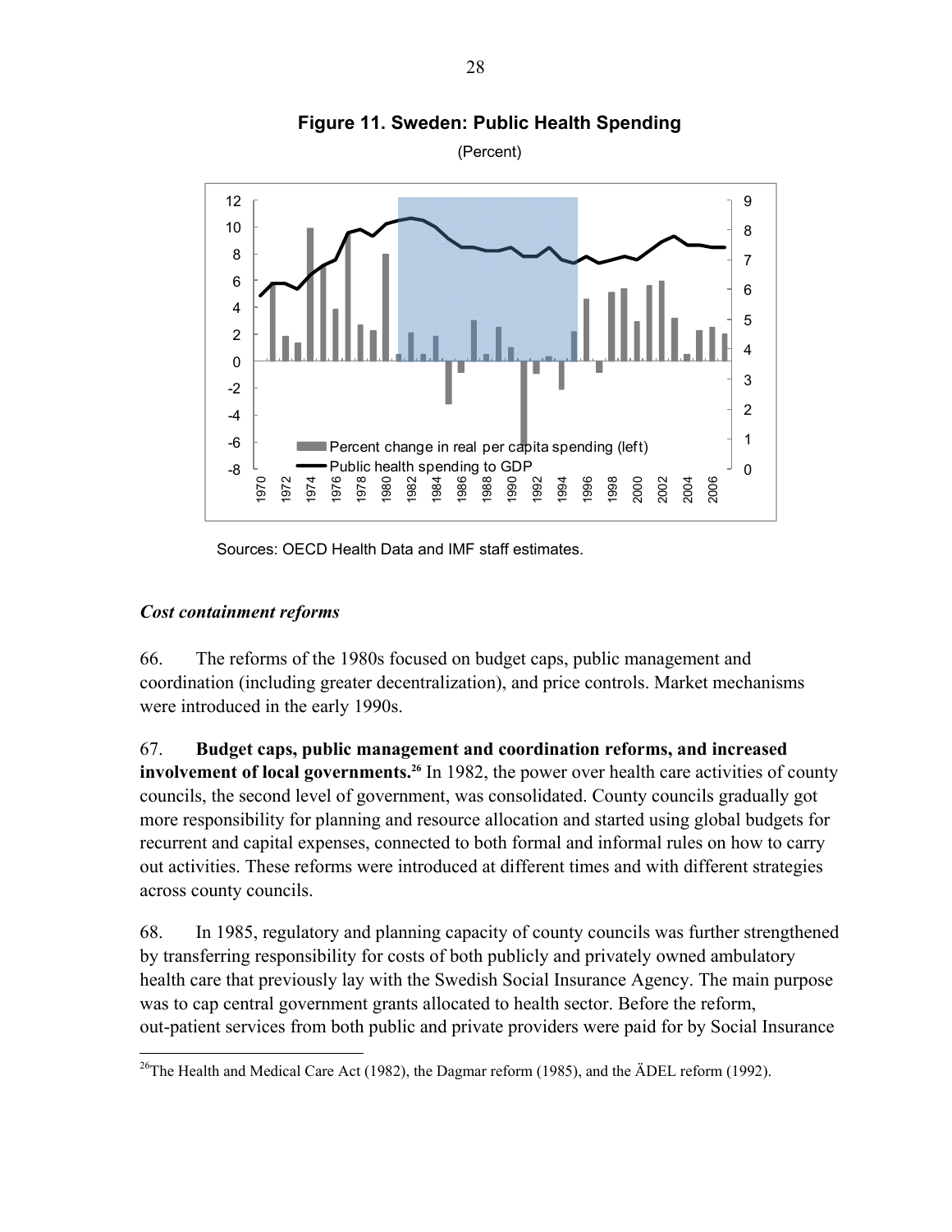**Figure 11. Sweden: Public Health Spending**

(Percent)

Sources: OECD Health Data and IMF staff estimates.

### *Cost containment reforms*

66. The reforms of the 1980s focused on budget caps, public management and coordination (including greater decentralization), and price controls. Market mechanisms were introduced in the early 1990s.

67. **Budget caps, public management and coordination reforms, and increased involvement of local governments.**[26] In 1982, the power over health care activities of county councils, the second level of government, was consolidated. County councils gradually got more responsibility for planning and resource allocation and started using global budgets for recurrent and capital expenses, connected to both formal and informal rules on how to carry out activities. These reforms were introduced at different times and with different strategies across county councils.

68. In 1985, regulatory and planning capacity of county councils was further strengthened by transferring responsibility for costs of both publicly and privately owned ambulatory health care that previously lay with the Swedish Social Insurance Agency. The main purpose was to cap central government grants allocated to health sector. Before the reform, out-patient services from both public and private providers were paid for by Social Insurance

---

[26] The Health and Medical Care Act (1982), the Dagmar reform (1985), and the ÄDEL reform (1992).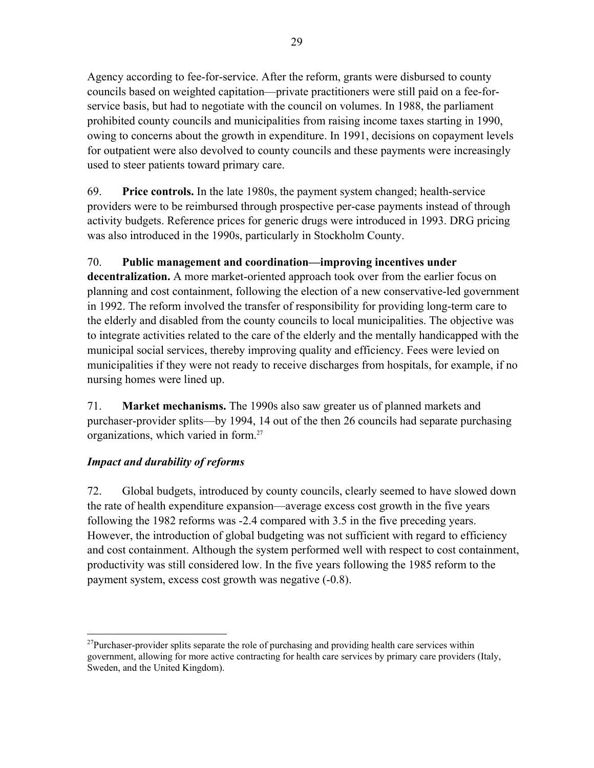Agency according to fee-for-service. After the reform, grants were disbursed to county councils based on weighted capitation—private practitioners were still paid on a fee-for-service basis, but had to negotiate with the council on volumes. In 1988, the parliament prohibited county councils and municipalities from raising income taxes starting in 1990, owing to concerns about the growth in expenditure. In 1991, decisions on copayment levels for outpatient were also devolved to county councils and these payments were increasingly used to steer patients toward primary care.

69. **Price controls.** In the late 1980s, the payment system changed; health-service providers were to be reimbursed through prospective per-case payments instead of through activity budgets. Reference prices for generic drugs were introduced in 1993. DRG pricing was also introduced in the 1990s, particularly in Stockholm County.

70. **Public management and coordination—improving incentives under decentralization.** A more market-oriented approach took over from the earlier focus on planning and cost containment, following the election of a new conservative-led government in 1992. The reform involved the transfer of responsibility for providing long-term care to the elderly and disabled from the county councils to local municipalities. The objective was to integrate activities related to the care of the elderly and the mentally handicapped with the municipal social services, thereby improving quality and efficiency. Fees were levied on municipalities if they were not ready to receive discharges from hospitals, for example, if no nursing homes were lined up.

71. **Market mechanisms.** The 1990s also saw greater us of planned markets and purchaser-provider splits—by 1994, 14 out of the then 26 councils had separate purchasing organizations, which varied in form.[27]

### *Impact and durability of reforms*

72. Global budgets, introduced by county councils, clearly seemed to have slowed down the rate of health expenditure expansion—average excess cost growth in the five years following the 1982 reforms was -2.4 compared with 3.5 in the five preceding years. However, the introduction of global budgeting was not sufficient with regard to efficiency and cost containment. Although the system performed well with respect to cost containment, productivity was still considered low. In the five years following the 1985 reform to the payment system, excess cost growth was negative (-0.8).

---

[27] Purchaser-provider splits separate the role of purchasing and providing health care services within government, allowing for more active contracting for health care services by primary care providers (Italy, Sweden, and the United Kingdom).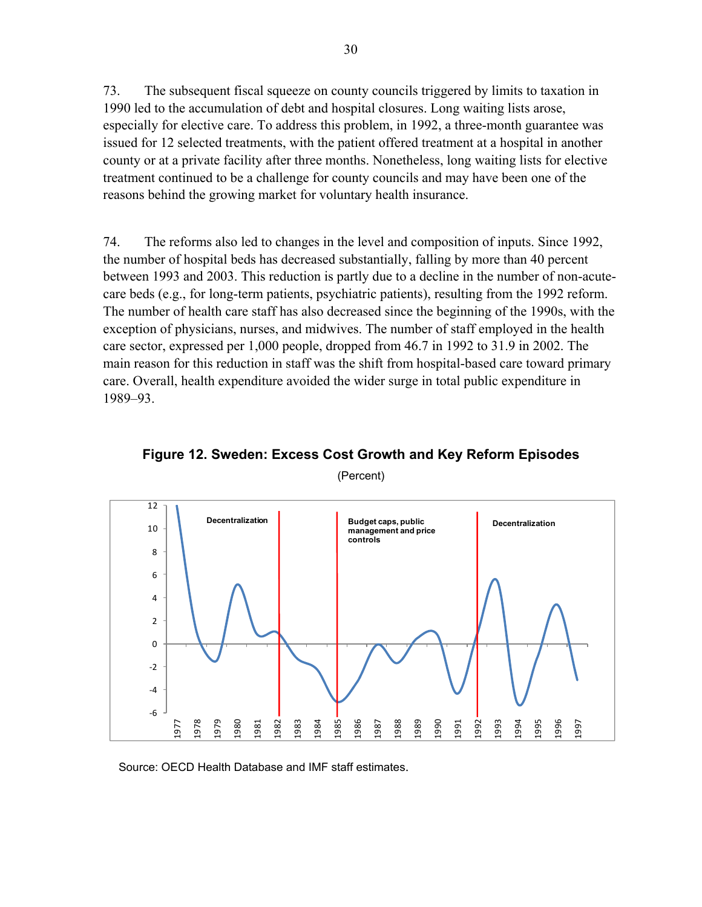73. The subsequent fiscal squeeze on county councils triggered by limits to taxation in 1990 led to the accumulation of debt and hospital closures. Long waiting lists arose, especially for elective care. To address this problem, in 1992, a three-month guarantee was issued for 12 selected treatments, with the patient offered treatment at a hospital in another county or at a private facility after three months. Nonetheless, long waiting lists for elective treatment continued to be a challenge for county councils and may have been one of the reasons behind the growing market for voluntary health insurance.

74. The reforms also led to changes in the level and composition of inputs. Since 1992, the number of hospital beds has decreased substantially, falling by more than 40 percent between 1993 and 2003. This reduction is partly due to a decline in the number of non-acute-care beds (e.g., for long-term patients, psychiatric patients), resulting from the 1992 reform. The number of health care staff has also decreased since the beginning of the 1990s, with the exception of physicians, nurses, and midwives. The number of staff employed in the health care sector, expressed per 1,000 people, dropped from 46.7 in 1992 to 31.9 in 2002. The main reason for this reduction in staff was the shift from hospital-based care toward primary care. Overall, health expenditure avoided the wider surge in total public expenditure in 1989–93.

**Figure 12. Sweden: Excess Cost Growth and Key Reform Episodes**

(Percent)

Source: OECD Health Database and IMF staff estimates.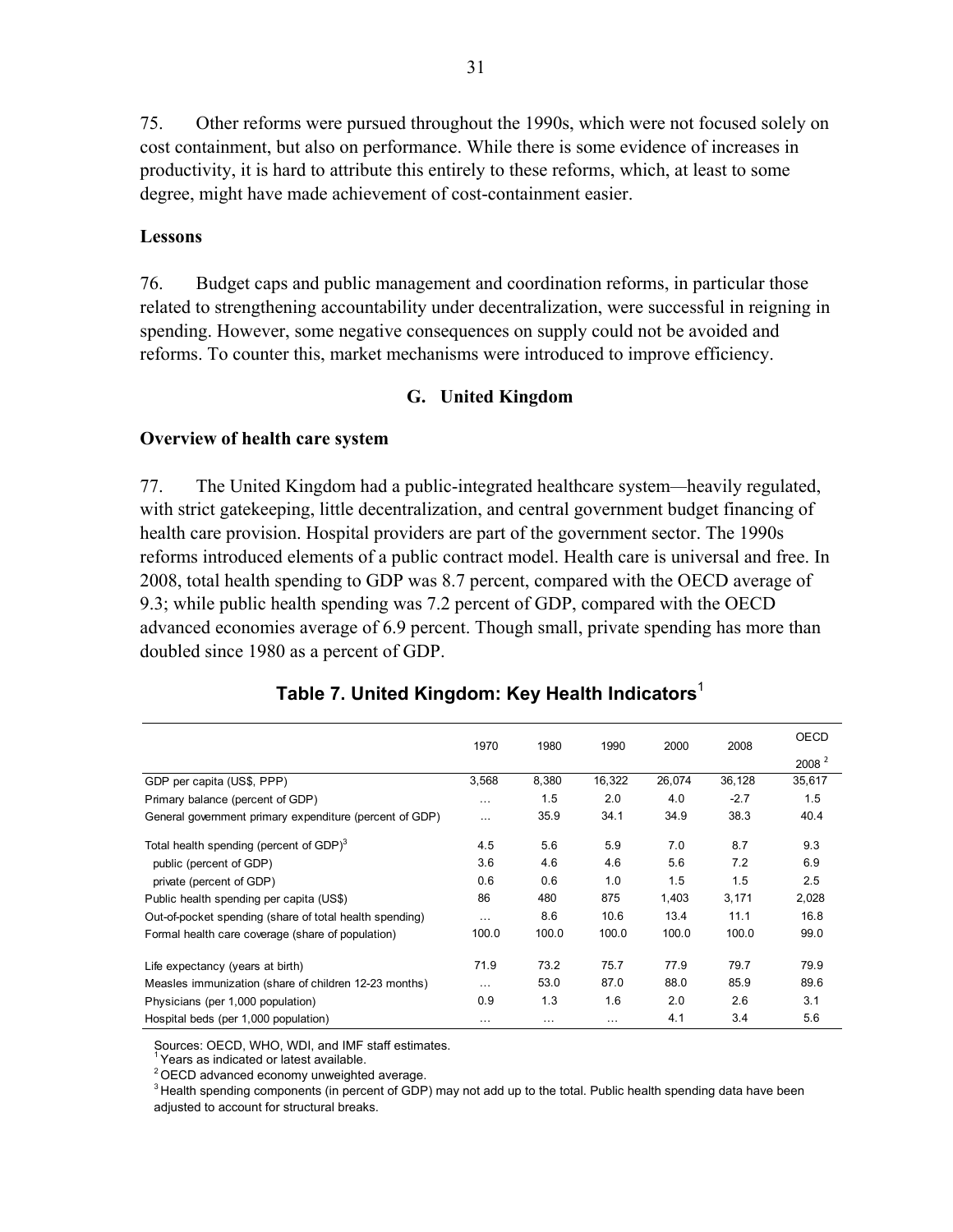75. Other reforms were pursued throughout the 1990s, which were not focused solely on cost containment, but also on performance. While there is some evidence of increases in productivity, it is hard to attribute this entirely to these reforms, which, at least to some degree, might have made achievement of cost-containment easier.

**Lessons**

76. Budget caps and public management and coordination reforms, in particular those related to strengthening accountability under decentralization, were successful in reigning in spending. However, some negative consequences on supply could not be avoided and reforms. To counter this, market mechanisms were introduced to improve efficiency.

## G. United Kingdom

**Overview of health care system**

77. The United Kingdom had a public-integrated healthcare system—heavily regulated, with strict gatekeeping, little decentralization, and central government budget financing of health care provision. Hospital providers are part of the government sector. The 1990s reforms introduced elements of a public contract model. Health care is universal and free. In 2008, total health spending to GDP was 8.7 percent, compared with the OECD average of 9.3; while public health spending was 7.2 percent of GDP, compared with the OECD advanced economies average of 6.9 percent. Though small, private spending has more than doubled since 1980 as a percent of GDP.

**Table 7. United Kingdom: Key Health Indicators**[1]

| | 1970 | 1980 | 1990 | 2000 | 2008 | OECD 2008 [2] |
|---|---|---|---|---|---|---|
| GDP per capita (US$, PPP) | 3,568 | 8,380 | 16,322 | 26,074 | 36,128 | 35,617 |
| Primary balance (percent of GDP) | … | 1.5 | 2.0 | 4.0 | -2.7 | 1.5 |
| General government primary expenditure (percent of GDP) | … | 35.9 | 34.1 | 34.9 | 38.3 | 40.4 |
| Total health spending (percent of GDP)[3] | 4.5 | 5.6 | 5.9 | 7.0 | 8.7 | 9.3 |
| public (percent of GDP) | 3.6 | 4.6 | 4.6 | 5.6 | 7.2 | 6.9 |
| private (percent of GDP) | 0.6 | 0.6 | 1.0 | 1.5 | 1.5 | 2.5 |
| Public health spending per capita (US$) | 86 | 480 | 875 | 1,403 | 3,171 | 2,028 |
| Out-of-pocket spending (share of total health spending) | … | 8.6 | 10.6 | 13.4 | 11.1 | 16.8 |
| Formal health care coverage (share of population) | 100.0 | 100.0 | 100.0 | 100.0 | 100.0 | 99.0 |
| Life expectancy (years at birth) | 71.9 | 73.2 | 75.7 | 77.9 | 79.7 | 79.9 |
| Measles immunization (share of children 12-23 months) | … | 53.0 | 87.0 | 88.0 | 85.9 | 89.6 |
| Physicians (per 1,000 population) | 0.9 | 1.3 | 1.6 | 2.0 | 2.6 | 3.1 |
| Hospital beds (per 1,000 population) | … | … | … | 4.1 | 3.4 | 5.6 |

Sources: OECD, WHO, WDI, and IMF staff estimates.
[1] Years as indicated or latest available.
[2] OECD advanced economy unweighted average.
[3] Health spending components (in percent of GDP) may not add up to the total. Public health spending data have been adjusted to account for structural breaks.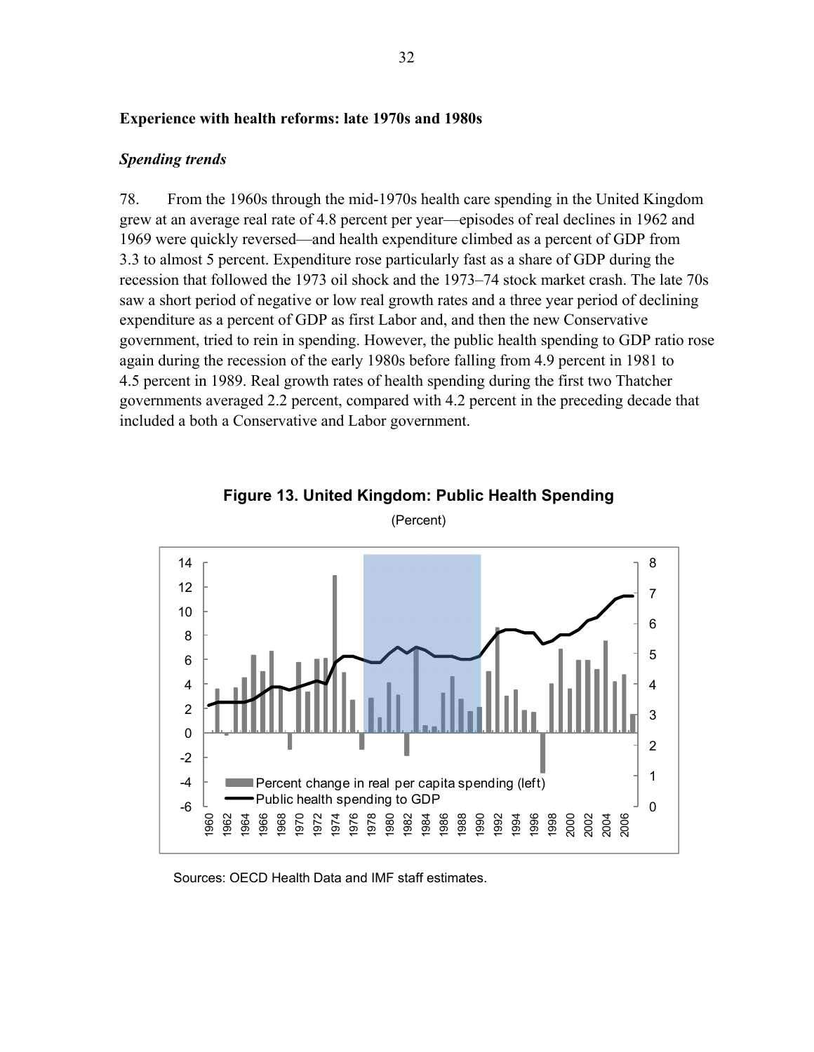**Experience with health reforms: late 1970s and 1980s**

***Spending trends***

78. From the 1960s through the mid-1970s health care spending in the United Kingdom grew at an average real rate of 4.8 percent per year—episodes of real declines in 1962 and 1969 were quickly reversed—and health expenditure climbed as a percent of GDP from 3.3 to almost 5 percent. Expenditure rose particularly fast as a share of GDP during the recession that followed the 1973 oil shock and the 1973–74 stock market crash. The late 70s saw a short period of negative or low real growth rates and a three year period of declining expenditure as a percent of GDP as first Labor and, and then the new Conservative government, tried to rein in spending. However, the public health spending to GDP ratio rose again during the recession of the early 1980s before falling from 4.9 percent in 1981 to 4.5 percent in 1989. Real growth rates of health spending during the first two Thatcher governments averaged 2.2 percent, compared with 4.2 percent in the preceding decade that included a both a Conservative and Labor government.

**Figure 13. United Kingdom: Public Health Spending**

(Percent)

Sources: OECD Health Data and IMF staff estimates.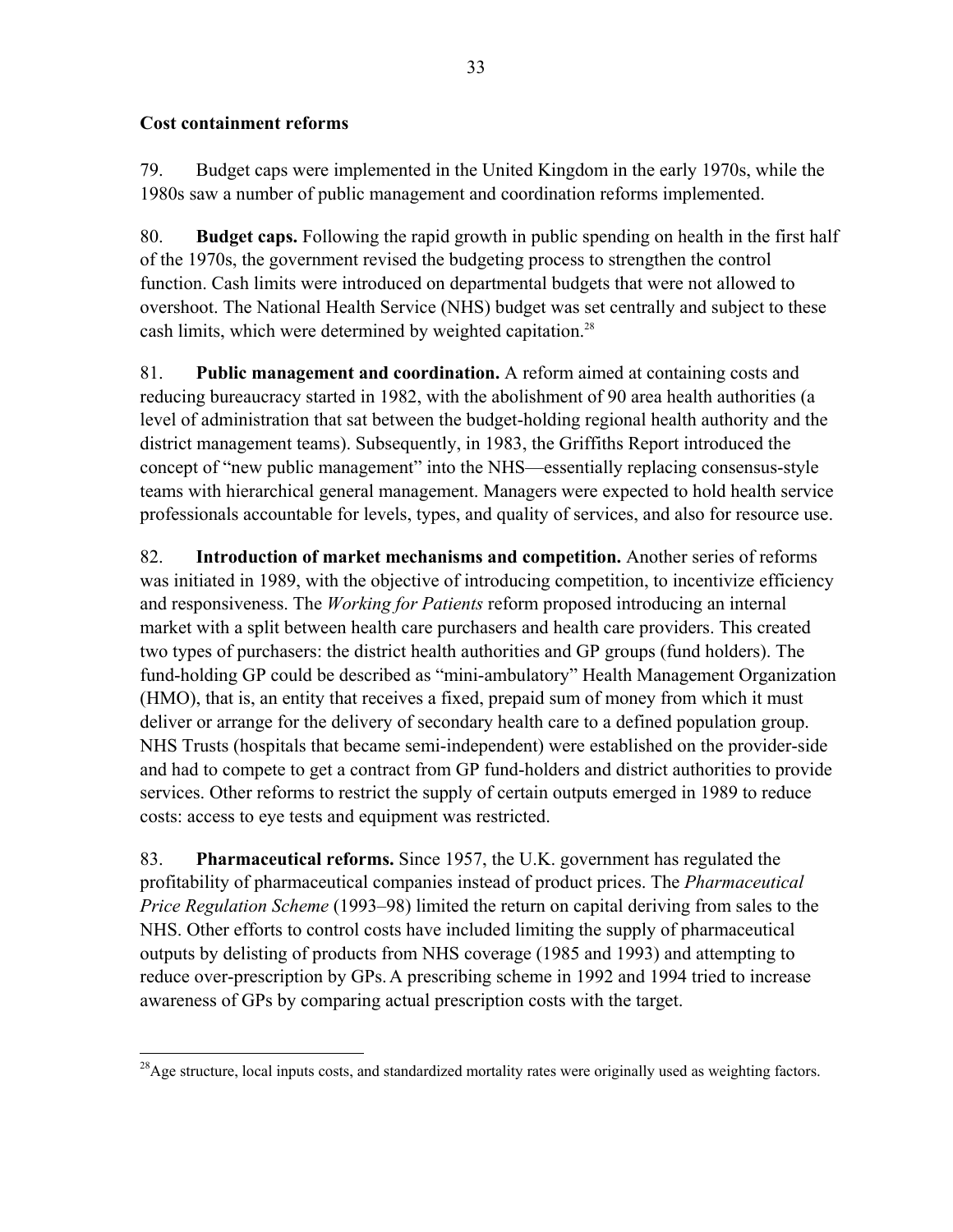### Cost containment reforms

79. Budget caps were implemented in the United Kingdom in the early 1970s, while the 1980s saw a number of public management and coordination reforms implemented.

80. **Budget caps.** Following the rapid growth in public spending on health in the first half of the 1970s, the government revised the budgeting process to strengthen the control function. Cash limits were introduced on departmental budgets that were not allowed to overshoot. The National Health Service (NHS) budget was set centrally and subject to these cash limits, which were determined by weighted capitation.[28]

81. **Public management and coordination.** A reform aimed at containing costs and reducing bureaucracy started in 1982, with the abolishment of 90 area health authorities (a level of administration that sat between the budget-holding regional health authority and the district management teams). Subsequently, in 1983, the Griffiths Report introduced the concept of "new public management" into the NHS—essentially replacing consensus-style teams with hierarchical general management. Managers were expected to hold health service professionals accountable for levels, types, and quality of services, and also for resource use.

82. **Introduction of market mechanisms and competition.** Another series of reforms was initiated in 1989, with the objective of introducing competition, to incentivize efficiency and responsiveness. The *Working for Patients* reform proposed introducing an internal market with a split between health care purchasers and health care providers. This created two types of purchasers: the district health authorities and GP groups (fund holders). The fund-holding GP could be described as "mini-ambulatory" Health Management Organization (HMO), that is, an entity that receives a fixed, prepaid sum of money from which it must deliver or arrange for the delivery of secondary health care to a defined population group. NHS Trusts (hospitals that became semi-independent) were established on the provider-side and had to compete to get a contract from GP fund-holders and district authorities to provide services. Other reforms to restrict the supply of certain outputs emerged in 1989 to reduce costs: access to eye tests and equipment was restricted.

83. **Pharmaceutical reforms.** Since 1957, the U.K. government has regulated the profitability of pharmaceutical companies instead of product prices. The *Pharmaceutical Price Regulation Scheme* (1993–98) limited the return on capital deriving from sales to the NHS. Other efforts to control costs have included limiting the supply of pharmaceutical outputs by delisting of products from NHS coverage (1985 and 1993) and attempting to reduce over-prescription by GPs. A prescribing scheme in 1992 and 1994 tried to increase awareness of GPs by comparing actual prescription costs with the target.

---

[28] Age structure, local inputs costs, and standardized mortality rates were originally used as weighting factors.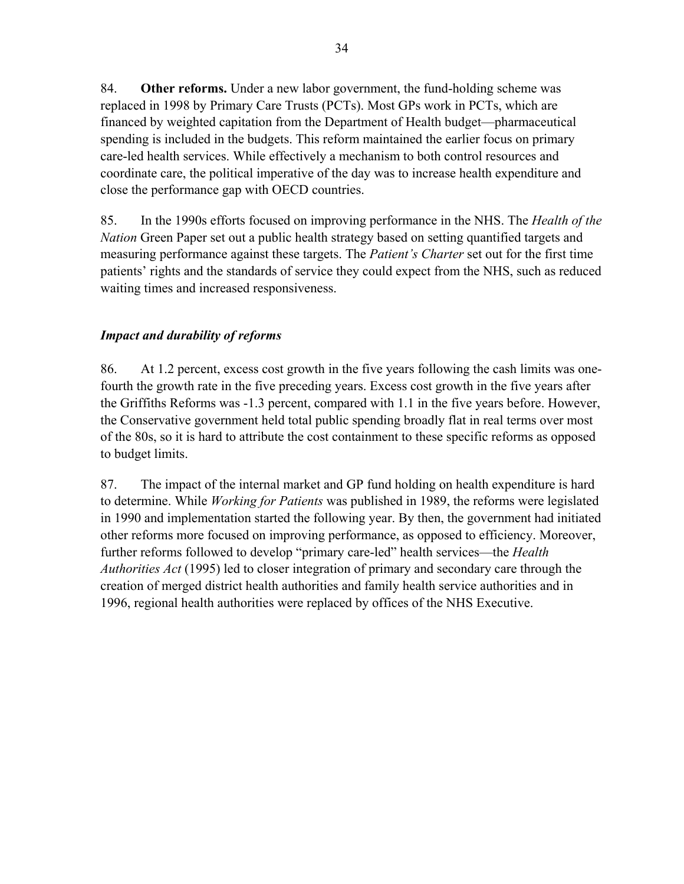84. **Other reforms.** Under a new labor government, the fund-holding scheme was replaced in 1998 by Primary Care Trusts (PCTs). Most GPs work in PCTs, which are financed by weighted capitation from the Department of Health budget—pharmaceutical spending is included in the budgets. This reform maintained the earlier focus on primary care-led health services. While effectively a mechanism to both control resources and coordinate care, the political imperative of the day was to increase health expenditure and close the performance gap with OECD countries.

85. In the 1990s efforts focused on improving performance in the NHS. The *Health of the Nation* Green Paper set out a public health strategy based on setting quantified targets and measuring performance against these targets. The *Patient's Charter* set out for the first time patients' rights and the standards of service they could expect from the NHS, such as reduced waiting times and increased responsiveness.

### *Impact and durability of reforms*

86. At 1.2 percent, excess cost growth in the five years following the cash limits was one-fourth the growth rate in the five preceding years. Excess cost growth in the five years after the Griffiths Reforms was -1.3 percent, compared with 1.1 in the five years before. However, the Conservative government held total public spending broadly flat in real terms over most of the 80s, so it is hard to attribute the cost containment to these specific reforms as opposed to budget limits.

87. The impact of the internal market and GP fund holding on health expenditure is hard to determine. While *Working for Patients* was published in 1989, the reforms were legislated in 1990 and implementation started the following year. By then, the government had initiated other reforms more focused on improving performance, as opposed to efficiency. Moreover, further reforms followed to develop "primary care-led" health services—the *Health Authorities Act* (1995) led to closer integration of primary and secondary care through the creation of merged district health authorities and family health service authorities and in 1996, regional health authorities were replaced by offices of the NHS Executive.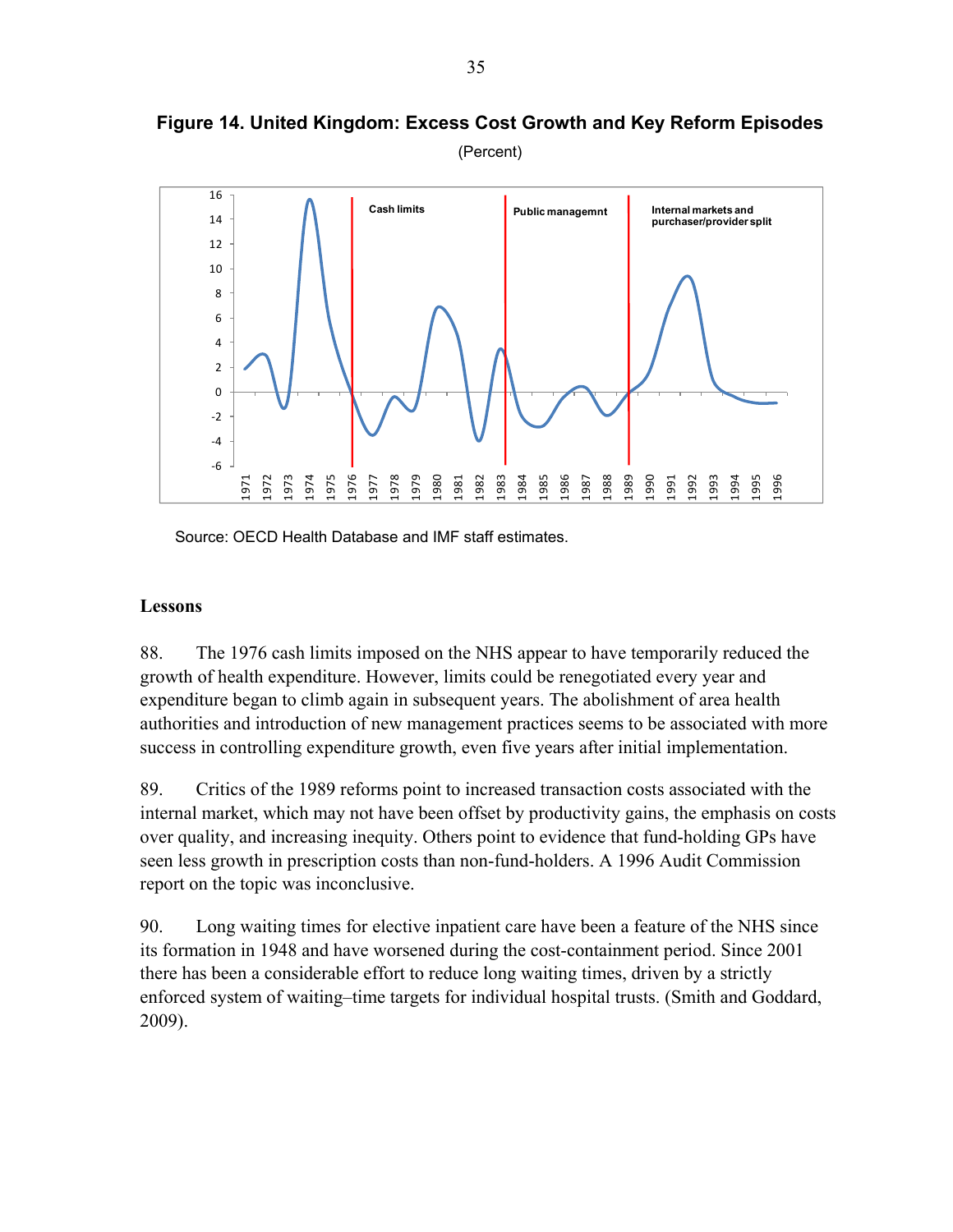**Figure 14. United Kingdom: Excess Cost Growth and Key Reform Episodes**

(Percent)

Source: OECD Health Database and IMF staff estimates.

**Lessons**

88. The 1976 cash limits imposed on the NHS appear to have temporarily reduced the growth of health expenditure. However, limits could be renegotiated every year and expenditure began to climb again in subsequent years. The abolishment of area health authorities and introduction of new management practices seems to be associated with more success in controlling expenditure growth, even five years after initial implementation.

89. Critics of the 1989 reforms point to increased transaction costs associated with the internal market, which may not have been offset by productivity gains, the emphasis on costs over quality, and increasing inequity. Others point to evidence that fund-holding GPs have seen less growth in prescription costs than non-fund-holders. A 1996 Audit Commission report on the topic was inconclusive.

90. Long waiting times for elective inpatient care have been a feature of the NHS since its formation in 1948 and have worsened during the cost-containment period. Since 2001 there has been a considerable effort to reduce long waiting times, driven by a strictly enforced system of waiting–time targets for individual hospital trusts. (Smith and Goddard, 2009).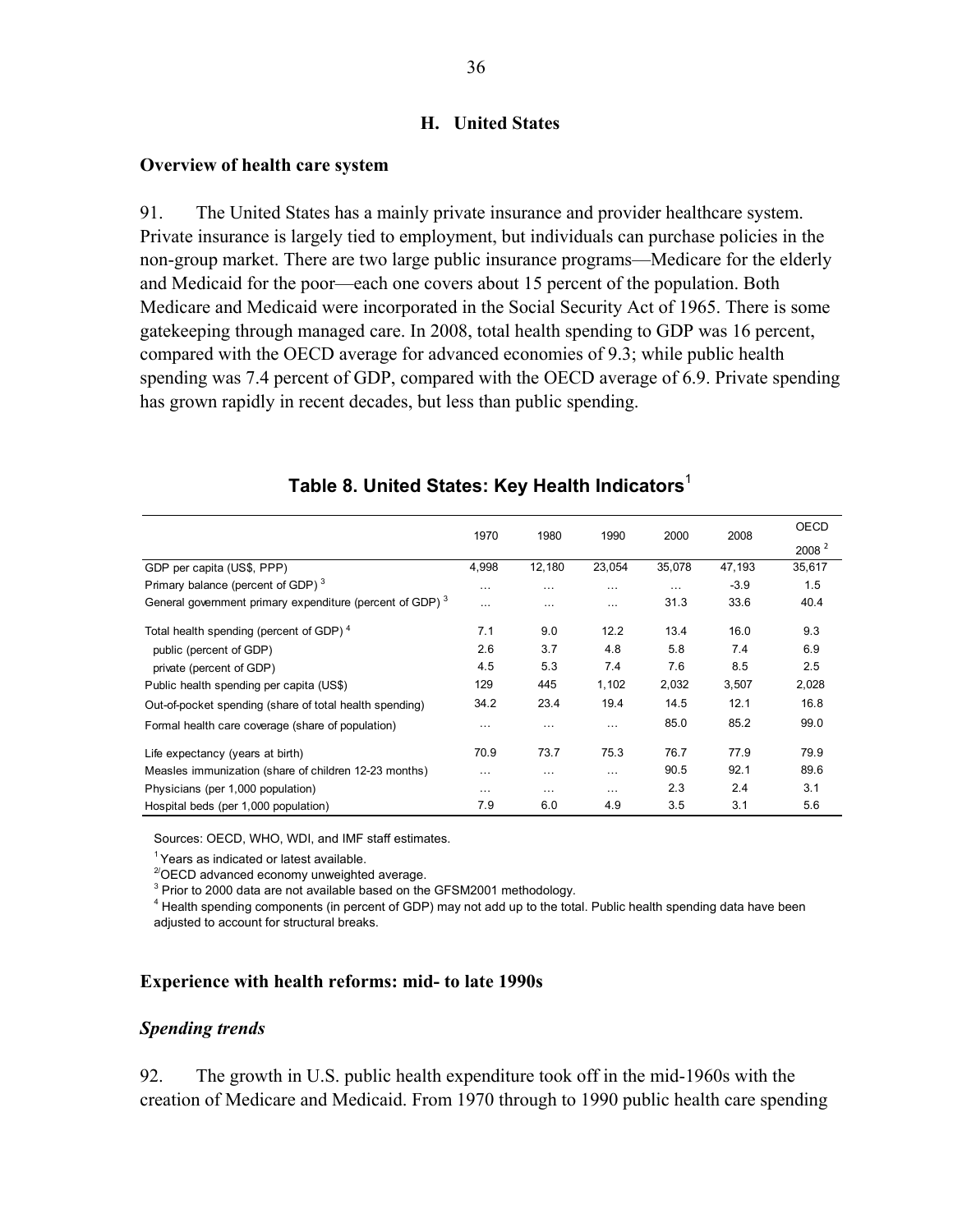## H. United States

### Overview of health care system

91. The United States has a mainly private insurance and provider healthcare system. Private insurance is largely tied to employment, but individuals can purchase policies in the non-group market. There are two large public insurance programs—Medicare for the elderly and Medicaid for the poor—each one covers about 15 percent of the population. Both Medicare and Medicaid were incorporated in the Social Security Act of 1965. There is some gatekeeping through managed care. In 2008, total health spending to GDP was 16 percent, compared with the OECD average for advanced economies of 9.3; while public health spending was 7.4 percent of GDP, compared with the OECD average of 6.9. Private spending has grown rapidly in recent decades, but less than public spending.

**Table 8. United States: Key Health Indicators**[1]

| | 1970 | 1980 | 1990 | 2000 | 2008 | OECD 2008 [2] |
|---|---|---|---|---|---|---|
| GDP per capita (US$, PPP) | 4,998 | 12,180 | 23,054 | 35,078 | 47,193 | 35,617 |
| Primary balance (percent of GDP) [3] | … | … | … | … | -3.9 | 1.5 |
| General government primary expenditure (percent of GDP) [3] | … | … | … | 31.3 | 33.6 | 40.4 |
| Total health spending (percent of GDP) [4] | 7.1 | 9.0 | 12.2 | 13.4 | 16.0 | 9.3 |
| public (percent of GDP) | 2.6 | 3.7 | 4.8 | 5.8 | 7.4 | 6.9 |
| private (percent of GDP) | 4.5 | 5.3 | 7.4 | 7.6 | 8.5 | 2.5 |
| Public health spending per capita (US$) | 129 | 445 | 1,102 | 2,032 | 3,507 | 2,028 |
| Out-of-pocket spending (share of total health spending) | 34.2 | 23.4 | 19.4 | 14.5 | 12.1 | 16.8 |
| Formal health care coverage (share of population) | … | … | … | 85.0 | 85.2 | 99.0 |
| Life expectancy (years at birth) | 70.9 | 73.7 | 75.3 | 76.7 | 77.9 | 79.9 |
| Measles immunization (share of children 12-23 months) | … | … | … | 90.5 | 92.1 | 89.6 |
| Physicians (per 1,000 population) | … | … | … | 2.3 | 2.4 | 3.1 |
| Hospital beds (per 1,000 population) | 7.9 | 6.0 | 4.9 | 3.5 | 3.1 | 5.6 |

Sources: OECD, WHO, WDI, and IMF staff estimates.

[1] Years as indicated or latest available.

[2] OECD advanced economy unweighted average.

[3] Prior to 2000 data are not available based on the GFSM2001 methodology.

[4] Health spending components (in percent of GDP) may not add up to the total. Public health spending data have been adjusted to account for structural breaks.

### Experience with health reforms: mid- to late 1990s

#### *Spending trends*

92. The growth in U.S. public health expenditure took off in the mid-1960s with the creation of Medicare and Medicaid. From 1970 through to 1990 public health care spending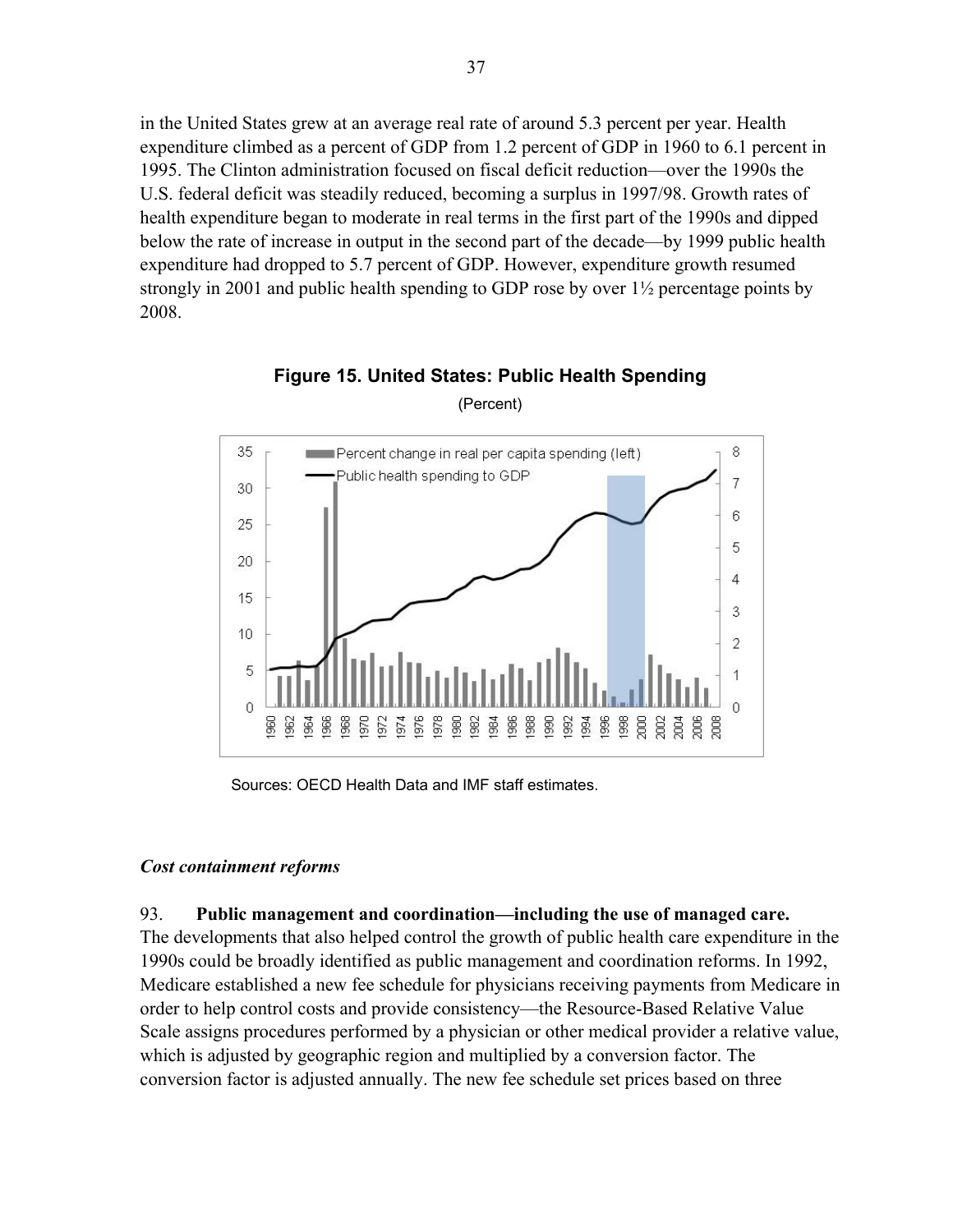in the United States grew at an average real rate of around 5.3 percent per year. Health expenditure climbed as a percent of GDP from 1.2 percent of GDP in 1960 to 6.1 percent in 1995. The Clinton administration focused on fiscal deficit reduction—over the 1990s the U.S. federal deficit was steadily reduced, becoming a surplus in 1997/98. Growth rates of health expenditure began to moderate in real terms in the first part of the 1990s and dipped below the rate of increase in output in the second part of the decade—by 1999 public health expenditure had dropped to 5.7 percent of GDP. However, expenditure growth resumed strongly in 2001 and public health spending to GDP rose by over 1½ percentage points by 2008.

**Figure 15. United States: Public Health Spending**

(Percent)

Sources: OECD Health Data and IMF staff estimates.

***Cost containment reforms***

93. **Public management and coordination—including the use of managed care.** The developments that also helped control the growth of public health care expenditure in the 1990s could be broadly identified as public management and coordination reforms. In 1992, Medicare established a new fee schedule for physicians receiving payments from Medicare in order to help control costs and provide consistency—the Resource-Based Relative Value Scale assigns procedures performed by a physician or other medical provider a relative value, which is adjusted by geographic region and multiplied by a conversion factor. The conversion factor is adjusted annually. The new fee schedule set prices based on three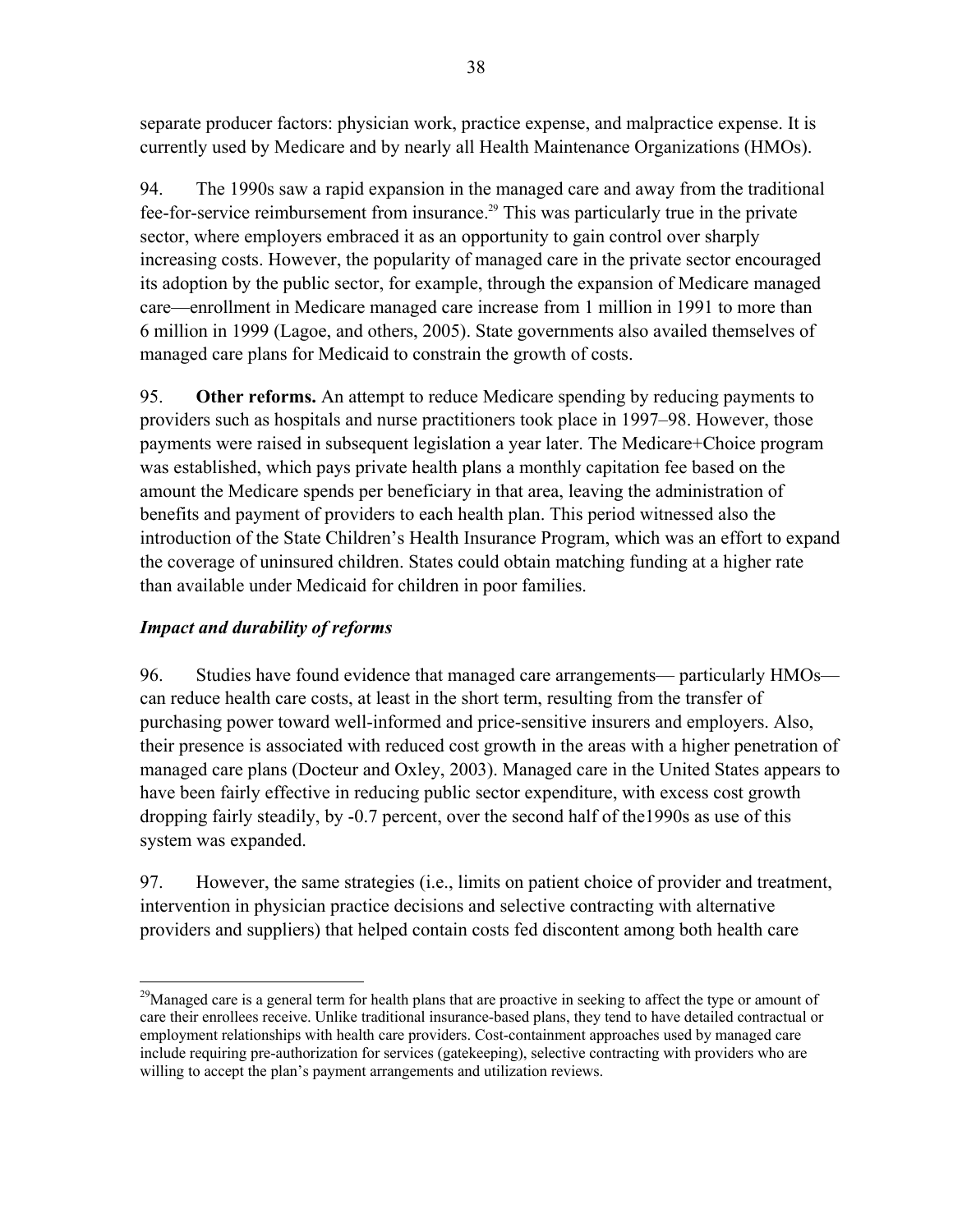separate producer factors: physician work, practice expense, and malpractice expense. It is currently used by Medicare and by nearly all Health Maintenance Organizations (HMOs).

94. The 1990s saw a rapid expansion in the managed care and away from the traditional fee-for-service reimbursement from insurance.[29] This was particularly true in the private sector, where employers embraced it as an opportunity to gain control over sharply increasing costs. However, the popularity of managed care in the private sector encouraged its adoption by the public sector, for example, through the expansion of Medicare managed care—enrollment in Medicare managed care increase from 1 million in 1991 to more than 6 million in 1999 (Lagoe, and others, 2005). State governments also availed themselves of managed care plans for Medicaid to constrain the growth of costs.

95. **Other reforms.** An attempt to reduce Medicare spending by reducing payments to providers such as hospitals and nurse practitioners took place in 1997–98. However, those payments were raised in subsequent legislation a year later. The Medicare+Choice program was established, which pays private health plans a monthly capitation fee based on the amount the Medicare spends per beneficiary in that area, leaving the administration of benefits and payment of providers to each health plan. This period witnessed also the introduction of the State Children's Health Insurance Program, which was an effort to expand the coverage of uninsured children. States could obtain matching funding at a higher rate than available under Medicaid for children in poor families.

### *Impact and durability of reforms*

96. Studies have found evidence that managed care arrangements— particularly HMOs— can reduce health care costs, at least in the short term, resulting from the transfer of purchasing power toward well-informed and price-sensitive insurers and employers. Also, their presence is associated with reduced cost growth in the areas with a higher penetration of managed care plans (Docteur and Oxley, 2003). Managed care in the United States appears to have been fairly effective in reducing public sector expenditure, with excess cost growth dropping fairly steadily, by -0.7 percent, over the second half of the1990s as use of this system was expanded.

97. However, the same strategies (i.e., limits on patient choice of provider and treatment, intervention in physician practice decisions and selective contracting with alternative providers and suppliers) that helped contain costs fed discontent among both health care

---

[29]Managed care is a general term for health plans that are proactive in seeking to affect the type or amount of care their enrollees receive. Unlike traditional insurance-based plans, they tend to have detailed contractual or employment relationships with health care providers. Cost-containment approaches used by managed care include requiring pre-authorization for services (gatekeeping), selective contracting with providers who are willing to accept the plan's payment arrangements and utilization reviews.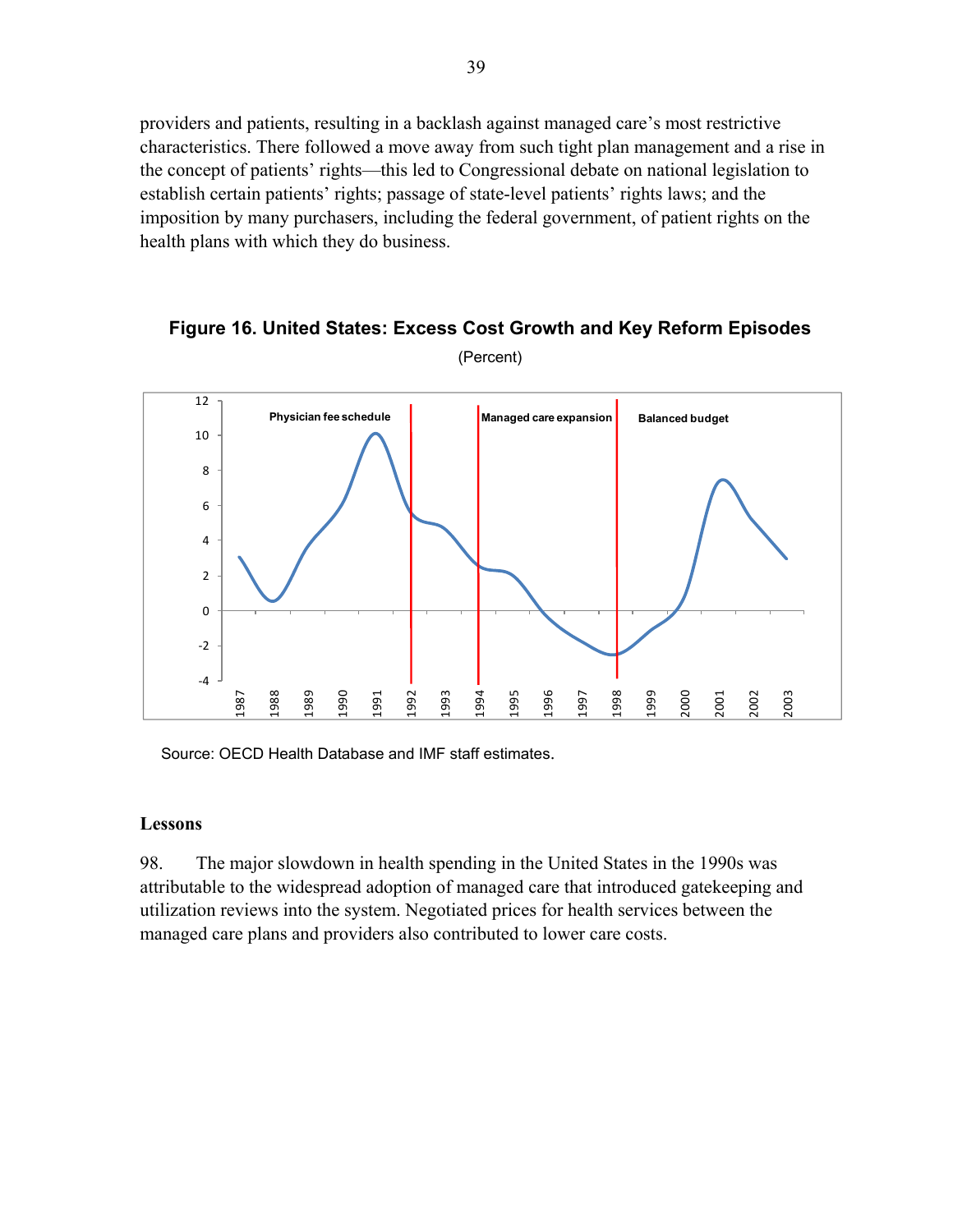providers and patients, resulting in a backlash against managed care's most restrictive characteristics. There followed a move away from such tight plan management and a rise in the concept of patients' rights—this led to Congressional debate on national legislation to establish certain patients' rights; passage of state-level patients' rights laws; and the imposition by many purchasers, including the federal government, of patient rights on the health plans with which they do business.

**Figure 16. United States: Excess Cost Growth and Key Reform Episodes**

(Percent)

Source: OECD Health Database and IMF staff estimates.

### Lessons

98. The major slowdown in health spending in the United States in the 1990s was attributable to the widespread adoption of managed care that introduced gatekeeping and utilization reviews into the system. Negotiated prices for health services between the managed care plans and providers also contributed to lower care costs.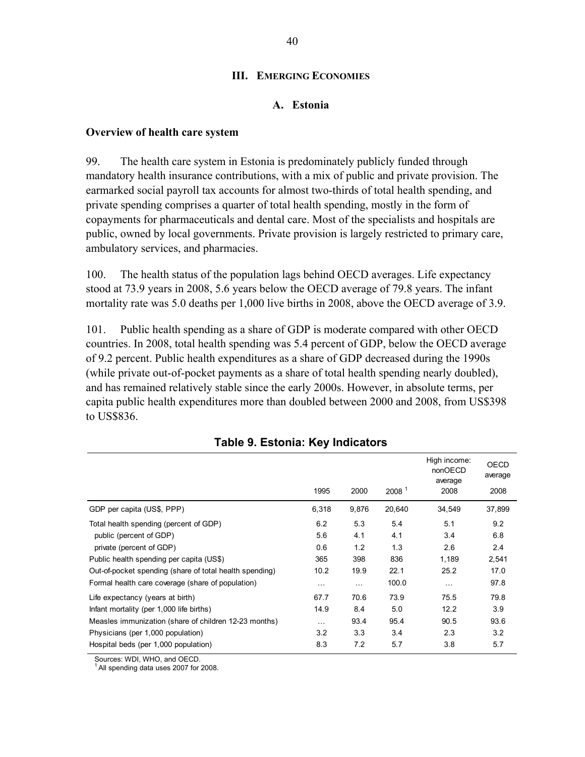## III. EMERGING ECONOMIES

### A. Estonia

**Overview of health care system**

99. The health care system in Estonia is predominately publicly funded through mandatory health insurance contributions, with a mix of public and private provision. The earmarked social payroll tax accounts for almost two-thirds of total health spending, and private spending comprises a quarter of total health spending, mostly in the form of copayments for pharmaceuticals and dental care. Most of the specialists and hospitals are public, owned by local governments. Private provision is largely restricted to primary care, ambulatory services, and pharmacies.

100. The health status of the population lags behind OECD averages. Life expectancy stood at 73.9 years in 2008, 5.6 years below the OECD average of 79.8 years. The infant mortality rate was 5.0 deaths per 1,000 live births in 2008, above the OECD average of 3.9.

101. Public health spending as a share of GDP is moderate compared with other OECD countries. In 2008, total health spending was 5.4 percent of GDP, below the OECD average of 9.2 percent. Public health expenditures as a share of GDP decreased during the 1990s (while private out-of-pocket payments as a share of total health spending nearly doubled), and has remained relatively stable since the early 2000s. However, in absolute terms, per capita public health expenditures more than doubled between 2000 and 2008, from US$398 to US$836.

**Table 9. Estonia: Key Indicators**

| | 1995 | 2000 | 2008 [1] | High income: nonOECD average 2008 | OECD average 2008 |
|---|---|---|---|---|---|
| GDP per capita (US$, PPP) | 6,318 | 9,876 | 20,640 | 34,549 | 37,899 |
| Total health spending (percent of GDP) | 6.2 | 5.3 | 5.4 | 5.1 | 9.2 |
| public (percent of GDP) | 5.6 | 4.1 | 4.1 | 3.4 | 6.8 |
| private (percent of GDP) | 0.6 | 1.2 | 1.3 | 2.6 | 2.4 |
| Public health spending per capita (US$) | 365 | 398 | 836 | 1,189 | 2,541 |
| Out-of-pocket spending (share of total health spending) | 10.2 | 19.9 | 22.1 | 25.2 | 17.0 |
| Formal health care coverage (share of population) | … | … | 100.0 | … | 97.8 |
| Life expectancy (years at birth) | 67.7 | 70.6 | 73.9 | 75.5 | 79.8 |
| Infant mortality (per 1,000 life births) | 14.9 | 8.4 | 5.0 | 12.2 | 3.9 |
| Measles immunization (share of children 12-23 months) | … | 93.4 | 95.4 | 90.5 | 93.6 |
| Physicians (per 1,000 population) | 3.2 | 3.3 | 3.4 | 2.3 | 3.2 |
| Hospital beds (per 1,000 population) | 8.3 | 7.2 | 5.7 | 3.8 | 5.7 |

Sources: WDI, WHO, and OECD.

[1] All spending data uses 2007 for 2008.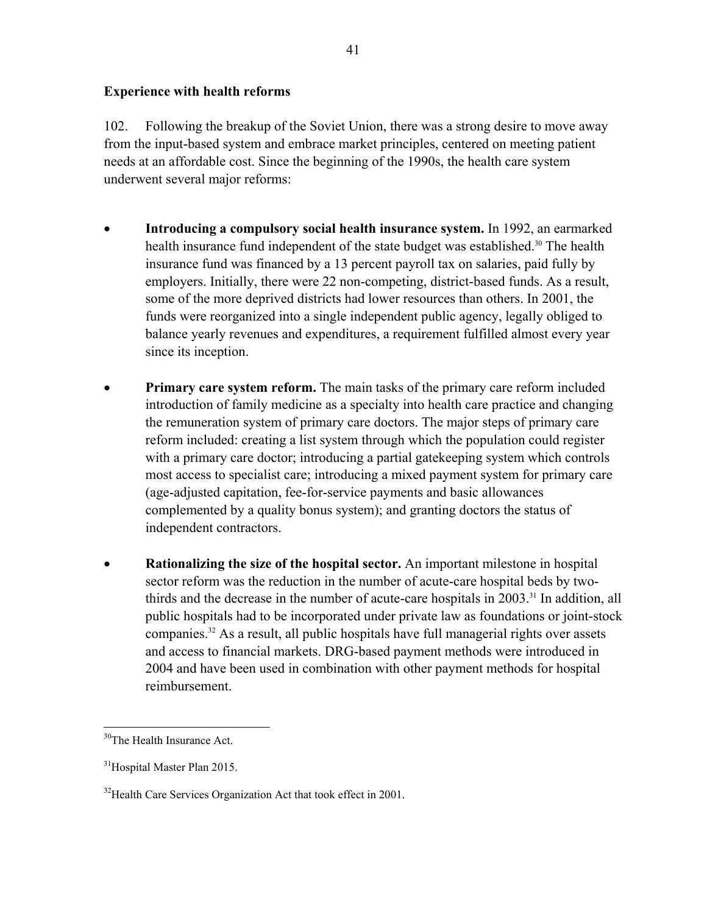### Experience with health reforms

102. Following the breakup of the Soviet Union, there was a strong desire to move away from the input-based system and embrace market principles, centered on meeting patient needs at an affordable cost. Since the beginning of the 1990s, the health care system underwent several major reforms:

- **Introducing a compulsory social health insurance system.** In 1992, an earmarked health insurance fund independent of the state budget was established.[30] The health insurance fund was financed by a 13 percent payroll tax on salaries, paid fully by employers. Initially, there were 22 non-competing, district-based funds. As a result, some of the more deprived districts had lower resources than others. In 2001, the funds were reorganized into a single independent public agency, legally obliged to balance yearly revenues and expenditures, a requirement fulfilled almost every year since its inception.

- **Primary care system reform.** The main tasks of the primary care reform included introduction of family medicine as a specialty into health care practice and changing the remuneration system of primary care doctors. The major steps of primary care reform included: creating a list system through which the population could register with a primary care doctor; introducing a partial gatekeeping system which controls most access to specialist care; introducing a mixed payment system for primary care (age-adjusted capitation, fee-for-service payments and basic allowances complemented by a quality bonus system); and granting doctors the status of independent contractors.

- **Rationalizing the size of the hospital sector.** An important milestone in hospital sector reform was the reduction in the number of acute-care hospital beds by two-thirds and the decrease in the number of acute-care hospitals in 2003.[31] In addition, all public hospitals had to be incorporated under private law as foundations or joint-stock companies.[32] As a result, all public hospitals have full managerial rights over assets and access to financial markets. DRG-based payment methods were introduced in 2004 and have been used in combination with other payment methods for hospital reimbursement.

---

[30] The Health Insurance Act.

[31] Hospital Master Plan 2015.

[32] Health Care Services Organization Act that took effect in 2001.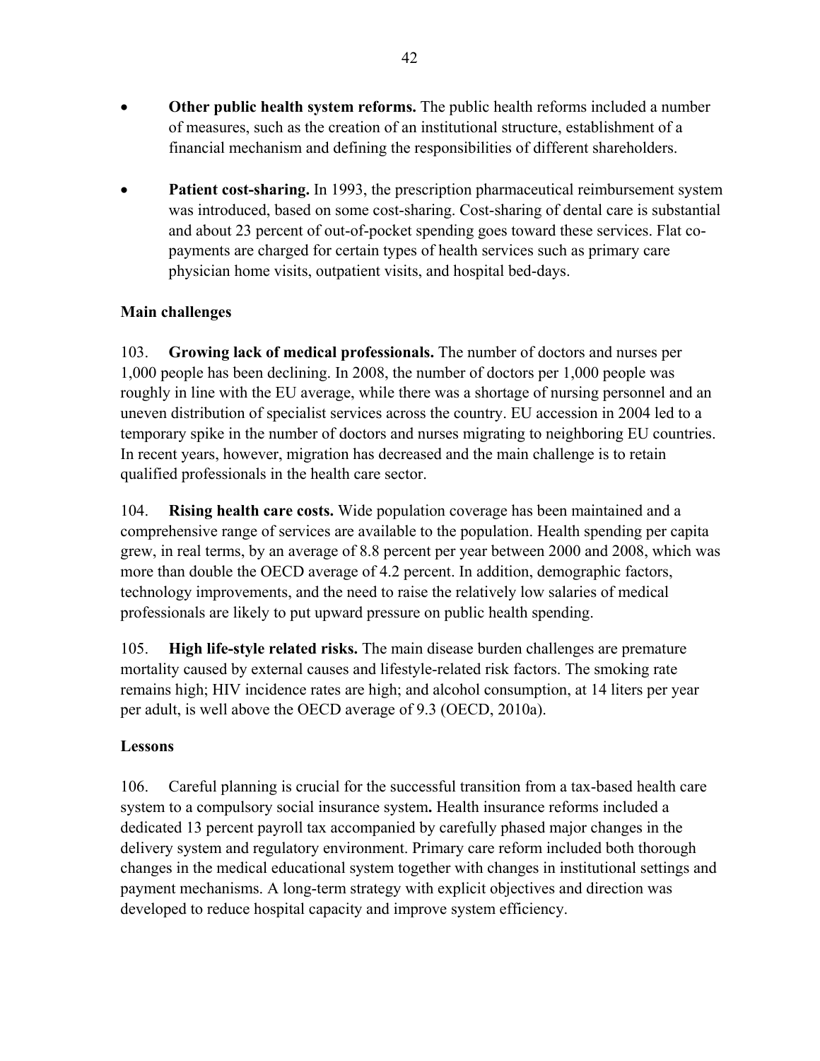- **Other public health system reforms.** The public health reforms included a number of measures, such as the creation of an institutional structure, establishment of a financial mechanism and defining the responsibilities of different shareholders.

- **Patient cost-sharing.** In 1993, the prescription pharmaceutical reimbursement system was introduced, based on some cost-sharing. Cost-sharing of dental care is substantial and about 23 percent of out-of-pocket spending goes toward these services. Flat co-payments are charged for certain types of health services such as primary care physician home visits, outpatient visits, and hospital bed-days.

**Main challenges**

103. **Growing lack of medical professionals.** The number of doctors and nurses per 1,000 people has been declining. In 2008, the number of doctors per 1,000 people was roughly in line with the EU average, while there was a shortage of nursing personnel and an uneven distribution of specialist services across the country. EU accession in 2004 led to a temporary spike in the number of doctors and nurses migrating to neighboring EU countries. In recent years, however, migration has decreased and the main challenge is to retain qualified professionals in the health care sector.

104. **Rising health care costs.** Wide population coverage has been maintained and a comprehensive range of services are available to the population. Health spending per capita grew, in real terms, by an average of 8.8 percent per year between 2000 and 2008, which was more than double the OECD average of 4.2 percent. In addition, demographic factors, technology improvements, and the need to raise the relatively low salaries of medical professionals are likely to put upward pressure on public health spending.

105. **High life-style related risks.** The main disease burden challenges are premature mortality caused by external causes and lifestyle-related risk factors. The smoking rate remains high; HIV incidence rates are high; and alcohol consumption, at 14 liters per year per adult, is well above the OECD average of 9.3 (OECD, 2010a).

**Lessons**

106. Careful planning is crucial for the successful transition from a tax-based health care system to a compulsory social insurance system**.** Health insurance reforms included a dedicated 13 percent payroll tax accompanied by carefully phased major changes in the delivery system and regulatory environment. Primary care reform included both thorough changes in the medical educational system together with changes in institutional settings and payment mechanisms. A long-term strategy with explicit objectives and direction was developed to reduce hospital capacity and improve system efficiency.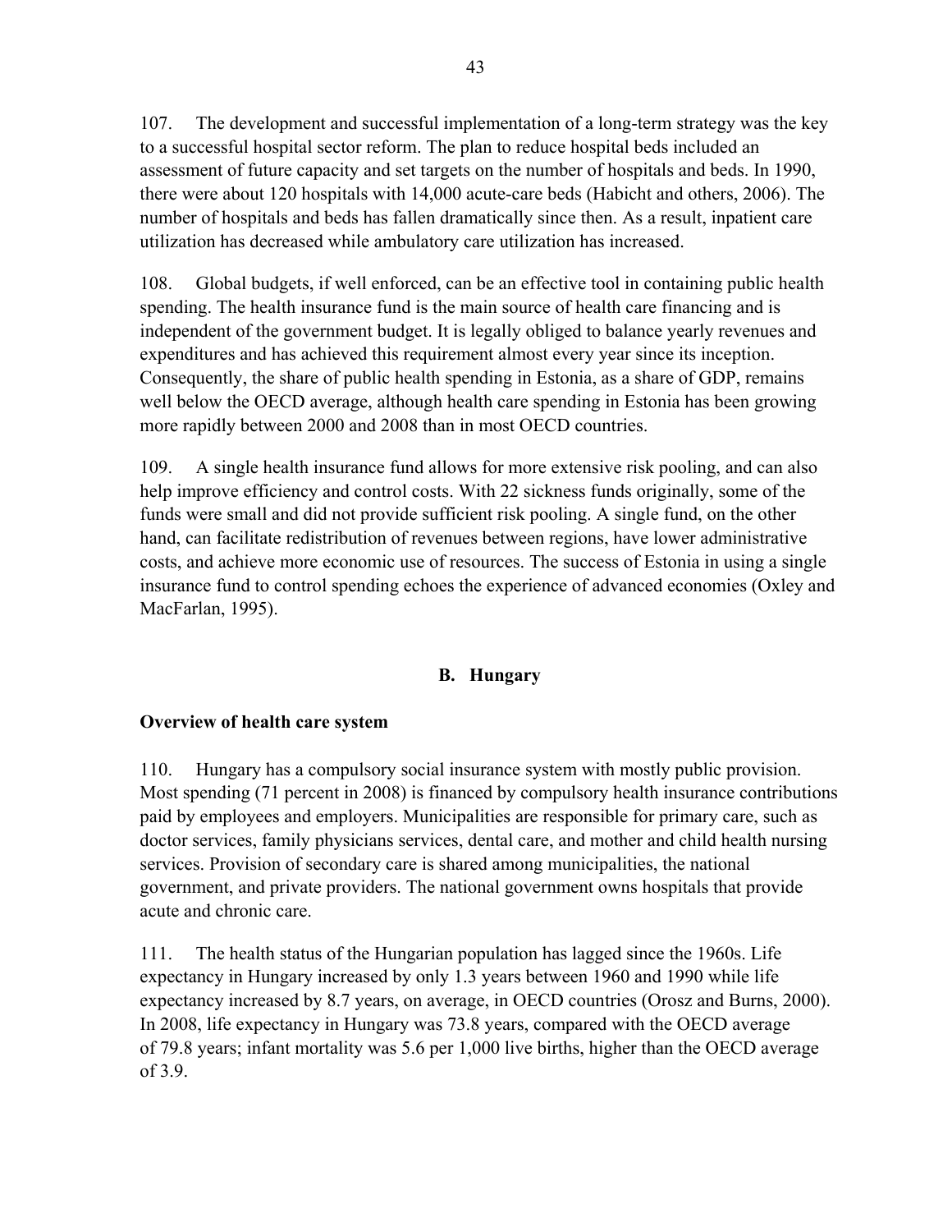107. The development and successful implementation of a long-term strategy was the key to a successful hospital sector reform. The plan to reduce hospital beds included an assessment of future capacity and set targets on the number of hospitals and beds. In 1990, there were about 120 hospitals with 14,000 acute-care beds (Habicht and others, 2006). The number of hospitals and beds has fallen dramatically since then. As a result, inpatient care utilization has decreased while ambulatory care utilization has increased.

108. Global budgets, if well enforced, can be an effective tool in containing public health spending. The health insurance fund is the main source of health care financing and is independent of the government budget. It is legally obliged to balance yearly revenues and expenditures and has achieved this requirement almost every year since its inception. Consequently, the share of public health spending in Estonia, as a share of GDP, remains well below the OECD average, although health care spending in Estonia has been growing more rapidly between 2000 and 2008 than in most OECD countries.

109. A single health insurance fund allows for more extensive risk pooling, and can also help improve efficiency and control costs. With 22 sickness funds originally, some of the funds were small and did not provide sufficient risk pooling. A single fund, on the other hand, can facilitate redistribution of revenues between regions, have lower administrative costs, and achieve more economic use of resources. The success of Estonia in using a single insurance fund to control spending echoes the experience of advanced economies (Oxley and MacFarlan, 1995).

## B. Hungary

### Overview of health care system

110. Hungary has a compulsory social insurance system with mostly public provision. Most spending (71 percent in 2008) is financed by compulsory health insurance contributions paid by employees and employers. Municipalities are responsible for primary care, such as doctor services, family physicians services, dental care, and mother and child health nursing services. Provision of secondary care is shared among municipalities, the national government, and private providers. The national government owns hospitals that provide acute and chronic care.

111. The health status of the Hungarian population has lagged since the 1960s. Life expectancy in Hungary increased by only 1.3 years between 1960 and 1990 while life expectancy increased by 8.7 years, on average, in OECD countries (Orosz and Burns, 2000). In 2008, life expectancy in Hungary was 73.8 years, compared with the OECD average of 79.8 years; infant mortality was 5.6 per 1,000 live births, higher than the OECD average of 3.9.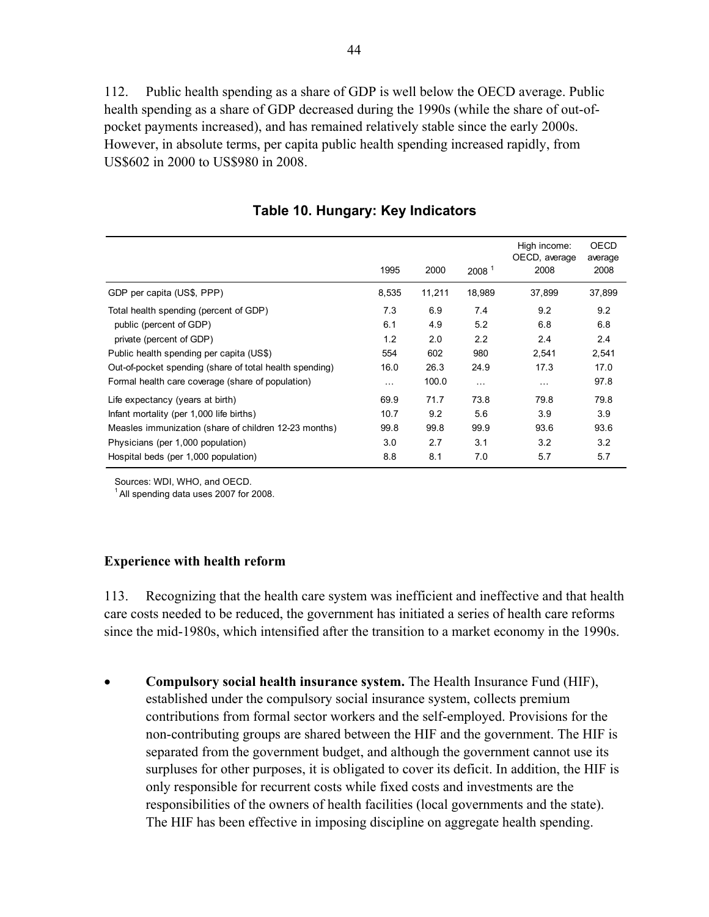112. Public health spending as a share of GDP is well below the OECD average. Public health spending as a share of GDP decreased during the 1990s (while the share of out-of-pocket payments increased), and has remained relatively stable since the early 2000s. However, in absolute terms, per capita public health spending increased rapidly, from US$602 in 2000 to US$980 in 2008.

## Table 10. Hungary: Key Indicators

| | 1995 | 2000 | 2008 [1] | High income: OECD, average 2008 | OECD average 2008 |
|---|---|---|---|---|---|
| GDP per capita (US$, PPP) | 8,535 | 11,211 | 18,989 | 37,899 | 37,899 |
| Total health spending (percent of GDP) | 7.3 | 6.9 | 7.4 | 9.2 | 9.2 |
| public (percent of GDP) | 6.1 | 4.9 | 5.2 | 6.8 | 6.8 |
| private (percent of GDP) | 1.2 | 2.0 | 2.2 | 2.4 | 2.4 |
| Public health spending per capita (US$) | 554 | 602 | 980 | 2,541 | 2,541 |
| Out-of-pocket spending (share of total health spending) | 16.0 | 26.3 | 24.9 | 17.3 | 17.0 |
| Formal health care coverage (share of population) | … | 100.0 | … | … | 97.8 |
| Life expectancy (years at birth) | 69.9 | 71.7 | 73.8 | 79.8 | 79.8 |
| Infant mortality (per 1,000 life births) | 10.7 | 9.2 | 5.6 | 3.9 | 3.9 |
| Measles immunization (share of children 12-23 months) | 99.8 | 99.8 | 99.9 | 93.6 | 93.6 |
| Physicians (per 1,000 population) | 3.0 | 2.7 | 3.1 | 3.2 | 3.2 |
| Hospital beds (per 1,000 population) | 8.8 | 8.1 | 7.0 | 5.7 | 5.7 |

Sources: WDI, WHO, and OECD.
[1] All spending data uses 2007 for 2008.

### Experience with health reform

113. Recognizing that the health care system was inefficient and ineffective and that health care costs needed to be reduced, the government has initiated a series of health care reforms since the mid-1980s, which intensified after the transition to a market economy in the 1990s.

- **Compulsory social health insurance system.** The Health Insurance Fund (HIF), established under the compulsory social insurance system, collects premium contributions from formal sector workers and the self-employed. Provisions for the non-contributing groups are shared between the HIF and the government. The HIF is separated from the government budget, and although the government cannot use its surpluses for other purposes, it is obligated to cover its deficit. In addition, the HIF is only responsible for recurrent costs while fixed costs and investments are the responsibilities of the owners of health facilities (local governments and the state). The HIF has been effective in imposing discipline on aggregate health spending.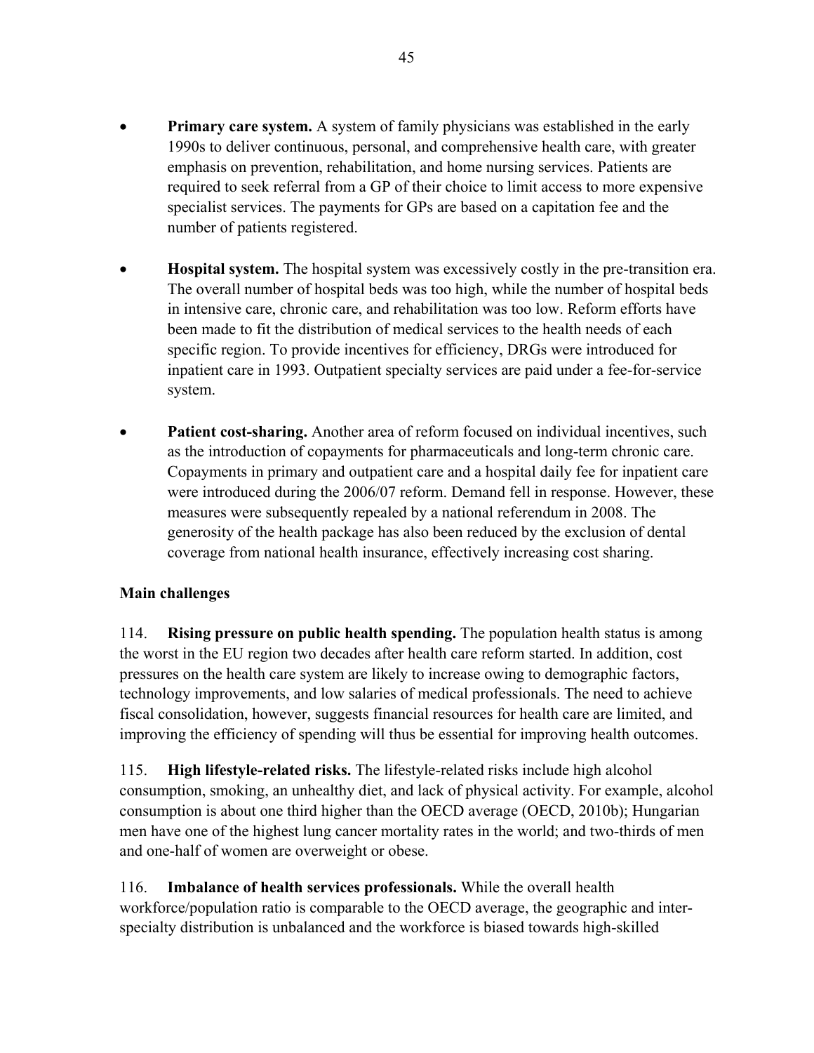- **Primary care system.** A system of family physicians was established in the early 1990s to deliver continuous, personal, and comprehensive health care, with greater emphasis on prevention, rehabilitation, and home nursing services. Patients are required to seek referral from a GP of their choice to limit access to more expensive specialist services. The payments for GPs are based on a capitation fee and the number of patients registered.

- **Hospital system.** The hospital system was excessively costly in the pre-transition era. The overall number of hospital beds was too high, while the number of hospital beds in intensive care, chronic care, and rehabilitation was too low. Reform efforts have been made to fit the distribution of medical services to the health needs of each specific region. To provide incentives for efficiency, DRGs were introduced for inpatient care in 1993. Outpatient specialty services are paid under a fee-for-service system.

- **Patient cost-sharing.** Another area of reform focused on individual incentives, such as the introduction of copayments for pharmaceuticals and long-term chronic care. Copayments in primary and outpatient care and a hospital daily fee for inpatient care were introduced during the 2006/07 reform. Demand fell in response. However, these measures were subsequently repealed by a national referendum in 2008. The generosity of the health package has also been reduced by the exclusion of dental coverage from national health insurance, effectively increasing cost sharing.

**Main challenges**

114. **Rising pressure on public health spending.** The population health status is among the worst in the EU region two decades after health care reform started. In addition, cost pressures on the health care system are likely to increase owing to demographic factors, technology improvements, and low salaries of medical professionals. The need to achieve fiscal consolidation, however, suggests financial resources for health care are limited, and improving the efficiency of spending will thus be essential for improving health outcomes.

115. **High lifestyle-related risks.** The lifestyle-related risks include high alcohol consumption, smoking, an unhealthy diet, and lack of physical activity. For example, alcohol consumption is about one third higher than the OECD average (OECD, 2010b); Hungarian men have one of the highest lung cancer mortality rates in the world; and two-thirds of men and one-half of women are overweight or obese.

116. **Imbalance of health services professionals.** While the overall health workforce/population ratio is comparable to the OECD average, the geographic and inter-specialty distribution is unbalanced and the workforce is biased towards high-skilled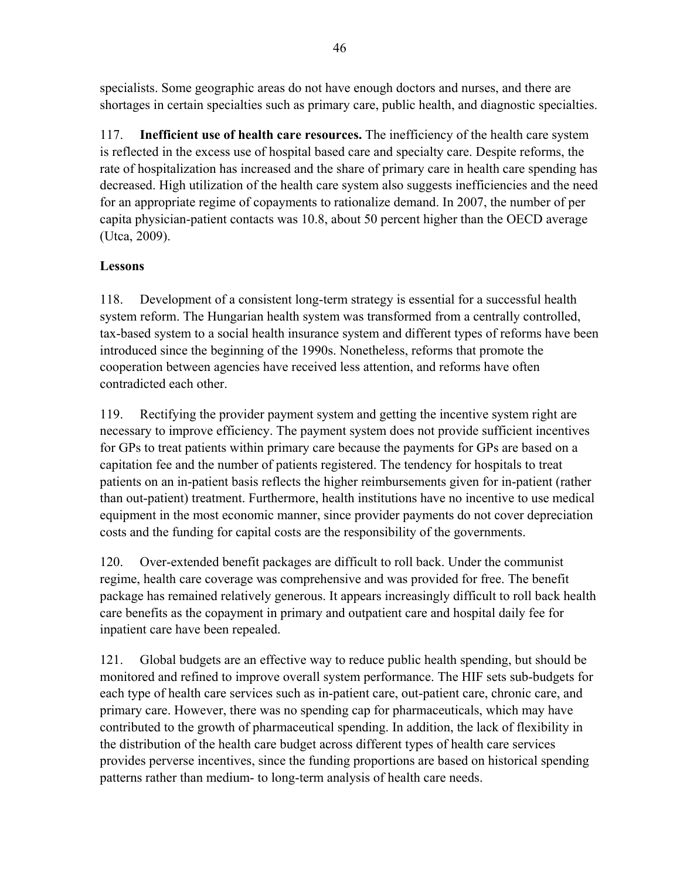specialists. Some geographic areas do not have enough doctors and nurses, and there are shortages in certain specialties such as primary care, public health, and diagnostic specialties.

117. **Inefficient use of health care resources.** The inefficiency of the health care system is reflected in the excess use of hospital based care and specialty care. Despite reforms, the rate of hospitalization has increased and the share of primary care in health care spending has decreased. High utilization of the health care system also suggests inefficiencies and the need for an appropriate regime of copayments to rationalize demand. In 2007, the number of per capita physician-patient contacts was 10.8, about 50 percent higher than the OECD average (Utca, 2009).

**Lessons**

118. Development of a consistent long-term strategy is essential for a successful health system reform. The Hungarian health system was transformed from a centrally controlled, tax-based system to a social health insurance system and different types of reforms have been introduced since the beginning of the 1990s. Nonetheless, reforms that promote the cooperation between agencies have received less attention, and reforms have often contradicted each other.

119. Rectifying the provider payment system and getting the incentive system right are necessary to improve efficiency. The payment system does not provide sufficient incentives for GPs to treat patients within primary care because the payments for GPs are based on a capitation fee and the number of patients registered. The tendency for hospitals to treat patients on an in-patient basis reflects the higher reimbursements given for in-patient (rather than out-patient) treatment. Furthermore, health institutions have no incentive to use medical equipment in the most economic manner, since provider payments do not cover depreciation costs and the funding for capital costs are the responsibility of the governments.

120. Over-extended benefit packages are difficult to roll back. Under the communist regime, health care coverage was comprehensive and was provided for free. The benefit package has remained relatively generous. It appears increasingly difficult to roll back health care benefits as the copayment in primary and outpatient care and hospital daily fee for inpatient care have been repealed.

121. Global budgets are an effective way to reduce public health spending, but should be monitored and refined to improve overall system performance. The HIF sets sub-budgets for each type of health care services such as in-patient care, out-patient care, chronic care, and primary care. However, there was no spending cap for pharmaceuticals, which may have contributed to the growth of pharmaceutical spending. In addition, the lack of flexibility in the distribution of the health care budget across different types of health care services provides perverse incentives, since the funding proportions are based on historical spending patterns rather than medium- to long-term analysis of health care needs.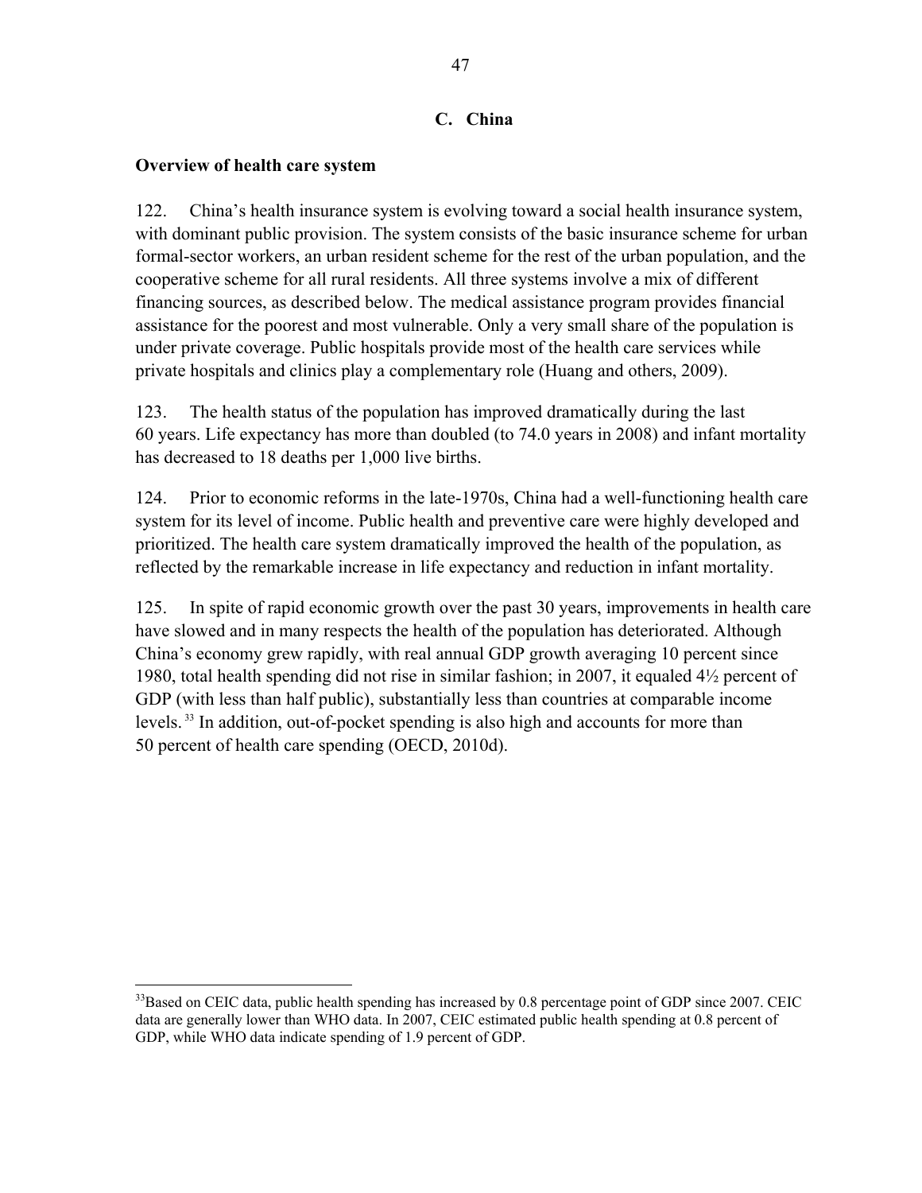## C. China

### Overview of health care system

122. China's health insurance system is evolving toward a social health insurance system, with dominant public provision. The system consists of the basic insurance scheme for urban formal-sector workers, an urban resident scheme for the rest of the urban population, and the cooperative scheme for all rural residents. All three systems involve a mix of different financing sources, as described below. The medical assistance program provides financial assistance for the poorest and most vulnerable. Only a very small share of the population is under private coverage. Public hospitals provide most of the health care services while private hospitals and clinics play a complementary role (Huang and others, 2009).

123. The health status of the population has improved dramatically during the last 60 years. Life expectancy has more than doubled (to 74.0 years in 2008) and infant mortality has decreased to 18 deaths per 1,000 live births.

124. Prior to economic reforms in the late-1970s, China had a well-functioning health care system for its level of income. Public health and preventive care were highly developed and prioritized. The health care system dramatically improved the health of the population, as reflected by the remarkable increase in life expectancy and reduction in infant mortality.

125. In spite of rapid economic growth over the past 30 years, improvements in health care have slowed and in many respects the health of the population has deteriorated. Although China's economy grew rapidly, with real annual GDP growth averaging 10 percent since 1980, total health spending did not rise in similar fashion; in 2007, it equaled 4½ percent of GDP (with less than half public), substantially less than countries at comparable income levels.[33] In addition, out-of-pocket spending is also high and accounts for more than 50 percent of health care spending (OECD, 2010d).

---

[33]Based on CEIC data, public health spending has increased by 0.8 percentage point of GDP since 2007. CEIC data are generally lower than WHO data. In 2007, CEIC estimated public health spending at 0.8 percent of GDP, while WHO data indicate spending of 1.9 percent of GDP.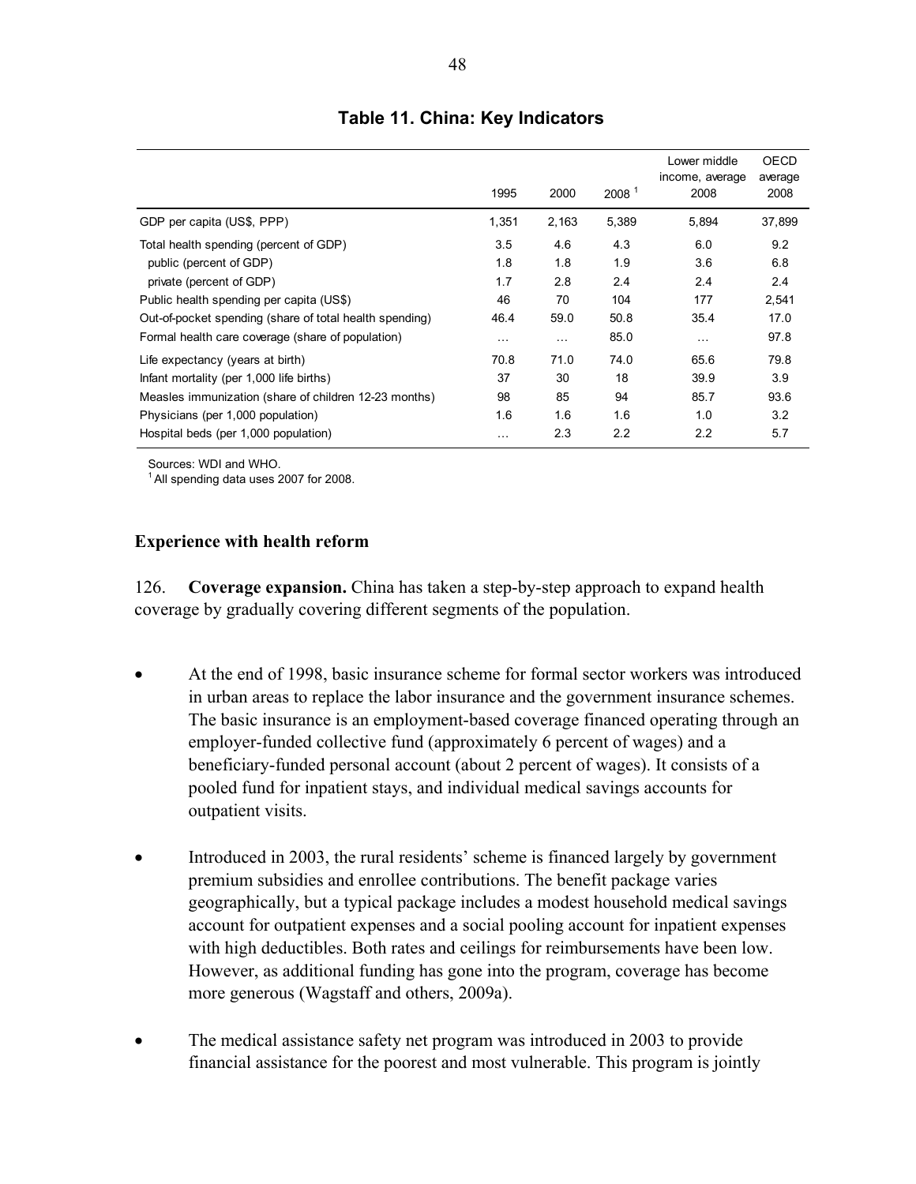**Table 11. China: Key Indicators**

| | 1995 | 2000 | 2008 [1] | Lower middle income, average 2008 | OECD average 2008 |
|---|---|---|---|---|---|
| GDP per capita (US$, PPP) | 1,351 | 2,163 | 5,389 | 5,894 | 37,899 |
| Total health spending (percent of GDP) | 3.5 | 4.6 | 4.3 | 6.0 | 9.2 |
| public (percent of GDP) | 1.8 | 1.8 | 1.9 | 3.6 | 6.8 |
| private (percent of GDP) | 1.7 | 2.8 | 2.4 | 2.4 | 2.4 |
| Public health spending per capita (US$) | 46 | 70 | 104 | 177 | 2,541 |
| Out-of-pocket spending (share of total health spending) | 46.4 | 59.0 | 50.8 | 35.4 | 17.0 |
| Formal health care coverage (share of population) | … | … | 85.0 | … | 97.8 |
| Life expectancy (years at birth) | 70.8 | 71.0 | 74.0 | 65.6 | 79.8 |
| Infant mortality (per 1,000 life births) | 37 | 30 | 18 | 39.9 | 3.9 |
| Measles immunization (share of children 12-23 months) | 98 | 85 | 94 | 85.7 | 93.6 |
| Physicians (per 1,000 population) | 1.6 | 1.6 | 1.6 | 1.0 | 3.2 |
| Hospital beds (per 1,000 population) | … | 2.3 | 2.2 | 2.2 | 5.7 |

Sources: WDI and WHO.
[1] All spending data uses 2007 for 2008.

### Experience with health reform

126. **Coverage expansion.** China has taken a step-by-step approach to expand health coverage by gradually covering different segments of the population.

- At the end of 1998, basic insurance scheme for formal sector workers was introduced in urban areas to replace the labor insurance and the government insurance schemes. The basic insurance is an employment-based coverage financed operating through an employer-funded collective fund (approximately 6 percent of wages) and a beneficiary-funded personal account (about 2 percent of wages). It consists of a pooled fund for inpatient stays, and individual medical savings accounts for outpatient visits.

- Introduced in 2003, the rural residents' scheme is financed largely by government premium subsidies and enrollee contributions. The benefit package varies geographically, but a typical package includes a modest household medical savings account for outpatient expenses and a social pooling account for inpatient expenses with high deductibles. Both rates and ceilings for reimbursements have been low. However, as additional funding has gone into the program, coverage has become more generous (Wagstaff and others, 2009a).

- The medical assistance safety net program was introduced in 2003 to provide financial assistance for the poorest and most vulnerable. This program is jointly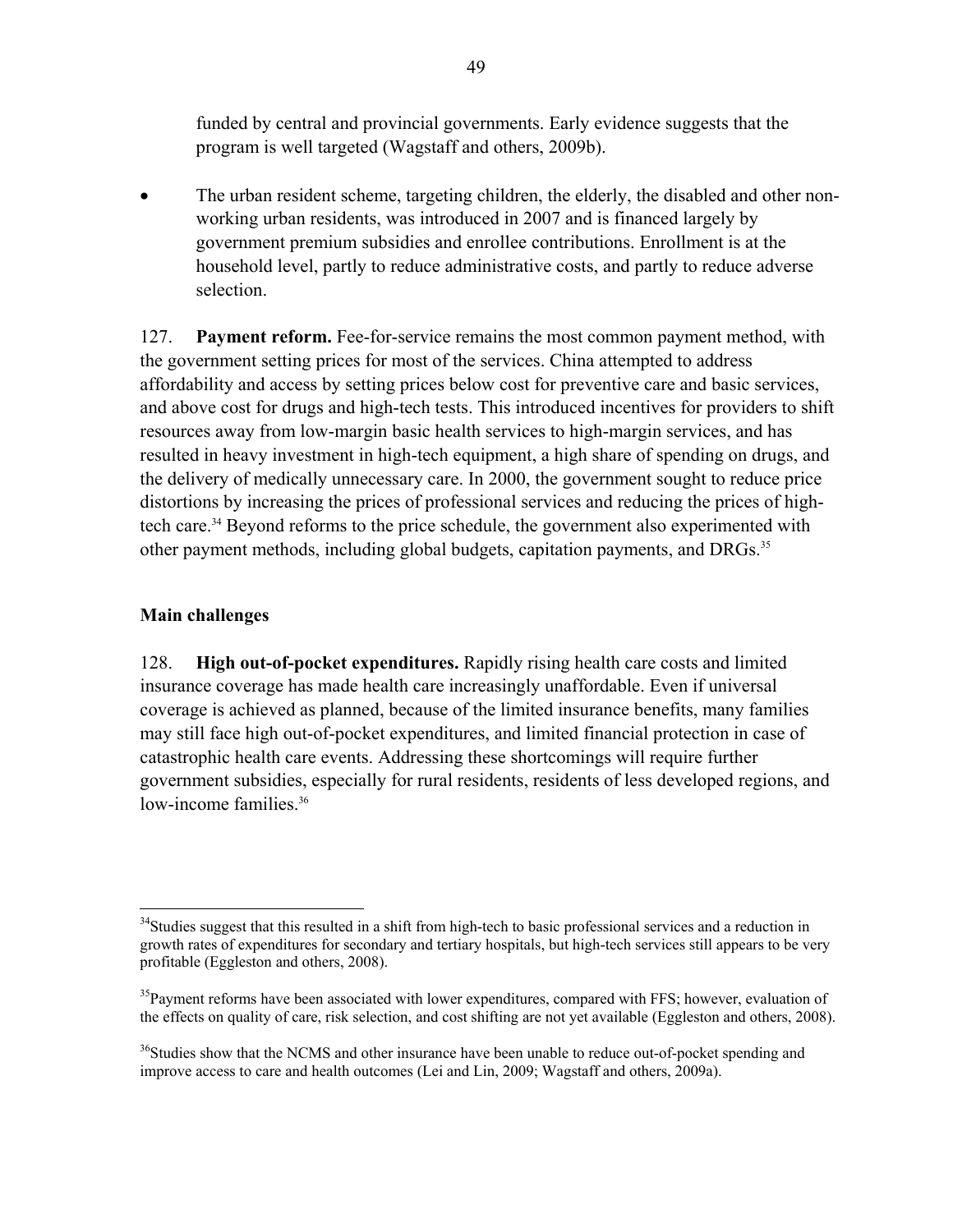funded by central and provincial governments. Early evidence suggests that the program is well targeted (Wagstaff and others, 2009b).

- The urban resident scheme, targeting children, the elderly, the disabled and other non-working urban residents, was introduced in 2007 and is financed largely by government premium subsidies and enrollee contributions. Enrollment is at the household level, partly to reduce administrative costs, and partly to reduce adverse selection.

127. **Payment reform.** Fee-for-service remains the most common payment method, with the government setting prices for most of the services. China attempted to address affordability and access by setting prices below cost for preventive care and basic services, and above cost for drugs and high-tech tests. This introduced incentives for providers to shift resources away from low-margin basic health services to high-margin services, and has resulted in heavy investment in high-tech equipment, a high share of spending on drugs, and the delivery of medically unnecessary care. In 2000, the government sought to reduce price distortions by increasing the prices of professional services and reducing the prices of high-tech care.[34] Beyond reforms to the price schedule, the government also experimented with other payment methods, including global budgets, capitation payments, and DRGs.[35]

### Main challenges

128. **High out-of-pocket expenditures.** Rapidly rising health care costs and limited insurance coverage has made health care increasingly unaffordable. Even if universal coverage is achieved as planned, because of the limited insurance benefits, many families may still face high out-of-pocket expenditures, and limited financial protection in case of catastrophic health care events. Addressing these shortcomings will require further government subsidies, especially for rural residents, residents of less developed regions, and low-income families.[36]

---

[34] Studies suggest that this resulted in a shift from high-tech to basic professional services and a reduction in growth rates of expenditures for secondary and tertiary hospitals, but high-tech services still appears to be very profitable (Eggleston and others, 2008).

[35] Payment reforms have been associated with lower expenditures, compared with FFS; however, evaluation of the effects on quality of care, risk selection, and cost shifting are not yet available (Eggleston and others, 2008).

[36] Studies show that the NCMS and other insurance have been unable to reduce out-of-pocket spending and improve access to care and health outcomes (Lei and Lin, 2009; Wagstaff and others, 2009a).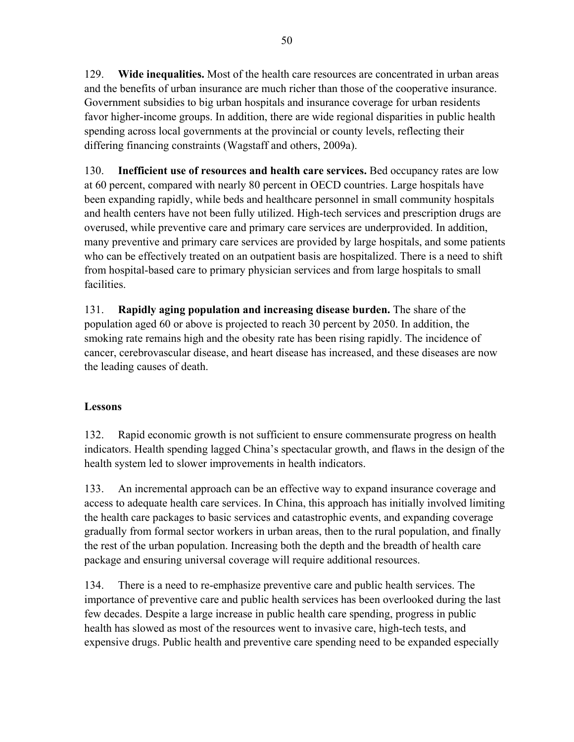129. **Wide inequalities.** Most of the health care resources are concentrated in urban areas and the benefits of urban insurance are much richer than those of the cooperative insurance. Government subsidies to big urban hospitals and insurance coverage for urban residents favor higher-income groups. In addition, there are wide regional disparities in public health spending across local governments at the provincial or county levels, reflecting their differing financing constraints (Wagstaff and others, 2009a).

130. **Inefficient use of resources and health care services.** Bed occupancy rates are low at 60 percent, compared with nearly 80 percent in OECD countries. Large hospitals have been expanding rapidly, while beds and healthcare personnel in small community hospitals and health centers have not been fully utilized. High-tech services and prescription drugs are overused, while preventive care and primary care services are underprovided. In addition, many preventive and primary care services are provided by large hospitals, and some patients who can be effectively treated on an outpatient basis are hospitalized. There is a need to shift from hospital-based care to primary physician services and from large hospitals to small facilities.

131. **Rapidly aging population and increasing disease burden.** The share of the population aged 60 or above is projected to reach 30 percent by 2050. In addition, the smoking rate remains high and the obesity rate has been rising rapidly. The incidence of cancer, cerebrovascular disease, and heart disease has increased, and these diseases are now the leading causes of death.

**Lessons**

132. Rapid economic growth is not sufficient to ensure commensurate progress on health indicators. Health spending lagged China's spectacular growth, and flaws in the design of the health system led to slower improvements in health indicators.

133. An incremental approach can be an effective way to expand insurance coverage and access to adequate health care services. In China, this approach has initially involved limiting the health care packages to basic services and catastrophic events, and expanding coverage gradually from formal sector workers in urban areas, then to the rural population, and finally the rest of the urban population. Increasing both the depth and the breadth of health care package and ensuring universal coverage will require additional resources.

134. There is a need to re-emphasize preventive care and public health services. The importance of preventive care and public health services has been overlooked during the last few decades. Despite a large increase in public health care spending, progress in public health has slowed as most of the resources went to invasive care, high-tech tests, and expensive drugs. Public health and preventive care spending need to be expanded especially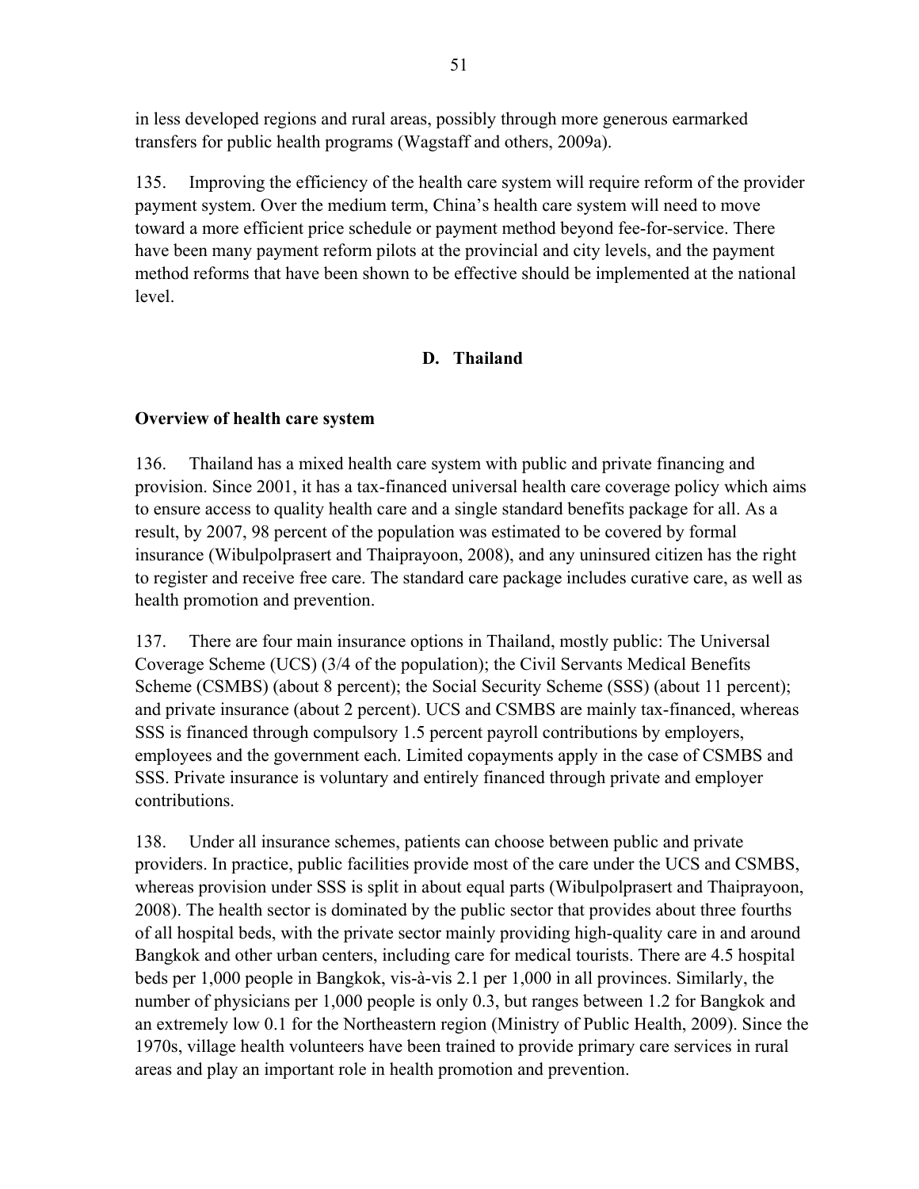in less developed regions and rural areas, possibly through more generous earmarked transfers for public health programs (Wagstaff and others, 2009a).

135. Improving the efficiency of the health care system will require reform of the provider payment system. Over the medium term, China's health care system will need to move toward a more efficient price schedule or payment method beyond fee-for-service. There have been many payment reform pilots at the provincial and city levels, and the payment method reforms that have been shown to be effective should be implemented at the national level.

## D. Thailand

**Overview of health care system**

136. Thailand has a mixed health care system with public and private financing and provision. Since 2001, it has a tax-financed universal health care coverage policy which aims to ensure access to quality health care and a single standard benefits package for all. As a result, by 2007, 98 percent of the population was estimated to be covered by formal insurance (Wibulpolprasert and Thaiprayoon, 2008), and any uninsured citizen has the right to register and receive free care. The standard care package includes curative care, as well as health promotion and prevention.

137. There are four main insurance options in Thailand, mostly public: The Universal Coverage Scheme (UCS) (3/4 of the population); the Civil Servants Medical Benefits Scheme (CSMBS) (about 8 percent); the Social Security Scheme (SSS) (about 11 percent); and private insurance (about 2 percent). UCS and CSMBS are mainly tax-financed, whereas SSS is financed through compulsory 1.5 percent payroll contributions by employers, employees and the government each. Limited copayments apply in the case of CSMBS and SSS. Private insurance is voluntary and entirely financed through private and employer contributions.

138. Under all insurance schemes, patients can choose between public and private providers. In practice, public facilities provide most of the care under the UCS and CSMBS, whereas provision under SSS is split in about equal parts (Wibulpolprasert and Thaiprayoon, 2008). The health sector is dominated by the public sector that provides about three fourths of all hospital beds, with the private sector mainly providing high-quality care in and around Bangkok and other urban centers, including care for medical tourists. There are 4.5 hospital beds per 1,000 people in Bangkok, vis-à-vis 2.1 per 1,000 in all provinces. Similarly, the number of physicians per 1,000 people is only 0.3, but ranges between 1.2 for Bangkok and an extremely low 0.1 for the Northeastern region (Ministry of Public Health, 2009). Since the 1970s, village health volunteers have been trained to provide primary care services in rural areas and play an important role in health promotion and prevention.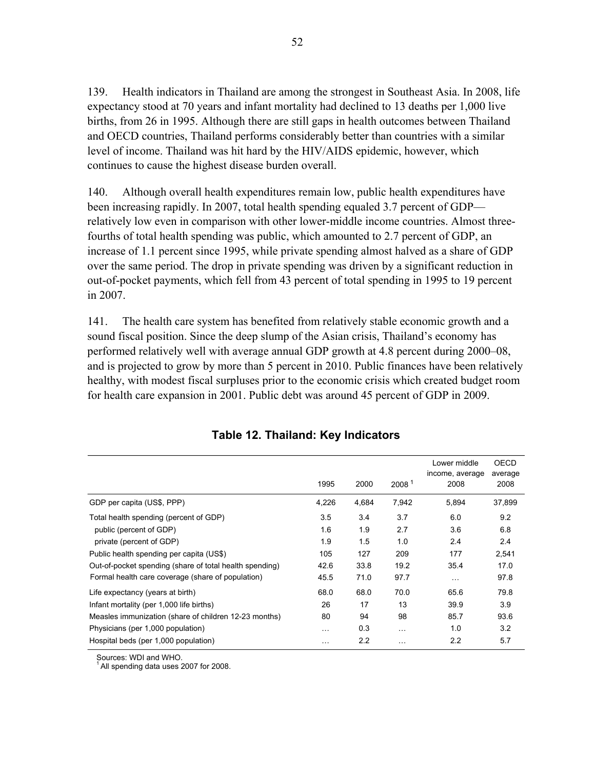139. Health indicators in Thailand are among the strongest in Southeast Asia. In 2008, life expectancy stood at 70 years and infant mortality had declined to 13 deaths per 1,000 live births, from 26 in 1995. Although there are still gaps in health outcomes between Thailand and OECD countries, Thailand performs considerably better than countries with a similar level of income. Thailand was hit hard by the HIV/AIDS epidemic, however, which continues to cause the highest disease burden overall.

140. Although overall health expenditures remain low, public health expenditures have been increasing rapidly. In 2007, total health spending equaled 3.7 percent of GDP—relatively low even in comparison with other lower-middle income countries. Almost three-fourths of total health spending was public, which amounted to 2.7 percent of GDP, an increase of 1.1 percent since 1995, while private spending almost halved as a share of GDP over the same period. The drop in private spending was driven by a significant reduction in out-of-pocket payments, which fell from 43 percent of total spending in 1995 to 19 percent in 2007.

141. The health care system has benefited from relatively stable economic growth and a sound fiscal position. Since the deep slump of the Asian crisis, Thailand's economy has performed relatively well with average annual GDP growth at 4.8 percent during 2000–08, and is projected to grow by more than 5 percent in 2010. Public finances have been relatively healthy, with modest fiscal surpluses prior to the economic crisis which created budget room for health care expansion in 2001. Public debt was around 45 percent of GDP in 2009.

**Table 12. Thailand: Key Indicators**

| | 1995 | 2000 | 2008 [1] | Lower middle income, average 2008 | OECD average 2008 |
|---|---|---|---|---|---|
| GDP per capita (US$, PPP) | 4,226 | 4,684 | 7,942 | 5,894 | 37,899 |
| Total health spending (percent of GDP) | 3.5 | 3.4 | 3.7 | 6.0 | 9.2 |
| public (percent of GDP) | 1.6 | 1.9 | 2.7 | 3.6 | 6.8 |
| private (percent of GDP) | 1.9 | 1.5 | 1.0 | 2.4 | 2.4 |
| Public health spending per capita (US$) | 105 | 127 | 209 | 177 | 2,541 |
| Out-of-pocket spending (share of total health spending) | 42.6 | 33.8 | 19.2 | 35.4 | 17.0 |
| Formal health care coverage (share of population) | 45.5 | 71.0 | 97.7 | … | 97.8 |
| Life expectancy (years at birth) | 68.0 | 68.0 | 70.0 | 65.6 | 79.8 |
| Infant mortality (per 1,000 life births) | 26 | 17 | 13 | 39.9 | 3.9 |
| Measles immunization (share of children 12-23 months) | 80 | 94 | 98 | 85.7 | 93.6 |
| Physicians (per 1,000 population) | … | 0.3 | … | 1.0 | 3.2 |
| Hospital beds (per 1,000 population) | … | 2.2 | … | 2.2 | 5.7 |

Sources: WDI and WHO.
[1] All spending data uses 2007 for 2008.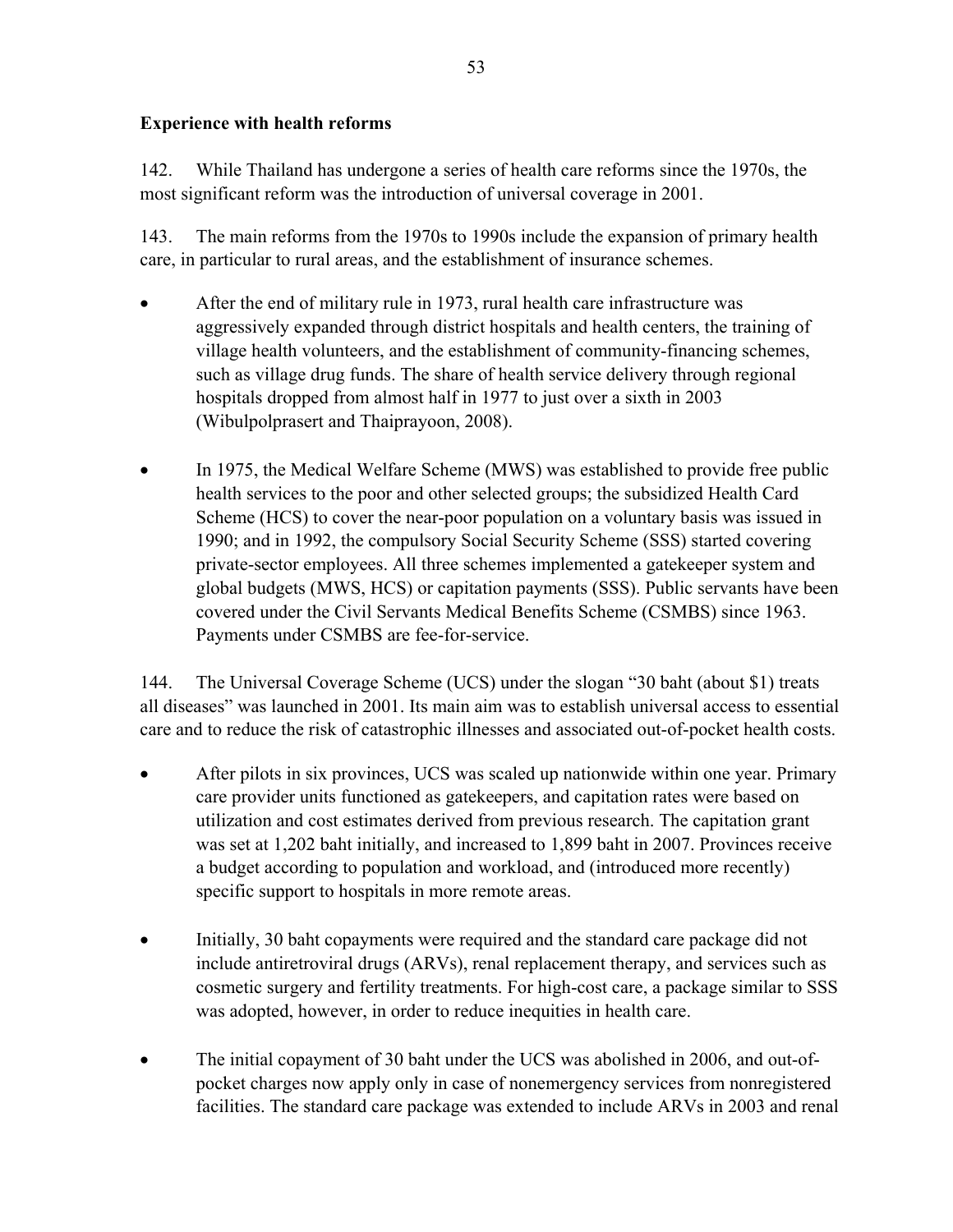### Experience with health reforms

142. While Thailand has undergone a series of health care reforms since the 1970s, the most significant reform was the introduction of universal coverage in 2001.

143. The main reforms from the 1970s to 1990s include the expansion of primary health care, in particular to rural areas, and the establishment of insurance schemes.

- After the end of military rule in 1973, rural health care infrastructure was aggressively expanded through district hospitals and health centers, the training of village health volunteers, and the establishment of community-financing schemes, such as village drug funds. The share of health service delivery through regional hospitals dropped from almost half in 1977 to just over a sixth in 2003 (Wibulpolprasert and Thaiprayoon, 2008).

- In 1975, the Medical Welfare Scheme (MWS) was established to provide free public health services to the poor and other selected groups; the subsidized Health Card Scheme (HCS) to cover the near-poor population on a voluntary basis was issued in 1990; and in 1992, the compulsory Social Security Scheme (SSS) started covering private-sector employees. All three schemes implemented a gatekeeper system and global budgets (MWS, HCS) or capitation payments (SSS). Public servants have been covered under the Civil Servants Medical Benefits Scheme (CSMBS) since 1963. Payments under CSMBS are fee-for-service.

144. The Universal Coverage Scheme (UCS) under the slogan "30 baht (about $1) treats all diseases" was launched in 2001. Its main aim was to establish universal access to essential care and to reduce the risk of catastrophic illnesses and associated out-of-pocket health costs.

- After pilots in six provinces, UCS was scaled up nationwide within one year. Primary care provider units functioned as gatekeepers, and capitation rates were based on utilization and cost estimates derived from previous research. The capitation grant was set at 1,202 baht initially, and increased to 1,899 baht in 2007. Provinces receive a budget according to population and workload, and (introduced more recently) specific support to hospitals in more remote areas.

- Initially, 30 baht copayments were required and the standard care package did not include antiretroviral drugs (ARVs), renal replacement therapy, and services such as cosmetic surgery and fertility treatments. For high-cost care, a package similar to SSS was adopted, however, in order to reduce inequities in health care.

- The initial copayment of 30 baht under the UCS was abolished in 2006, and out-of-pocket charges now apply only in case of nonemergency services from nonregistered facilities. The standard care package was extended to include ARVs in 2003 and renal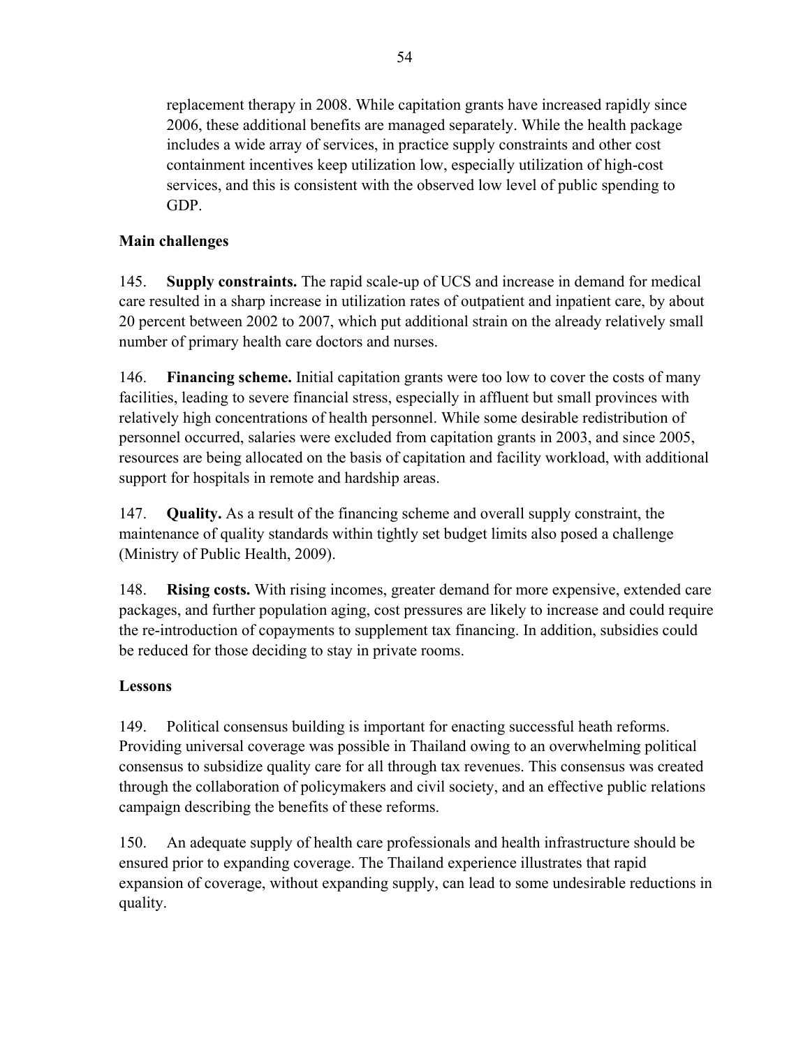replacement therapy in 2008. While capitation grants have increased rapidly since 2006, these additional benefits are managed separately. While the health package includes a wide array of services, in practice supply constraints and other cost containment incentives keep utilization low, especially utilization of high-cost services, and this is consistent with the observed low level of public spending to GDP.

**Main challenges**

145. **Supply constraints.** The rapid scale-up of UCS and increase in demand for medical care resulted in a sharp increase in utilization rates of outpatient and inpatient care, by about 20 percent between 2002 to 2007, which put additional strain on the already relatively small number of primary health care doctors and nurses.

146. **Financing scheme.** Initial capitation grants were too low to cover the costs of many facilities, leading to severe financial stress, especially in affluent but small provinces with relatively high concentrations of health personnel. While some desirable redistribution of personnel occurred, salaries were excluded from capitation grants in 2003, and since 2005, resources are being allocated on the basis of capitation and facility workload, with additional support for hospitals in remote and hardship areas.

147. **Quality.** As a result of the financing scheme and overall supply constraint, the maintenance of quality standards within tightly set budget limits also posed a challenge (Ministry of Public Health, 2009).

148. **Rising costs.** With rising incomes, greater demand for more expensive, extended care packages, and further population aging, cost pressures are likely to increase and could require the re-introduction of copayments to supplement tax financing. In addition, subsidies could be reduced for those deciding to stay in private rooms.

**Lessons**

149. Political consensus building is important for enacting successful heath reforms. Providing universal coverage was possible in Thailand owing to an overwhelming political consensus to subsidize quality care for all through tax revenues. This consensus was created through the collaboration of policymakers and civil society, and an effective public relations campaign describing the benefits of these reforms.

150. An adequate supply of health care professionals and health infrastructure should be ensured prior to expanding coverage. The Thailand experience illustrates that rapid expansion of coverage, without expanding supply, can lead to some undesirable reductions in quality.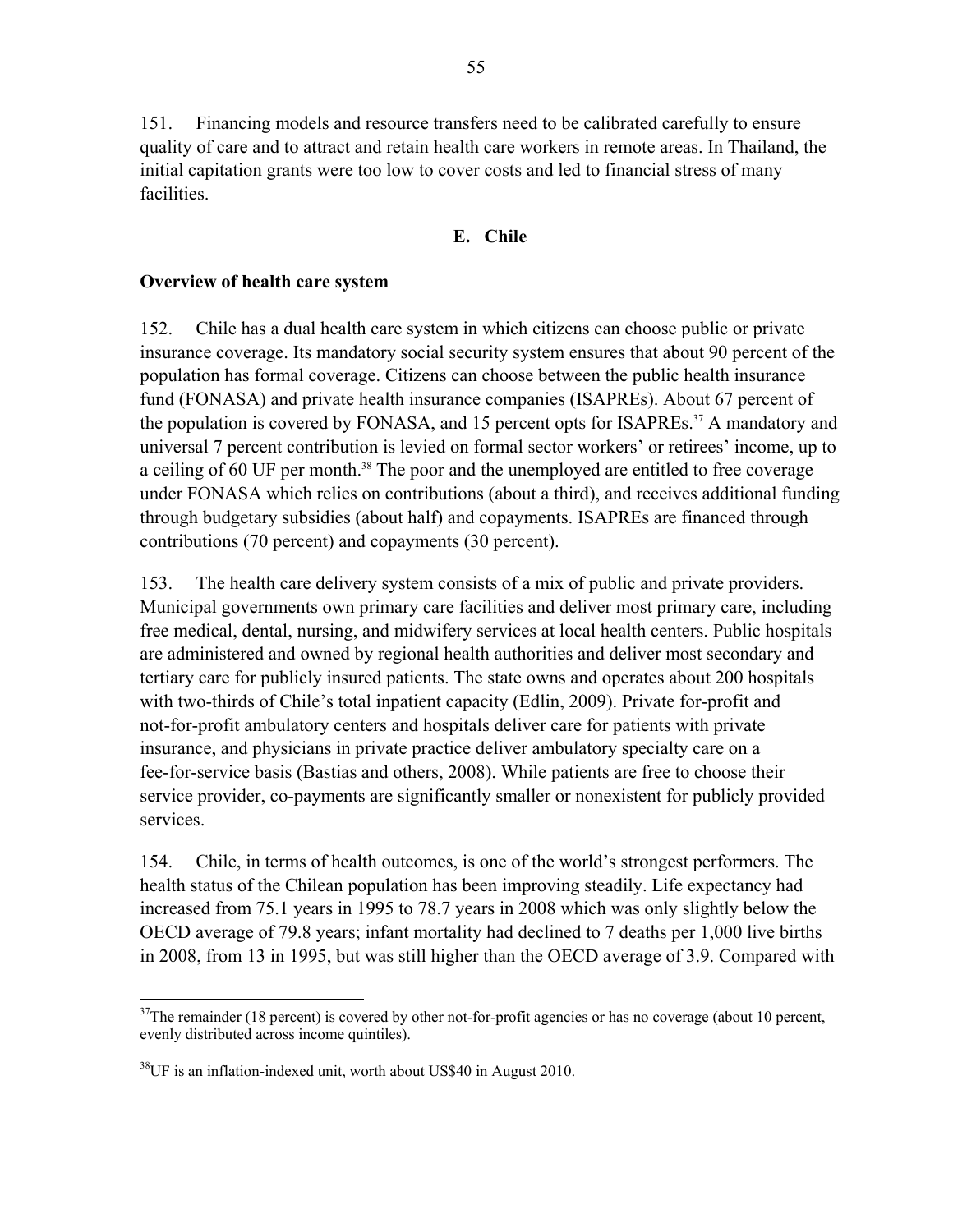151. Financing models and resource transfers need to be calibrated carefully to ensure quality of care and to attract and retain health care workers in remote areas. In Thailand, the initial capitation grants were too low to cover costs and led to financial stress of many facilities.

## E. Chile

### Overview of health care system

152. Chile has a dual health care system in which citizens can choose public or private insurance coverage. Its mandatory social security system ensures that about 90 percent of the population has formal coverage. Citizens can choose between the public health insurance fund (FONASA) and private health insurance companies (ISAPREs). About 67 percent of the population is covered by FONASA, and 15 percent opts for ISAPREs.[37] A mandatory and universal 7 percent contribution is levied on formal sector workers' or retirees' income, up to a ceiling of 60 UF per month.[38] The poor and the unemployed are entitled to free coverage under FONASA which relies on contributions (about a third), and receives additional funding through budgetary subsidies (about half) and copayments. ISAPREs are financed through contributions (70 percent) and copayments (30 percent).

153. The health care delivery system consists of a mix of public and private providers. Municipal governments own primary care facilities and deliver most primary care, including free medical, dental, nursing, and midwifery services at local health centers. Public hospitals are administered and owned by regional health authorities and deliver most secondary and tertiary care for publicly insured patients. The state owns and operates about 200 hospitals with two-thirds of Chile's total inpatient capacity (Edlin, 2009). Private for-profit and not-for-profit ambulatory centers and hospitals deliver care for patients with private insurance, and physicians in private practice deliver ambulatory specialty care on a fee-for-service basis (Bastias and others, 2008). While patients are free to choose their service provider, co-payments are significantly smaller or nonexistent for publicly provided services.

154. Chile, in terms of health outcomes, is one of the world's strongest performers. The health status of the Chilean population has been improving steadily. Life expectancy had increased from 75.1 years in 1995 to 78.7 years in 2008 which was only slightly below the OECD average of 79.8 years; infant mortality had declined to 7 deaths per 1,000 live births in 2008, from 13 in 1995, but was still higher than the OECD average of 3.9. Compared with

---

[37]The remainder (18 percent) is covered by other not-for-profit agencies or has no coverage (about 10 percent, evenly distributed across income quintiles).

[38]UF is an inflation-indexed unit, worth about US$40 in August 2010.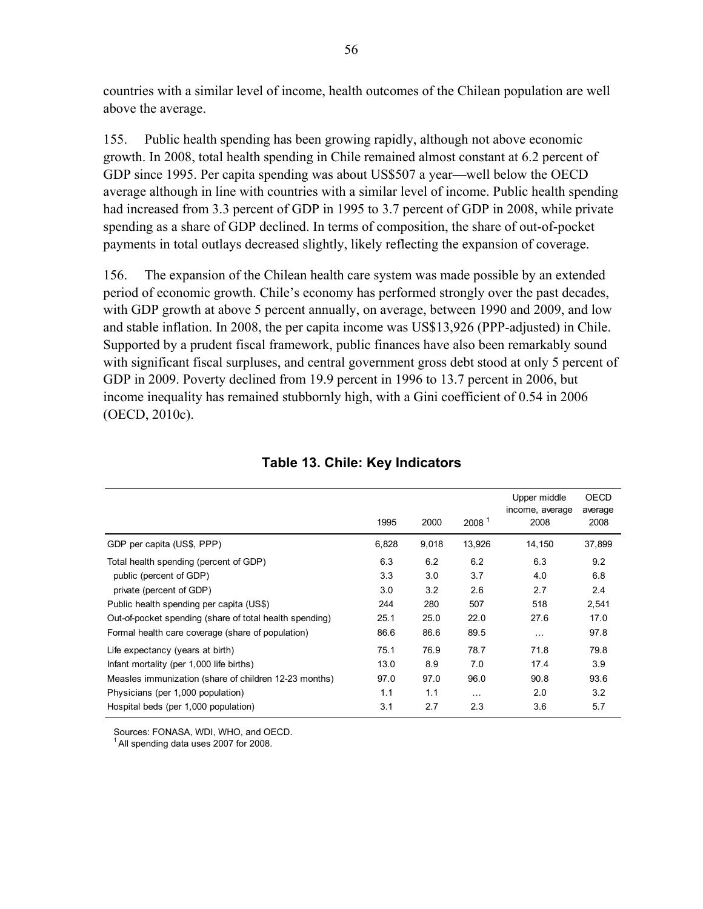countries with a similar level of income, health outcomes of the Chilean population are well above the average.

155. Public health spending has been growing rapidly, although not above economic growth. In 2008, total health spending in Chile remained almost constant at 6.2 percent of GDP since 1995. Per capita spending was about US$507 a year—well below the OECD average although in line with countries with a similar level of income. Public health spending had increased from 3.3 percent of GDP in 1995 to 3.7 percent of GDP in 2008, while private spending as a share of GDP declined. In terms of composition, the share of out-of-pocket payments in total outlays decreased slightly, likely reflecting the expansion of coverage.

156. The expansion of the Chilean health care system was made possible by an extended period of economic growth. Chile's economy has performed strongly over the past decades, with GDP growth at above 5 percent annually, on average, between 1990 and 2009, and low and stable inflation. In 2008, the per capita income was US$13,926 (PPP-adjusted) in Chile. Supported by a prudent fiscal framework, public finances have also been remarkably sound with significant fiscal surpluses, and central government gross debt stood at only 5 percent of GDP in 2009. Poverty declined from 19.9 percent in 1996 to 13.7 percent in 2006, but income inequality has remained stubbornly high, with a Gini coefficient of 0.54 in 2006 (OECD, 2010c).

**Table 13. Chile: Key Indicators**

| | 1995 | 2000 | 2008 [1] | Upper middle income, average 2008 | OECD average 2008 |
|---|---|---|---|---|---|
| GDP per capita (US$, PPP) | 6,828 | 9,018 | 13,926 | 14,150 | 37,899 |
| Total health spending (percent of GDP) | 6.3 | 6.2 | 6.2 | 6.3 | 9.2 |
| public (percent of GDP) | 3.3 | 3.0 | 3.7 | 4.0 | 6.8 |
| private (percent of GDP) | 3.0 | 3.2 | 2.6 | 2.7 | 2.4 |
| Public health spending per capita (US$) | 244 | 280 | 507 | 518 | 2,541 |
| Out-of-pocket spending (share of total health spending) | 25.1 | 25.0 | 22.0 | 27.6 | 17.0 |
| Formal health care coverage (share of population) | 86.6 | 86.6 | 89.5 | … | 97.8 |
| Life expectancy (years at birth) | 75.1 | 76.9 | 78.7 | 71.8 | 79.8 |
| Infant mortality (per 1,000 life births) | 13.0 | 8.9 | 7.0 | 17.4 | 3.9 |
| Measles immunization (share of children 12-23 months) | 97.0 | 97.0 | 96.0 | 90.8 | 93.6 |
| Physicians (per 1,000 population) | 1.1 | 1.1 | … | 2.0 | 3.2 |
| Hospital beds (per 1,000 population) | 3.1 | 2.7 | 2.3 | 3.6 | 5.7 |

Sources: FONASA, WDI, WHO, and OECD.
[1] All spending data uses 2007 for 2008.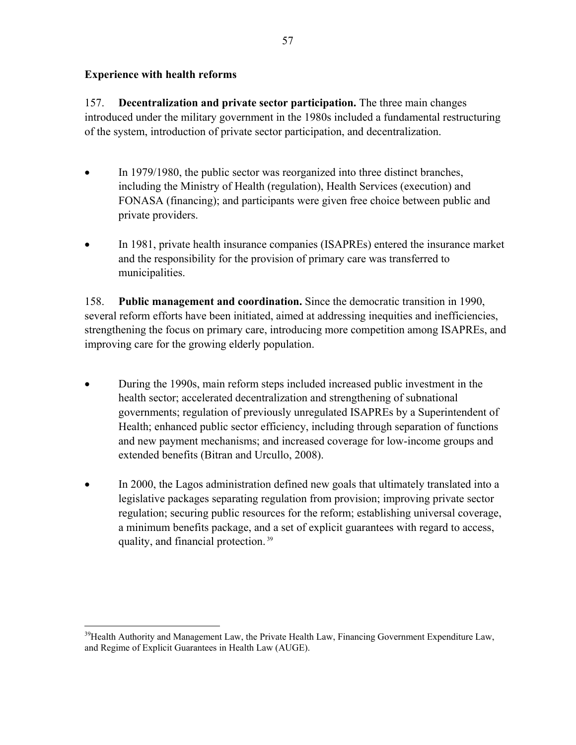**Experience with health reforms**

157. **Decentralization and private sector participation.** The three main changes introduced under the military government in the 1980s included a fundamental restructuring of the system, introduction of private sector participation, and decentralization.

- In 1979/1980, the public sector was reorganized into three distinct branches, including the Ministry of Health (regulation), Health Services (execution) and FONASA (financing); and participants were given free choice between public and private providers.
- In 1981, private health insurance companies (ISAPREs) entered the insurance market and the responsibility for the provision of primary care was transferred to municipalities.

158. **Public management and coordination.** Since the democratic transition in 1990, several reform efforts have been initiated, aimed at addressing inequities and inefficiencies, strengthening the focus on primary care, introducing more competition among ISAPREs, and improving care for the growing elderly population.

- During the 1990s, main reform steps included increased public investment in the health sector; accelerated decentralization and strengthening of subnational governments; regulation of previously unregulated ISAPREs by a Superintendent of Health; enhanced public sector efficiency, including through separation of functions and new payment mechanisms; and increased coverage for low-income groups and extended benefits (Bitran and Urcullo, 2008).
- In 2000, the Lagos administration defined new goals that ultimately translated into a legislative packages separating regulation from provision; improving private sector regulation; securing public resources for the reform; establishing universal coverage, a minimum benefits package, and a set of explicit guarantees with regard to access, quality, and financial protection. [39]

[39] Health Authority and Management Law, the Private Health Law, Financing Government Expenditure Law, and Regime of Explicit Guarantees in Health Law (AUGE).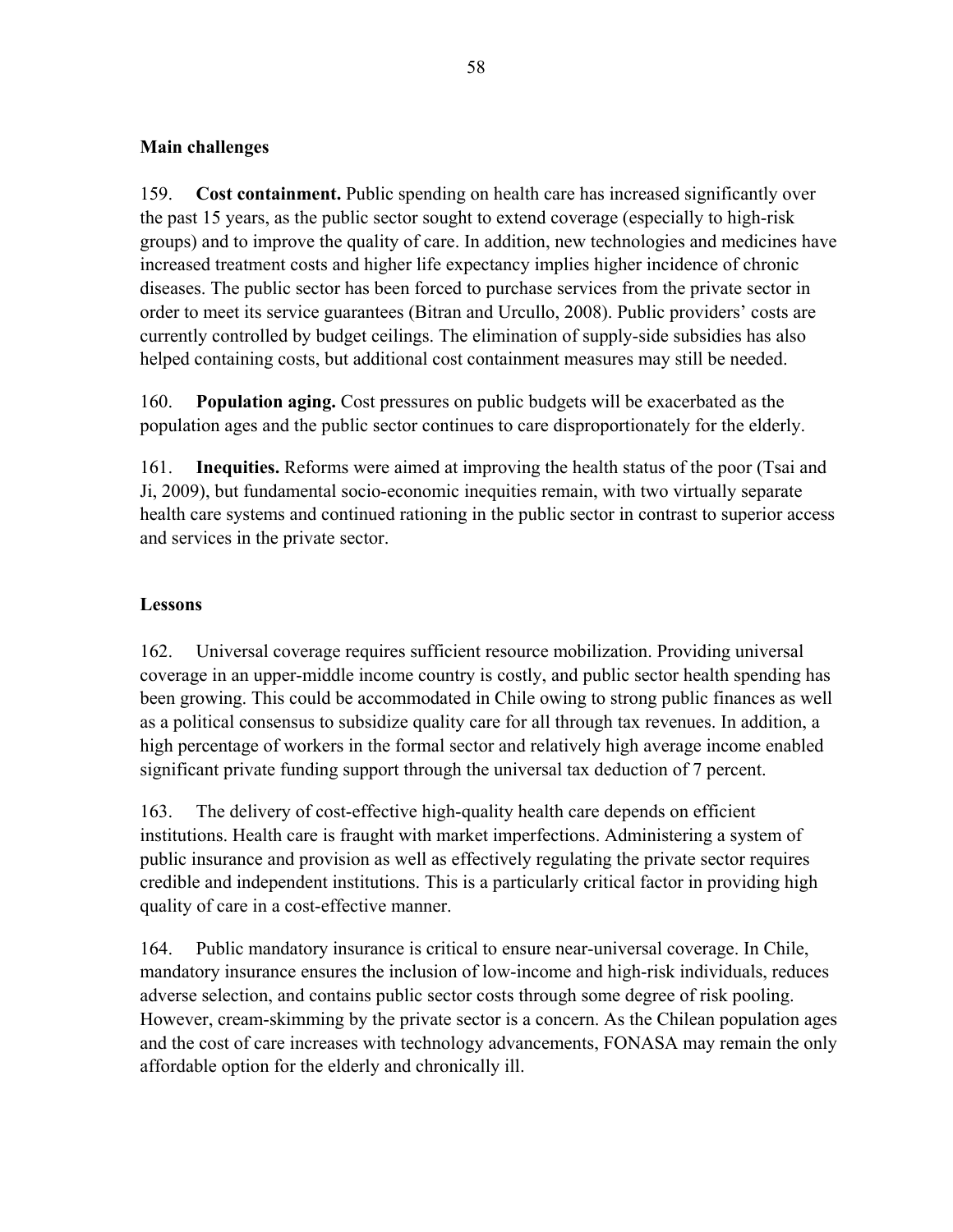### Main challenges

159. **Cost containment.** Public spending on health care has increased significantly over the past 15 years, as the public sector sought to extend coverage (especially to high-risk groups) and to improve the quality of care. In addition, new technologies and medicines have increased treatment costs and higher life expectancy implies higher incidence of chronic diseases. The public sector has been forced to purchase services from the private sector in order to meet its service guarantees (Bitran and Urcullo, 2008). Public providers' costs are currently controlled by budget ceilings. The elimination of supply-side subsidies has also helped containing costs, but additional cost containment measures may still be needed.

160. **Population aging.** Cost pressures on public budgets will be exacerbated as the population ages and the public sector continues to care disproportionately for the elderly.

161. **Inequities.** Reforms were aimed at improving the health status of the poor (Tsai and Ji, 2009), but fundamental socio-economic inequities remain, with two virtually separate health care systems and continued rationing in the public sector in contrast to superior access and services in the private sector.

### Lessons

162. Universal coverage requires sufficient resource mobilization. Providing universal coverage in an upper-middle income country is costly, and public sector health spending has been growing. This could be accommodated in Chile owing to strong public finances as well as a political consensus to subsidize quality care for all through tax revenues. In addition, a high percentage of workers in the formal sector and relatively high average income enabled significant private funding support through the universal tax deduction of 7 percent.

163. The delivery of cost-effective high-quality health care depends on efficient institutions. Health care is fraught with market imperfections. Administering a system of public insurance and provision as well as effectively regulating the private sector requires credible and independent institutions. This is a particularly critical factor in providing high quality of care in a cost-effective manner.

164. Public mandatory insurance is critical to ensure near-universal coverage. In Chile, mandatory insurance ensures the inclusion of low-income and high-risk individuals, reduces adverse selection, and contains public sector costs through some degree of risk pooling. However, cream-skimming by the private sector is a concern. As the Chilean population ages and the cost of care increases with technology advancements, FONASA may remain the only affordable option for the elderly and chronically ill.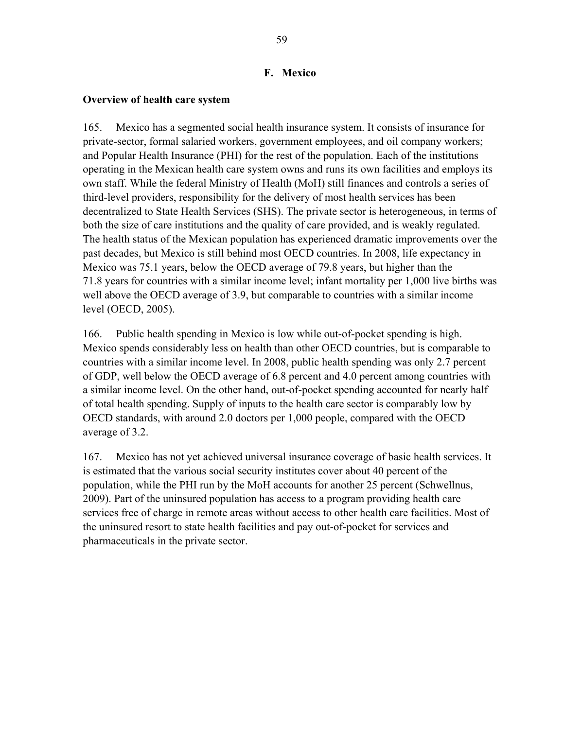## F. Mexico

### Overview of health care system

165. Mexico has a segmented social health insurance system. It consists of insurance for private-sector, formal salaried workers, government employees, and oil company workers; and Popular Health Insurance (PHI) for the rest of the population. Each of the institutions operating in the Mexican health care system owns and runs its own facilities and employs its own staff. While the federal Ministry of Health (MoH) still finances and controls a series of third-level providers, responsibility for the delivery of most health services has been decentralized to State Health Services (SHS). The private sector is heterogeneous, in terms of both the size of care institutions and the quality of care provided, and is weakly regulated. The health status of the Mexican population has experienced dramatic improvements over the past decades, but Mexico is still behind most OECD countries. In 2008, life expectancy in Mexico was 75.1 years, below the OECD average of 79.8 years, but higher than the 71.8 years for countries with a similar income level; infant mortality per 1,000 live births was well above the OECD average of 3.9, but comparable to countries with a similar income level (OECD, 2005).

166. Public health spending in Mexico is low while out-of-pocket spending is high. Mexico spends considerably less on health than other OECD countries, but is comparable to countries with a similar income level. In 2008, public health spending was only 2.7 percent of GDP, well below the OECD average of 6.8 percent and 4.0 percent among countries with a similar income level. On the other hand, out-of-pocket spending accounted for nearly half of total health spending. Supply of inputs to the health care sector is comparably low by OECD standards, with around 2.0 doctors per 1,000 people, compared with the OECD average of 3.2.

167. Mexico has not yet achieved universal insurance coverage of basic health services. It is estimated that the various social security institutes cover about 40 percent of the population, while the PHI run by the MoH accounts for another 25 percent (Schwellnus, 2009). Part of the uninsured population has access to a program providing health care services free of charge in remote areas without access to other health care facilities. Most of the uninsured resort to state health facilities and pay out-of-pocket for services and pharmaceuticals in the private sector.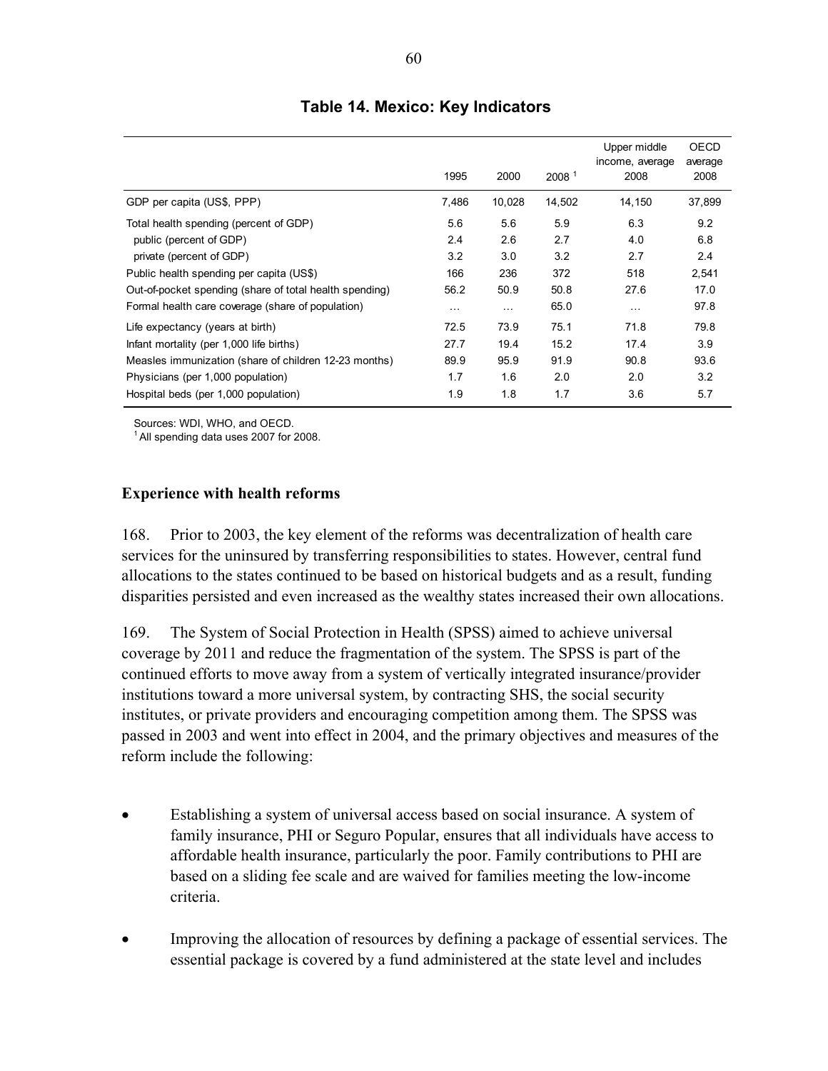**Table 14. Mexico: Key Indicators**

| | 1995 | 2000 | 2008 [1] | Upper middle income, average 2008 | OECD average 2008 |
|---|---|---|---|---|---|
| GDP per capita (US$, PPP) | 7,486 | 10,028 | 14,502 | 14,150 | 37,899 |
| Total health spending (percent of GDP) | 5.6 | 5.6 | 5.9 | 6.3 | 9.2 |
| public (percent of GDP) | 2.4 | 2.6 | 2.7 | 4.0 | 6.8 |
| private (percent of GDP) | 3.2 | 3.0 | 3.2 | 2.7 | 2.4 |
| Public health spending per capita (US$) | 166 | 236 | 372 | 518 | 2,541 |
| Out-of-pocket spending (share of total health spending) | 56.2 | 50.9 | 50.8 | 27.6 | 17.0 |
| Formal health care coverage (share of population) | … | … | 65.0 | … | 97.8 |
| Life expectancy (years at birth) | 72.5 | 73.9 | 75.1 | 71.8 | 79.8 |
| Infant mortality (per 1,000 life births) | 27.7 | 19.4 | 15.2 | 17.4 | 3.9 |
| Measles immunization (share of children 12-23 months) | 89.9 | 95.9 | 91.9 | 90.8 | 93.6 |
| Physicians (per 1,000 population) | 1.7 | 1.6 | 2.0 | 2.0 | 3.2 |
| Hospital beds (per 1,000 population) | 1.9 | 1.8 | 1.7 | 3.6 | 5.7 |

Sources: WDI, WHO, and OECD.
[1] All spending data uses 2007 for 2008.

## Experience with health reforms

168. Prior to 2003, the key element of the reforms was decentralization of health care services for the uninsured by transferring responsibilities to states. However, central fund allocations to the states continued to be based on historical budgets and as a result, funding disparities persisted and even increased as the wealthy states increased their own allocations.

169. The System of Social Protection in Health (SPSS) aimed to achieve universal coverage by 2011 and reduce the fragmentation of the system. The SPSS is part of the continued efforts to move away from a system of vertically integrated insurance/provider institutions toward a more universal system, by contracting SHS, the social security institutes, or private providers and encouraging competition among them. The SPSS was passed in 2003 and went into effect in 2004, and the primary objectives and measures of the reform include the following:

- Establishing a system of universal access based on social insurance. A system of family insurance, PHI or Seguro Popular, ensures that all individuals have access to affordable health insurance, particularly the poor. Family contributions to PHI are based on a sliding fee scale and are waived for families meeting the low-income criteria.

- Improving the allocation of resources by defining a package of essential services. The essential package is covered by a fund administered at the state level and includes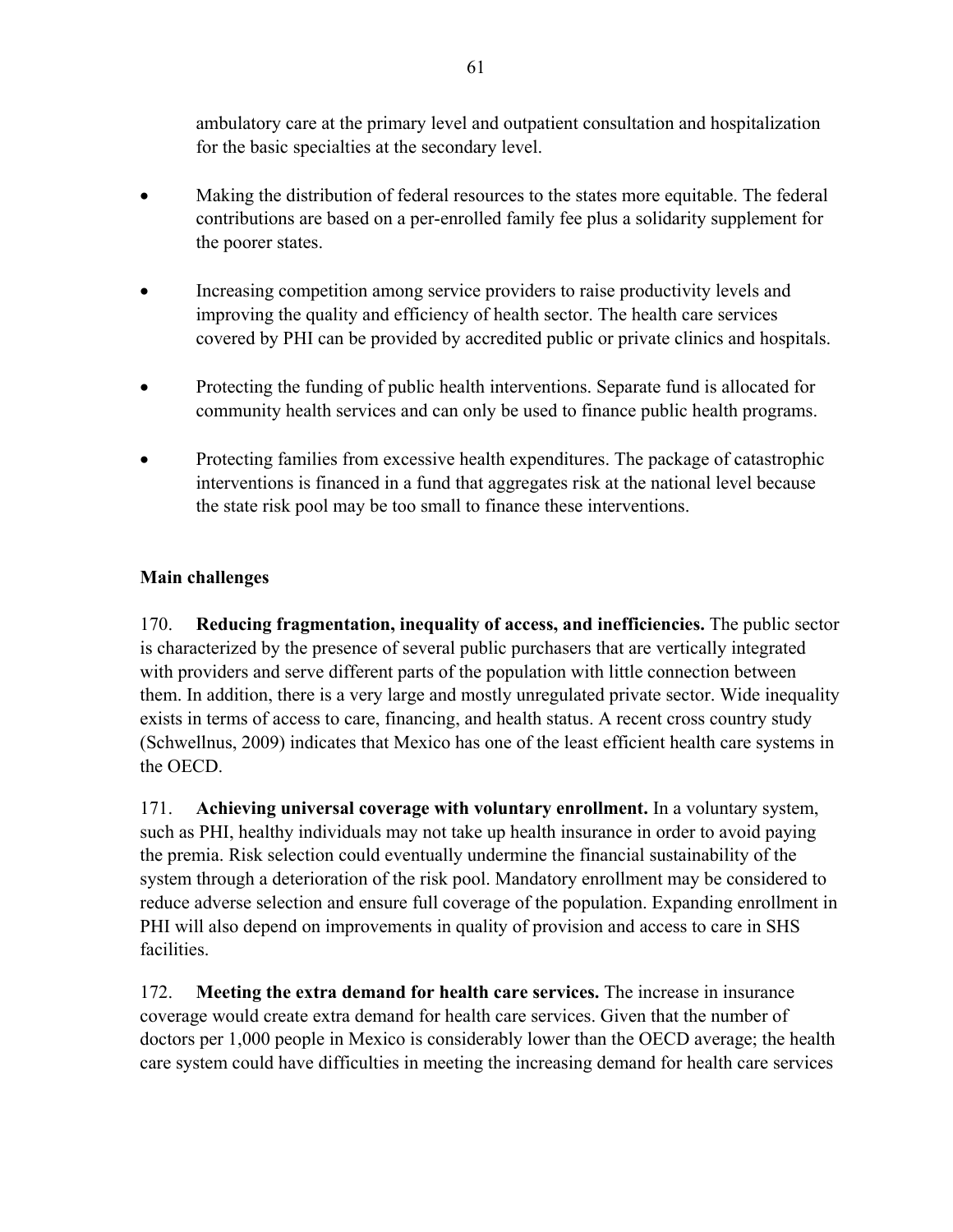ambulatory care at the primary level and outpatient consultation and hospitalization for the basic specialties at the secondary level.

- Making the distribution of federal resources to the states more equitable. The federal contributions are based on a per-enrolled family fee plus a solidarity supplement for the poorer states.

- Increasing competition among service providers to raise productivity levels and improving the quality and efficiency of health sector. The health care services covered by PHI can be provided by accredited public or private clinics and hospitals.

- Protecting the funding of public health interventions. Separate fund is allocated for community health services and can only be used to finance public health programs.

- Protecting families from excessive health expenditures. The package of catastrophic interventions is financed in a fund that aggregates risk at the national level because the state risk pool may be too small to finance these interventions.

**Main challenges**

170. **Reducing fragmentation, inequality of access, and inefficiencies.** The public sector is characterized by the presence of several public purchasers that are vertically integrated with providers and serve different parts of the population with little connection between them. In addition, there is a very large and mostly unregulated private sector. Wide inequality exists in terms of access to care, financing, and health status. A recent cross country study (Schwellnus, 2009) indicates that Mexico has one of the least efficient health care systems in the OECD.

171. **Achieving universal coverage with voluntary enrollment.** In a voluntary system, such as PHI, healthy individuals may not take up health insurance in order to avoid paying the premia. Risk selection could eventually undermine the financial sustainability of the system through a deterioration of the risk pool. Mandatory enrollment may be considered to reduce adverse selection and ensure full coverage of the population. Expanding enrollment in PHI will also depend on improvements in quality of provision and access to care in SHS facilities.

172. **Meeting the extra demand for health care services.** The increase in insurance coverage would create extra demand for health care services. Given that the number of doctors per 1,000 people in Mexico is considerably lower than the OECD average; the health care system could have difficulties in meeting the increasing demand for health care services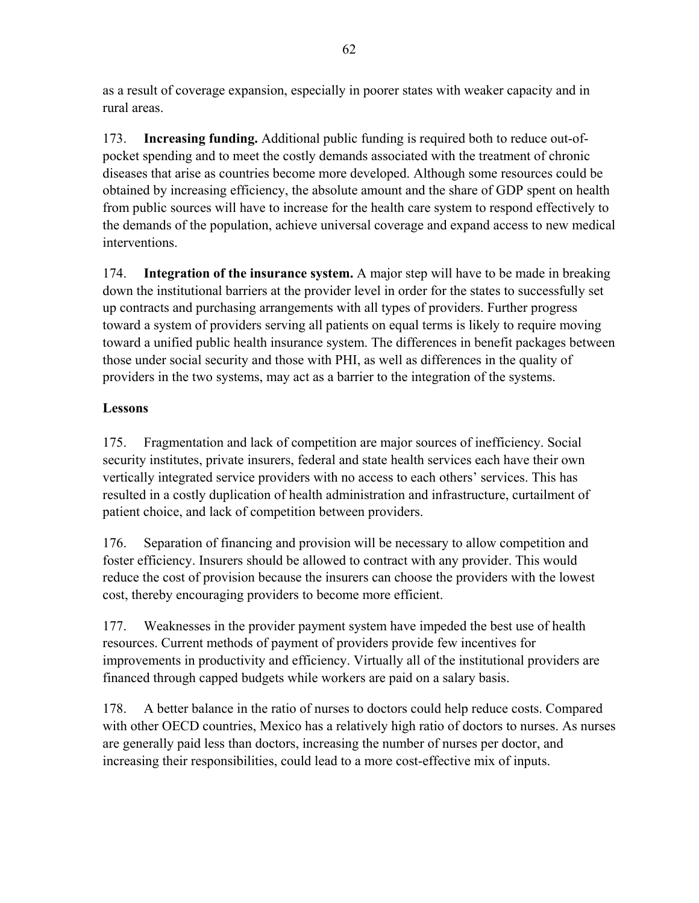as a result of coverage expansion, especially in poorer states with weaker capacity and in rural areas.

173. **Increasing funding.** Additional public funding is required both to reduce out-of-pocket spending and to meet the costly demands associated with the treatment of chronic diseases that arise as countries become more developed. Although some resources could be obtained by increasing efficiency, the absolute amount and the share of GDP spent on health from public sources will have to increase for the health care system to respond effectively to the demands of the population, achieve universal coverage and expand access to new medical interventions.

174. **Integration of the insurance system.** A major step will have to be made in breaking down the institutional barriers at the provider level in order for the states to successfully set up contracts and purchasing arrangements with all types of providers. Further progress toward a system of providers serving all patients on equal terms is likely to require moving toward a unified public health insurance system. The differences in benefit packages between those under social security and those with PHI, as well as differences in the quality of providers in the two systems, may act as a barrier to the integration of the systems.

**Lessons**

175. Fragmentation and lack of competition are major sources of inefficiency. Social security institutes, private insurers, federal and state health services each have their own vertically integrated service providers with no access to each others' services. This has resulted in a costly duplication of health administration and infrastructure, curtailment of patient choice, and lack of competition between providers.

176. Separation of financing and provision will be necessary to allow competition and foster efficiency. Insurers should be allowed to contract with any provider. This would reduce the cost of provision because the insurers can choose the providers with the lowest cost, thereby encouraging providers to become more efficient.

177. Weaknesses in the provider payment system have impeded the best use of health resources. Current methods of payment of providers provide few incentives for improvements in productivity and efficiency. Virtually all of the institutional providers are financed through capped budgets while workers are paid on a salary basis.

178. A better balance in the ratio of nurses to doctors could help reduce costs. Compared with other OECD countries, Mexico has a relatively high ratio of doctors to nurses. As nurses are generally paid less than doctors, increasing the number of nurses per doctor, and increasing their responsibilities, could lead to a more cost-effective mix of inputs.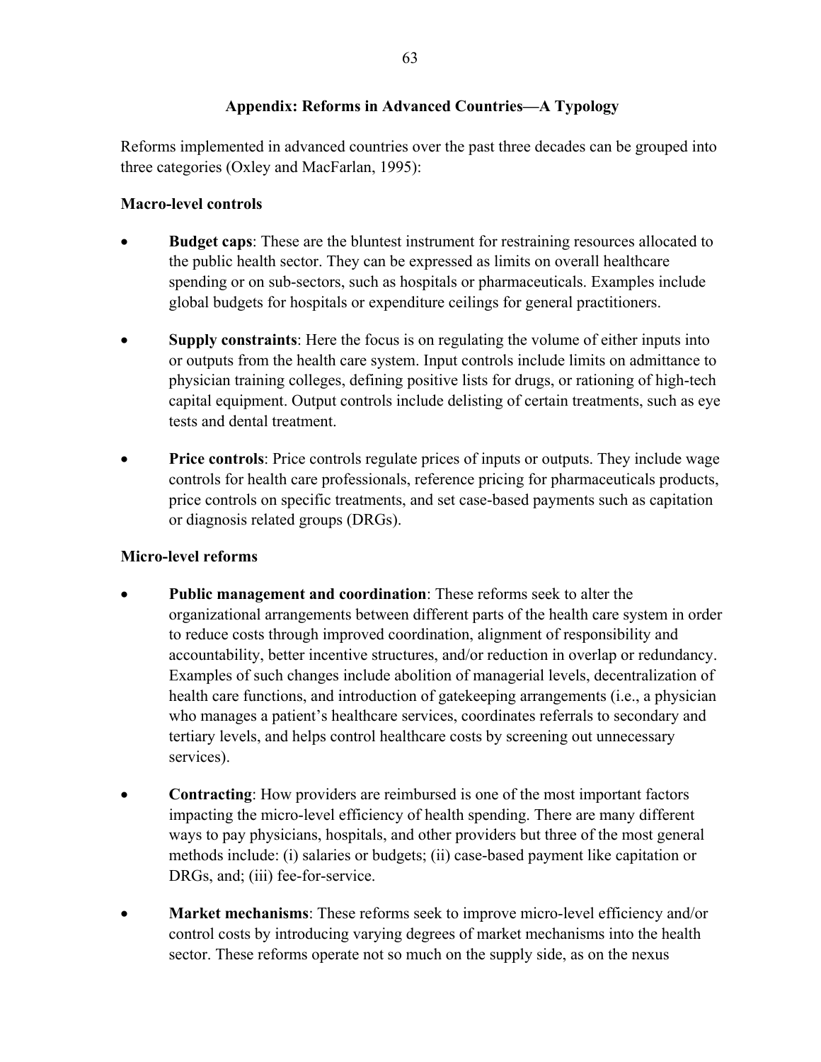## Appendix: Reforms in Advanced Countries—A Typology

Reforms implemented in advanced countries over the past three decades can be grouped into three categories (Oxley and MacFarlan, 1995):

### Macro-level controls

- **Budget caps**: These are the bluntest instrument for restraining resources allocated to the public health sector. They can be expressed as limits on overall healthcare spending or on sub-sectors, such as hospitals or pharmaceuticals. Examples include global budgets for hospitals or expenditure ceilings for general practitioners.

- **Supply constraints**: Here the focus is on regulating the volume of either inputs into or outputs from the health care system. Input controls include limits on admittance to physician training colleges, defining positive lists for drugs, or rationing of high-tech capital equipment. Output controls include delisting of certain treatments, such as eye tests and dental treatment.

- **Price controls**: Price controls regulate prices of inputs or outputs. They include wage controls for health care professionals, reference pricing for pharmaceuticals products, price controls on specific treatments, and set case-based payments such as capitation or diagnosis related groups (DRGs).

### Micro-level reforms

- **Public management and coordination**: These reforms seek to alter the organizational arrangements between different parts of the health care system in order to reduce costs through improved coordination, alignment of responsibility and accountability, better incentive structures, and/or reduction in overlap or redundancy. Examples of such changes include abolition of managerial levels, decentralization of health care functions, and introduction of gatekeeping arrangements (i.e., a physician who manages a patient's healthcare services, coordinates referrals to secondary and tertiary levels, and helps control healthcare costs by screening out unnecessary services).

- **Contracting**: How providers are reimbursed is one of the most important factors impacting the micro-level efficiency of health spending. There are many different ways to pay physicians, hospitals, and other providers but three of the most general methods include: (i) salaries or budgets; (ii) case-based payment like capitation or DRGs, and; (iii) fee-for-service.

- **Market mechanisms**: These reforms seek to improve micro-level efficiency and/or control costs by introducing varying degrees of market mechanisms into the health sector. These reforms operate not so much on the supply side, as on the nexus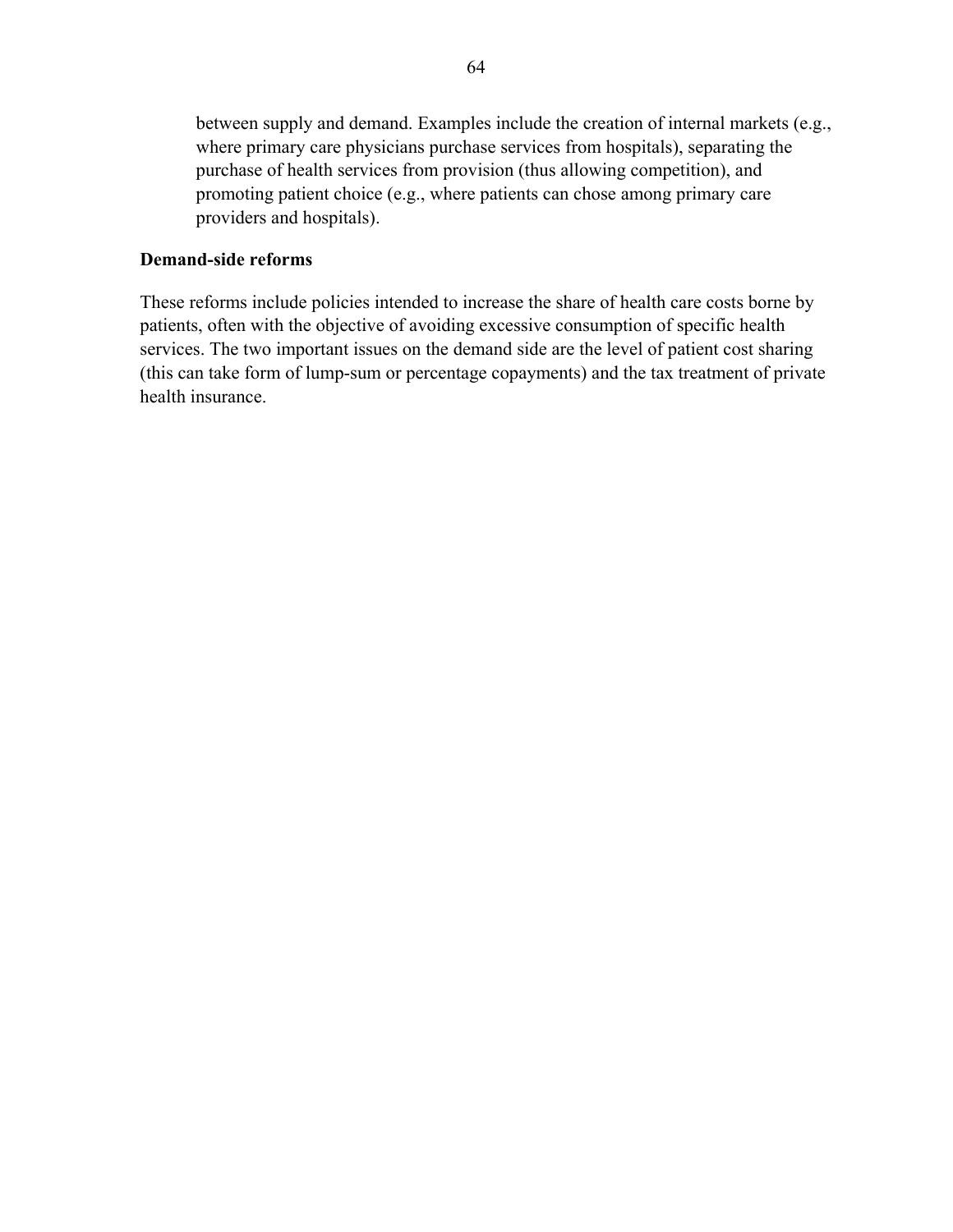between supply and demand. Examples include the creation of internal markets (e.g., where primary care physicians purchase services from hospitals), separating the purchase of health services from provision (thus allowing competition), and promoting patient choice (e.g., where patients can chose among primary care providers and hospitals).

**Demand-side reforms**

These reforms include policies intended to increase the share of health care costs borne by patients, often with the objective of avoiding excessive consumption of specific health services. The two important issues on the demand side are the level of patient cost sharing (this can take form of lump-sum or percentage copayments) and the tax treatment of private health insurance.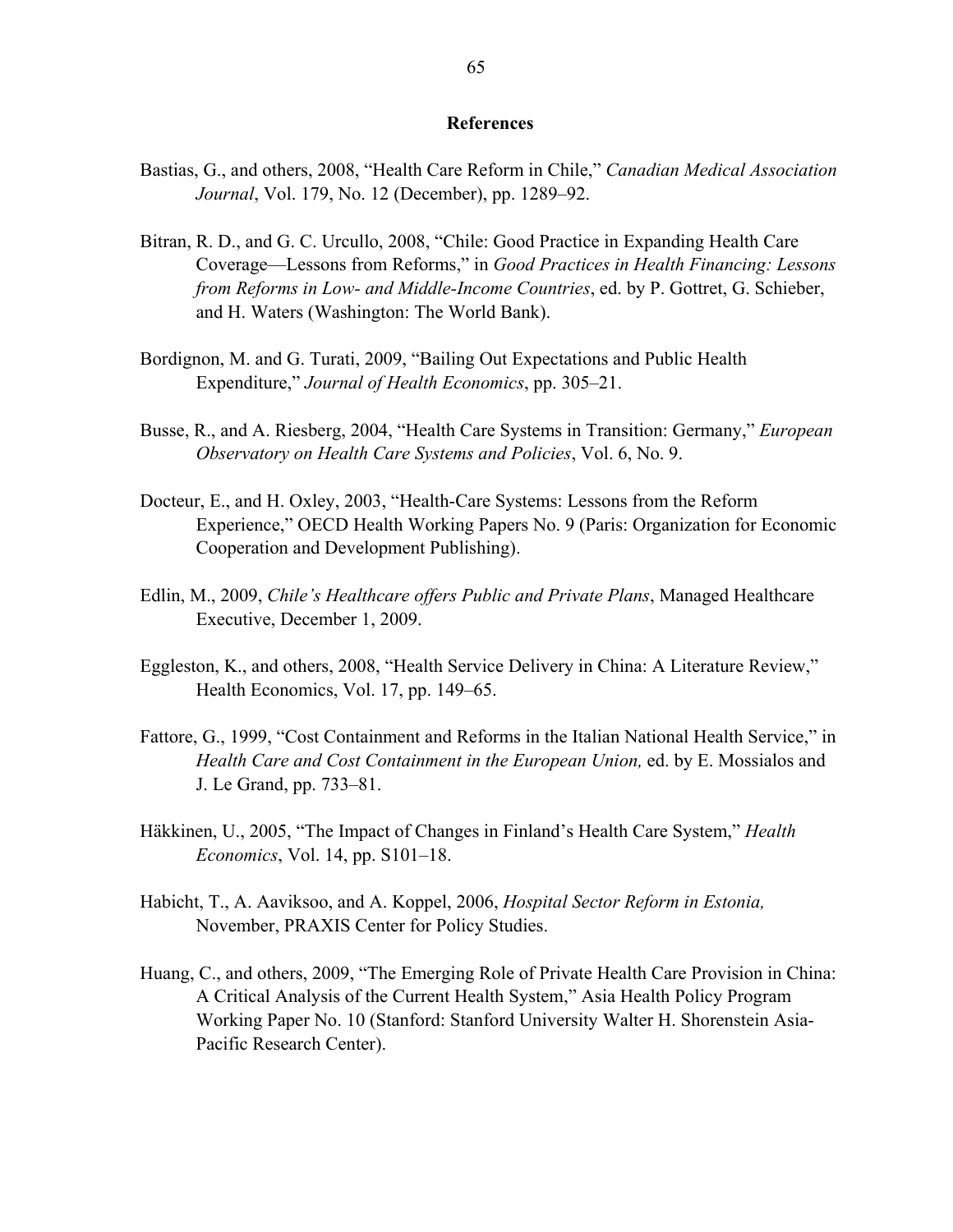## References

Bastias, G., and others, 2008, "Health Care Reform in Chile," *Canadian Medical Association Journal*, Vol. 179, No. 12 (December), pp. 1289–92.

Bitran, R. D., and G. C. Urcullo, 2008, "Chile: Good Practice in Expanding Health Care Coverage—Lessons from Reforms," in *Good Practices in Health Financing: Lessons from Reforms in Low- and Middle-Income Countries*, ed. by P. Gottret, G. Schieber, and H. Waters (Washington: The World Bank).

Bordignon, M. and G. Turati, 2009, "Bailing Out Expectations and Public Health Expenditure," *Journal of Health Economics*, pp. 305–21.

Busse, R., and A. Riesberg, 2004, "Health Care Systems in Transition: Germany," *European Observatory on Health Care Systems and Policies*, Vol. 6, No. 9.

Docteur, E., and H. Oxley, 2003, "Health-Care Systems: Lessons from the Reform Experience," OECD Health Working Papers No. 9 (Paris: Organization for Economic Cooperation and Development Publishing).

Edlin, M., 2009, *Chile's Healthcare offers Public and Private Plans*, Managed Healthcare Executive, December 1, 2009.

Eggleston, K., and others, 2008, "Health Service Delivery in China: A Literature Review," Health Economics, Vol. 17, pp. 149–65.

Fattore, G., 1999, "Cost Containment and Reforms in the Italian National Health Service," in *Health Care and Cost Containment in the European Union,* ed. by E. Mossialos and J. Le Grand, pp. 733–81.

Häkkinen, U., 2005, "The Impact of Changes in Finland's Health Care System," *Health Economics*, Vol. 14, pp. S101–18.

Habicht, T., A. Aaviksoo, and A. Koppel, 2006, *Hospital Sector Reform in Estonia,* November, PRAXIS Center for Policy Studies.

Huang, C., and others, 2009, "The Emerging Role of Private Health Care Provision in China: A Critical Analysis of the Current Health System," Asia Health Policy Program Working Paper No. 10 (Stanford: Stanford University Walter H. Shorenstein Asia-Pacific Research Center).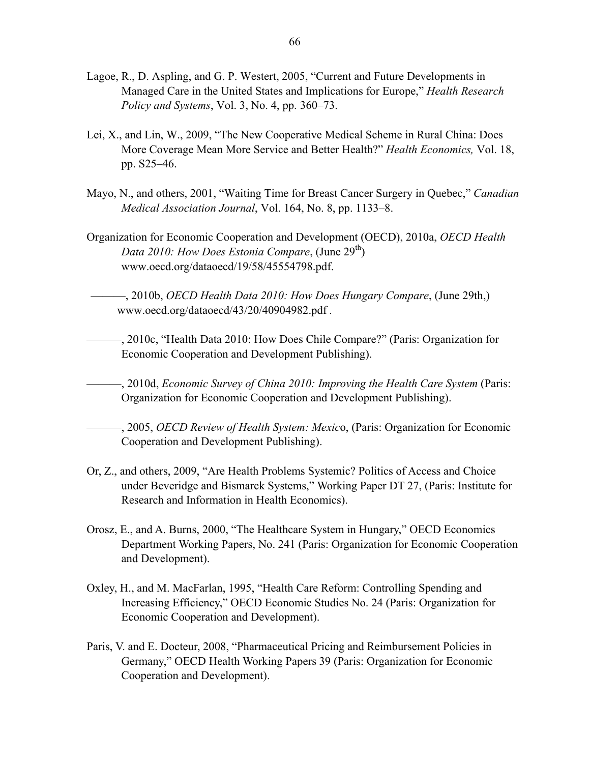Lagoe, R., D. Aspling, and G. P. Westert, 2005, "Current and Future Developments in Managed Care in the United States and Implications for Europe," *Health Research Policy and Systems*, Vol. 3, No. 4, pp. 360–73.

Lei, X., and Lin, W., 2009, "The New Cooperative Medical Scheme in Rural China: Does More Coverage Mean More Service and Better Health?" *Health Economics,* Vol. 18, pp. S25–46.

Mayo, N., and others, 2001, "Waiting Time for Breast Cancer Surgery in Quebec," *Canadian Medical Association Journal*, Vol. 164, No. 8, pp. 1133–8.

Organization for Economic Cooperation and Development (OECD), 2010a, *OECD Health Data 2010: How Does Estonia Compare*, (June 29th) www.oecd.org/dataoecd/19/58/45554798.pdf.

———, 2010b, *OECD Health Data 2010: How Does Hungary Compare*, (June 29th,) www.oecd.org/dataoecd/43/20/40904982.pdf .

———, 2010c, "Health Data 2010: How Does Chile Compare?" (Paris: Organization for Economic Cooperation and Development Publishing).

———, 2010d, *Economic Survey of China 2010: Improving the Health Care System* (Paris: Organization for Economic Cooperation and Development Publishing).

———, 2005, *OECD Review of Health System: Mexic*o, (Paris: Organization for Economic Cooperation and Development Publishing).

Or, Z., and others, 2009, "Are Health Problems Systemic? Politics of Access and Choice under Beveridge and Bismarck Systems," Working Paper DT 27, (Paris: Institute for Research and Information in Health Economics).

Orosz, E., and A. Burns, 2000, "The Healthcare System in Hungary," OECD Economics Department Working Papers, No. 241 (Paris: Organization for Economic Cooperation and Development).

Oxley, H., and M. MacFarlan, 1995, "Health Care Reform: Controlling Spending and Increasing Efficiency," OECD Economic Studies No. 24 (Paris: Organization for Economic Cooperation and Development).

Paris, V. and E. Docteur, 2008, "Pharmaceutical Pricing and Reimbursement Policies in Germany," OECD Health Working Papers 39 (Paris: Organization for Economic Cooperation and Development).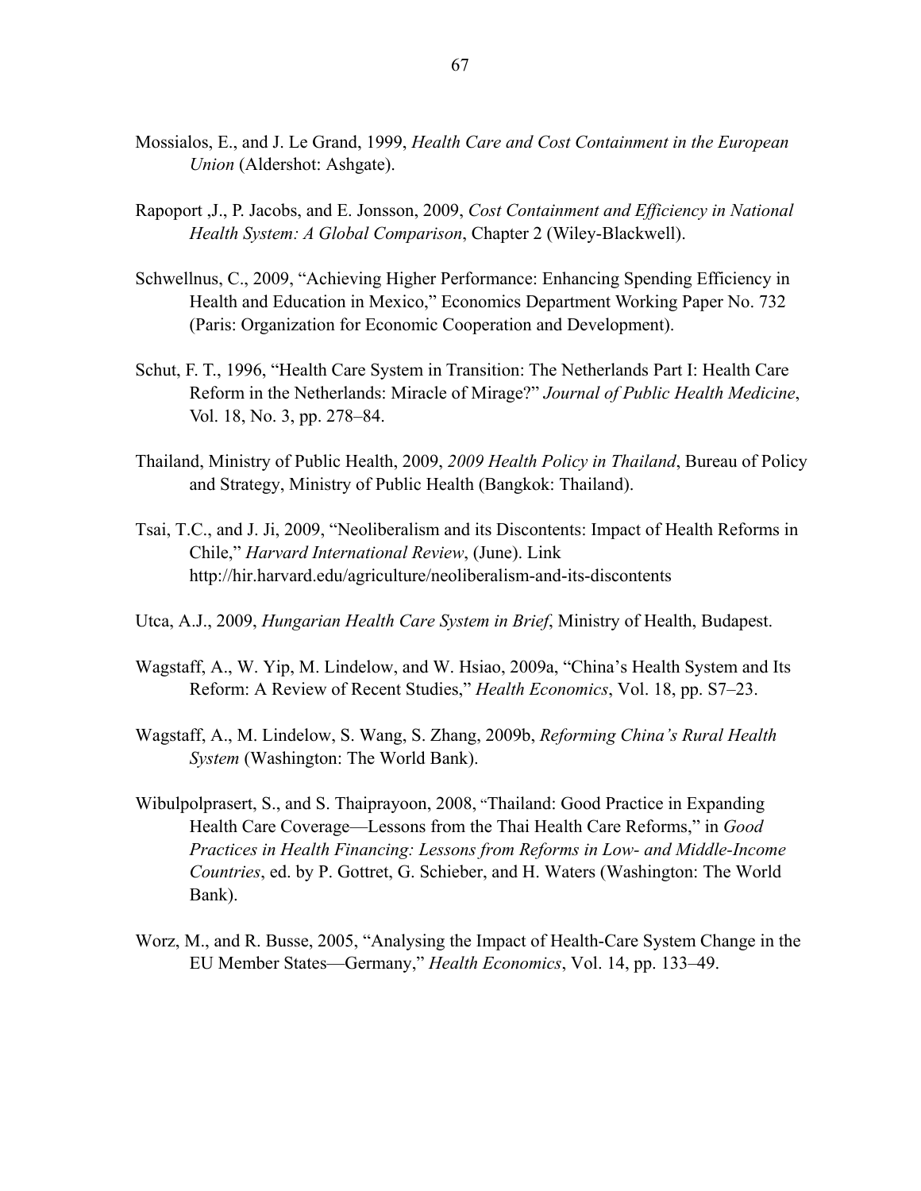Mossialos, E., and J. Le Grand, 1999, *Health Care and Cost Containment in the European Union* (Aldershot: Ashgate).

Rapoport ,J., P. Jacobs, and E. Jonsson, 2009, *Cost Containment and Efficiency in National Health System: A Global Comparison*, Chapter 2 (Wiley-Blackwell).

Schwellnus, C., 2009, "Achieving Higher Performance: Enhancing Spending Efficiency in Health and Education in Mexico," Economics Department Working Paper No. 732 (Paris: Organization for Economic Cooperation and Development).

Schut, F. T., 1996, "Health Care System in Transition: The Netherlands Part I: Health Care Reform in the Netherlands: Miracle of Mirage?" *Journal of Public Health Medicine*, Vol. 18, No. 3, pp. 278–84.

Thailand, Ministry of Public Health, 2009, *2009 Health Policy in Thailand*, Bureau of Policy and Strategy, Ministry of Public Health (Bangkok: Thailand).

Tsai, T.C., and J. Ji, 2009, "Neoliberalism and its Discontents: Impact of Health Reforms in Chile," *Harvard International Review*, (June). Link http://hir.harvard.edu/agriculture/neoliberalism-and-its-discontents

Utca, A.J., 2009, *Hungarian Health Care System in Brief*, Ministry of Health, Budapest.

Wagstaff, A., W. Yip, M. Lindelow, and W. Hsiao, 2009a, "China's Health System and Its Reform: A Review of Recent Studies," *Health Economics*, Vol. 18, pp. S7–23.

Wagstaff, A., M. Lindelow, S. Wang, S. Zhang, 2009b, *Reforming China's Rural Health System* (Washington: The World Bank).

Wibulpolprasert, S., and S. Thaiprayoon, 2008, "Thailand: Good Practice in Expanding Health Care Coverage—Lessons from the Thai Health Care Reforms," in *Good Practices in Health Financing: Lessons from Reforms in Low- and Middle-Income Countries*, ed. by P. Gottret, G. Schieber, and H. Waters (Washington: The World Bank).

Worz, M., and R. Busse, 2005, "Analysing the Impact of Health-Care System Change in the EU Member States—Germany," *Health Economics*, Vol. 14, pp. 133–49.